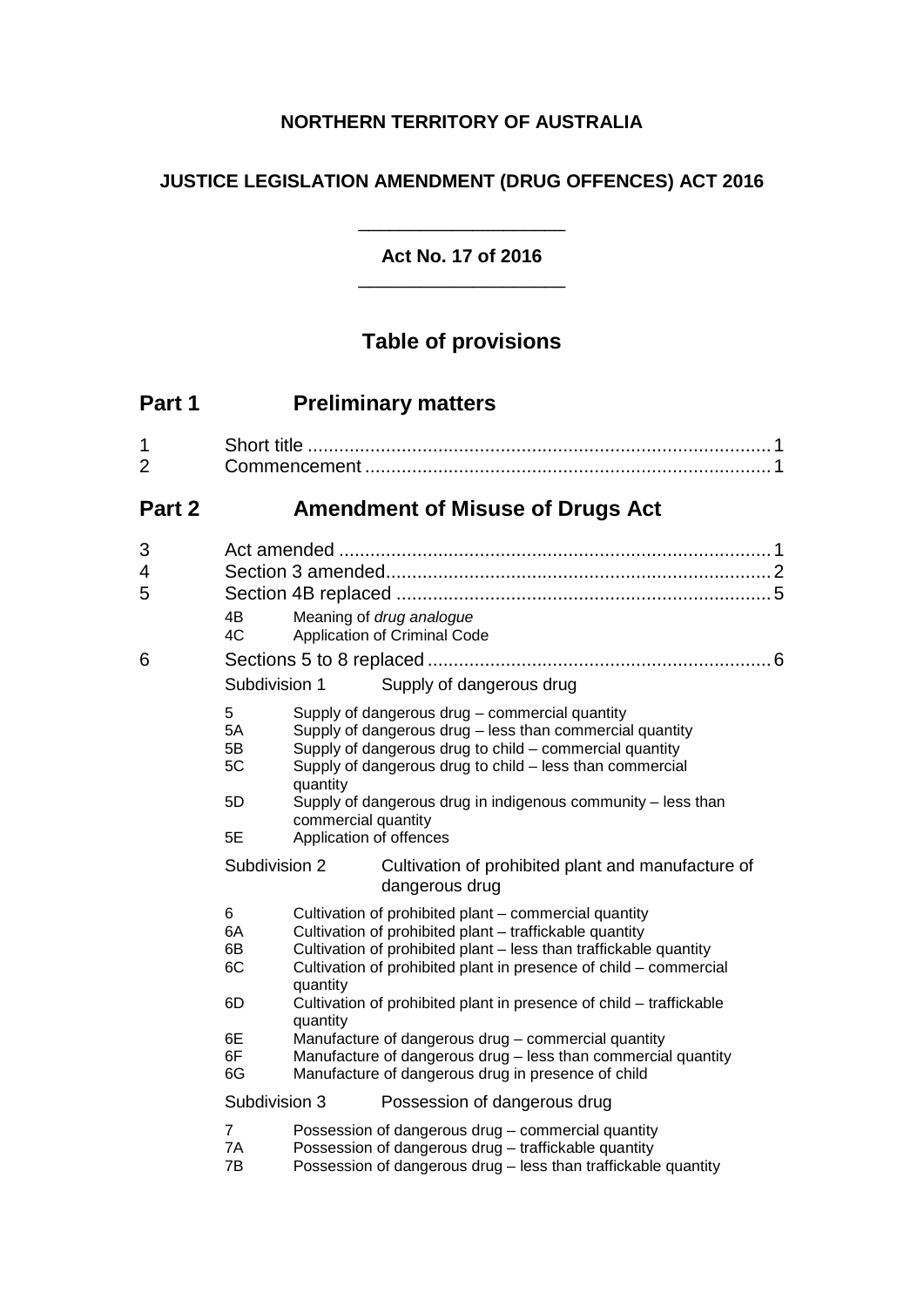**NORTHERN TERRITORY OF AUSTRALIA**

**JUSTICE LEGISLATION AMENDMENT (DRUG OFFENCES) ACT 2016**

---

**Act No. 17 of 2016**

---

## Table of provisions

## Part 1 Preliminary matters

1 Short title ........ 1
2 Commencement ........ 1

## Part 2 Amendment of Misuse of Drugs Act

3 Act amended ........ 1
4 Section 3 amended ........ 2
5 Section 4B replaced ........ 5

- 4B Meaning of *drug analogue*
- 4C Application of Criminal Code

6 Sections 5 to 8 replaced ........ 6

Subdivision 1 Supply of dangerous drug

- 5 Supply of dangerous drug – commercial quantity
- 5A Supply of dangerous drug – less than commercial quantity
- 5B Supply of dangerous drug to child – commercial quantity
- 5C Supply of dangerous drug to child – less than commercial quantity
- 5D Supply of dangerous drug in indigenous community – less than commercial quantity
- 5E Application of offences

Subdivision 2 Cultivation of prohibited plant and manufacture of dangerous drug

- 6 Cultivation of prohibited plant – commercial quantity
- 6A Cultivation of prohibited plant – traffickable quantity
- 6B Cultivation of prohibited plant – less than traffickable quantity
- 6C Cultivation of prohibited plant in presence of child – commercial quantity
- 6D Cultivation of prohibited plant in presence of child – traffickable quantity
- 6E Manufacture of dangerous drug – commercial quantity
- 6F Manufacture of dangerous drug – less than commercial quantity
- 6G Manufacture of dangerous drug in presence of child

Subdivision 3 Possession of dangerous drug

- 7 Possession of dangerous drug – commercial quantity
- 7A Possession of dangerous drug – traffickable quantity
- 7B Possession of dangerous drug – less than traffickable quantity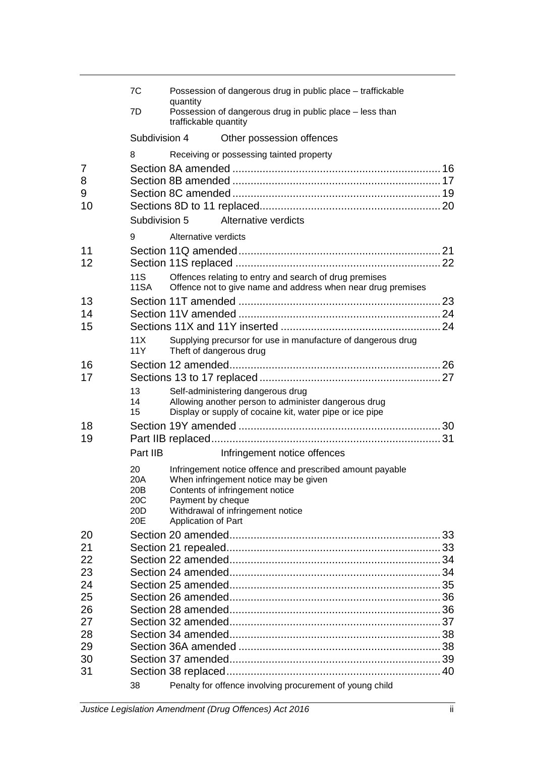| | | | |
|---|---|---|---|
| | 7C | Possession of dangerous drug in public place – trafficable quantity | |
| | 7D | Possession of dangerous drug in public place – less than trafficable quantity | |
| | Subdivision 4 | Other possession offences | |
| | 8 | Receiving or possessing tainted property | |
| 7 | | Section 8A amended | 16 |
| 8 | | Section 8B amended | 17 |
| 9 | | Section 8C amended | 19 |
| 10 | | Sections 8D to 11 replaced | 20 |
| | Subdivision 5 | Alternative verdicts | |
| | 9 | Alternative verdicts | |
| 11 | | Section 11Q amended | 21 |
| 12 | | Section 11S replaced | 22 |
| | 11S | Offences relating to entry and search of drug premises | |
| | 11SA | Offence not to give name and address when near drug premises | |
| 13 | | Section 11T amended | 23 |
| 14 | | Section 11V amended | 24 |
| 15 | | Sections 11X and 11Y inserted | 24 |
| | 11X | Supplying precursor for use in manufacture of dangerous drug | |
| | 11Y | Theft of dangerous drug | |
| 16 | | Section 12 amended | 26 |
| 17 | | Sections 13 to 17 replaced | 27 |
| | 13 | Self-administering dangerous drug | |
| | 14 | Allowing another person to administer dangerous drug | |
| | 15 | Display or supply of cocaine kit, water pipe or ice pipe | |
| 18 | | Section 19Y amended | 30 |
| 19 | | Part IIB replaced | 31 |
| | Part IIB | Infringement notice offences | |
| | 20 | Infringement notice offence and prescribed amount payable | |
| | 20A | When infringement notice may be given | |
| | 20B | Contents of infringement notice | |
| | 20C | Payment by cheque | |
| | 20D | Withdrawal of infringement notice | |
| | 20E | Application of Part | |
| 20 | | Section 20 amended | 33 |
| 21 | | Section 21 repealed | 33 |
| 22 | | Section 22 amended | 34 |
| 23 | | Section 24 amended | 34 |
| 24 | | Section 25 amended | 35 |
| 25 | | Section 26 amended | 36 |
| 26 | | Section 28 amended | 36 |
| 27 | | Section 32 amended | 37 |
| 28 | | Section 34 amended | 38 |
| 29 | | Section 36A amended | 38 |
| 30 | | Section 37 amended | 39 |
| 31 | | Section 38 replaced | 40 |
| | 38 | Penalty for offence involving procurement of young child | |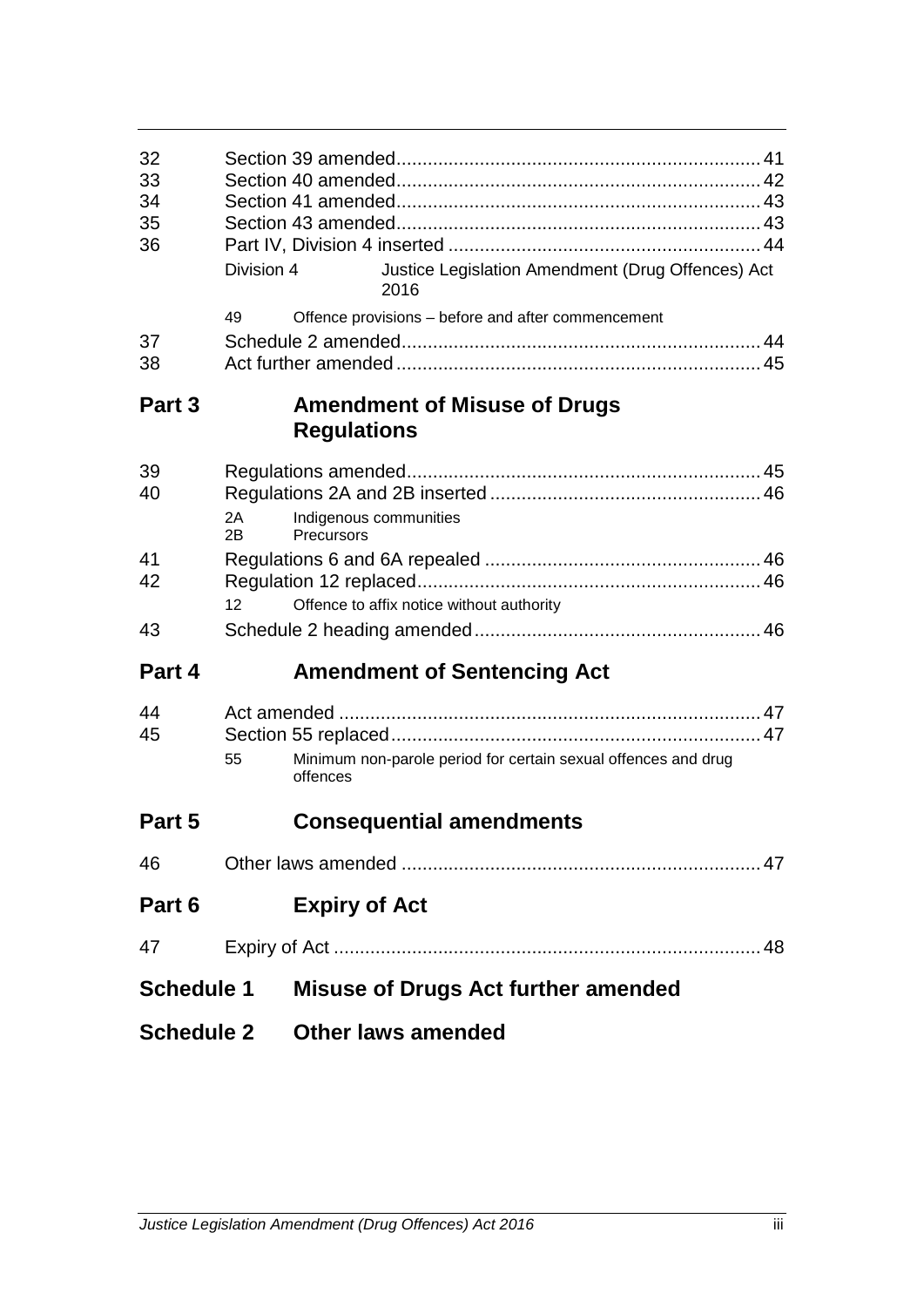| | | |
|---|---|---|
| 32 | Section 39 amended | 41 |
| 33 | Section 40 amended | 42 |
| 34 | Section 41 amended | 43 |
| 35 | Section 43 amended | 43 |
| 36 | Part IV, Division 4 inserted | 44 |
| | Division 4 Justice Legislation Amendment (Drug Offences) Act 2016 | |
| | 49 Offence provisions – before and after commencement | |
| 37 | Schedule 2 amended | 44 |
| 38 | Act further amended | 45 |

## Part 3 Amendment of Misuse of Drugs Regulations

| | | |
|---|---|---|
| 39 | Regulations amended | 45 |
| 40 | Regulations 2A and 2B inserted | 46 |
| | 2A Indigenous communities | |
| | 2B Precursors | |
| 41 | Regulations 6 and 6A repealed | 46 |
| 42 | Regulation 12 replaced | 46 |
| | 12 Offence to affix notice without authority | |
| 43 | Schedule 2 heading amended | 46 |

## Part 4 Amendment of Sentencing Act

| | | |
|---|---|---|
| 44 | Act amended | 47 |
| 45 | Section 55 replaced | 47 |
| | 55 Minimum non-parole period for certain sexual offences and drug offences | |

## Part 5 Consequential amendments

| | | |
|---|---|---|
| 46 | Other laws amended | 47 |

## Part 6 Expiry of Act

| | | |
|---|---|---|
| 47 | Expiry of Act | 48 |

## Schedule 1 Misuse of Drugs Act further amended

## Schedule 2 Other laws amended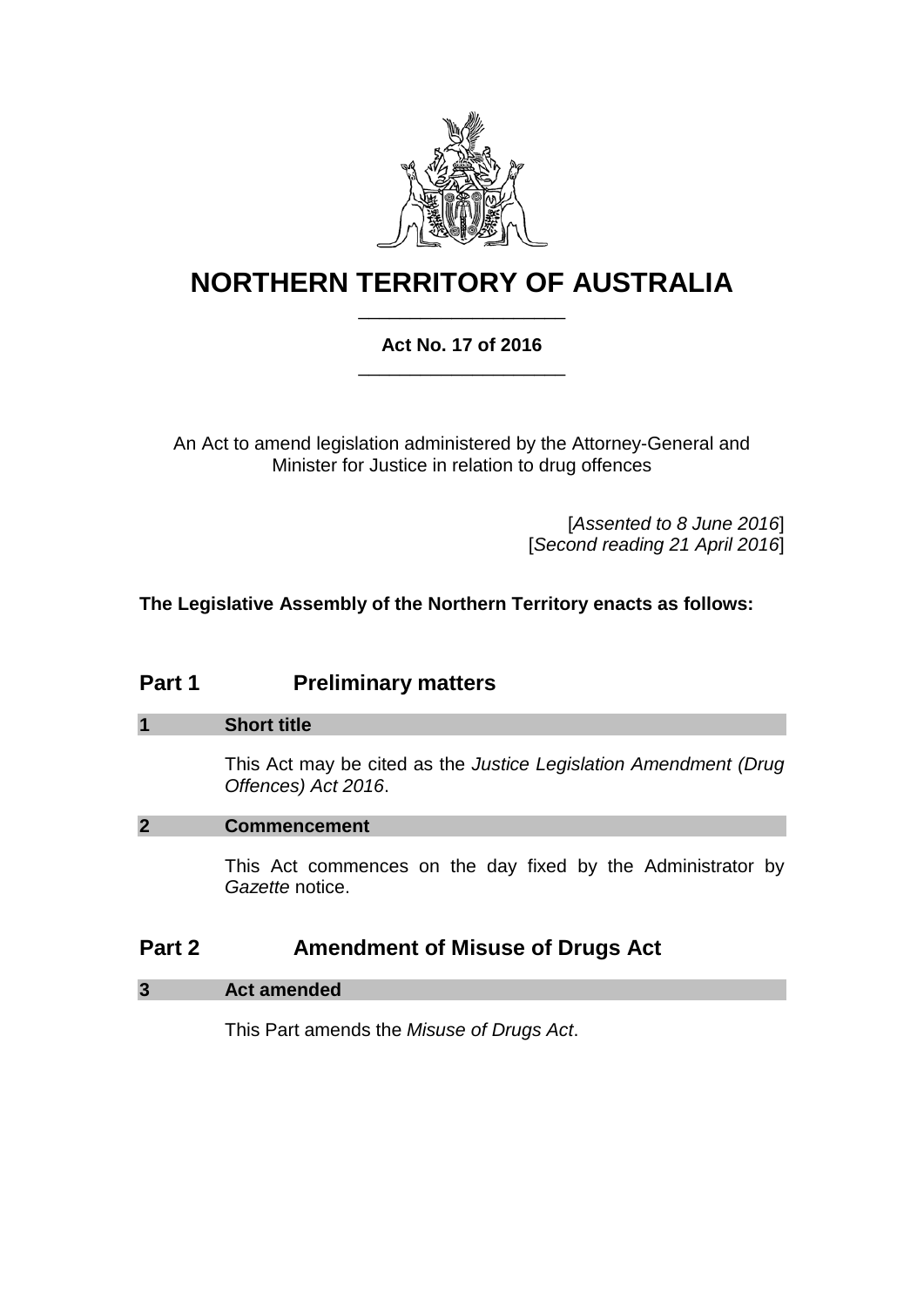# NORTHERN TERRITORY OF AUSTRALIA

**Act No. 17 of 2016**

An Act to amend legislation administered by the Attorney-General and Minister for Justice in relation to drug offences

[*Assented to 8 June 2016*]
[*Second reading 21 April 2016*]

**The Legislative Assembly of the Northern Territory enacts as follows:**

## Part 1 Preliminary matters

### 1 Short title

This Act may be cited as the *Justice Legislation Amendment (Drug Offences) Act 2016*.

### 2 Commencement

This Act commences on the day fixed by the Administrator by *Gazette* notice.

## Part 2 Amendment of Misuse of Drugs Act

### 3 Act amended

This Part amends the *Misuse of Drugs Act*.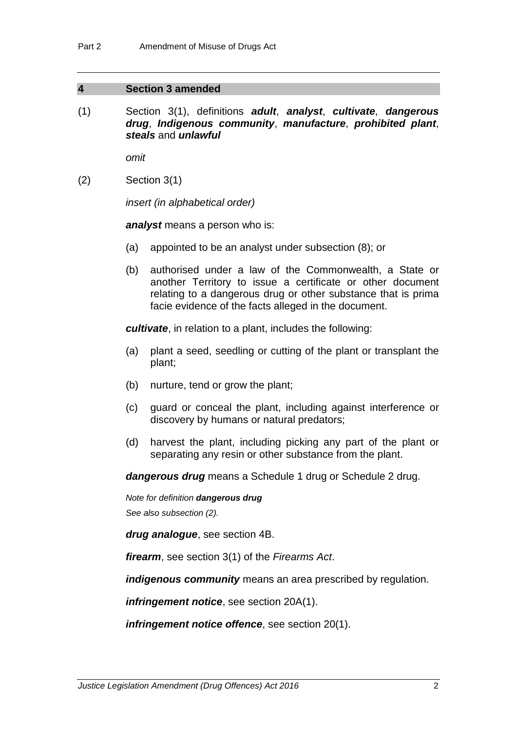## 4 Section 3 amended

(1) Section 3(1), definitions ***adult***, ***analyst***, ***cultivate***, ***dangerous drug***, ***Indigenous community***, ***manufacture***, ***prohibited plant***, ***steals*** and ***unlawful***

*omit*

(2) Section 3(1)

*insert (in alphabetical order)*

***analyst*** means a person who is:

(a) appointed to be an analyst under subsection (8); or

(b) authorised under a law of the Commonwealth, a State or another Territory to issue a certificate or other document relating to a dangerous drug or other substance that is prima facie evidence of the facts alleged in the document.

***cultivate***, in relation to a plant, includes the following:

(a) plant a seed, seedling or cutting of the plant or transplant the plant;

(b) nurture, tend or grow the plant;

(c) guard or conceal the plant, including against interference or discovery by humans or natural predators;

(d) harvest the plant, including picking any part of the plant or separating any resin or other substance from the plant.

***dangerous drug*** means a Schedule 1 drug or Schedule 2 drug.

*Note for definition **dangerous drug***

*See also subsection (2).*

***drug analogue***, see section 4B.

***firearm***, see section 3(1) of the *Firearms Act*.

***indigenous community*** means an area prescribed by regulation.

***infringement notice***, see section 20A(1).

***infringement notice offence***, see section 20(1).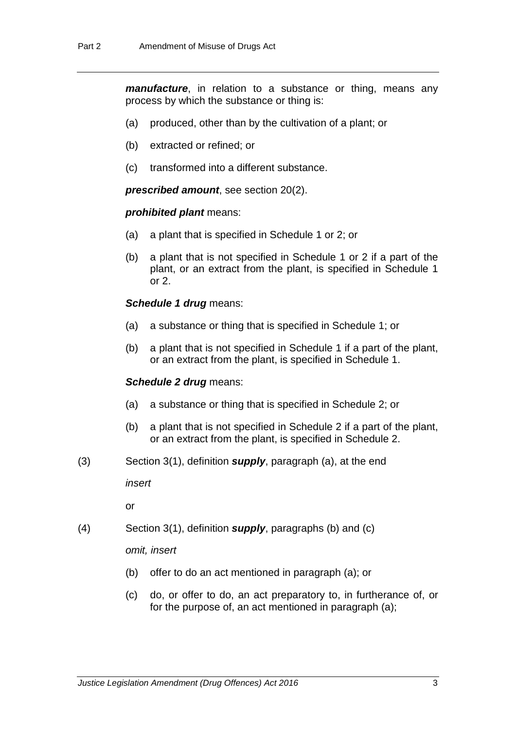***manufacture***, in relation to a substance or thing, means any process by which the substance or thing is:

(a) produced, other than by the cultivation of a plant; or

(b) extracted or refined; or

(c) transformed into a different substance.

***prescribed amount***, see section 20(2).

***prohibited plant*** means:

(a) a plant that is specified in Schedule 1 or 2; or

(b) a plant that is not specified in Schedule 1 or 2 if a part of the plant, or an extract from the plant, is specified in Schedule 1 or 2.

***Schedule 1 drug*** means:

(a) a substance or thing that is specified in Schedule 1; or

(b) a plant that is not specified in Schedule 1 if a part of the plant, or an extract from the plant, is specified in Schedule 1.

***Schedule 2 drug*** means:

(a) a substance or thing that is specified in Schedule 2; or

(b) a plant that is not specified in Schedule 2 if a part of the plant, or an extract from the plant, is specified in Schedule 2.

(3) Section 3(1), definition ***supply***, paragraph (a), at the end

*insert*

or

(4) Section 3(1), definition ***supply***, paragraphs (b) and (c)

*omit, insert*

(b) offer to do an act mentioned in paragraph (a); or

(c) do, or offer to do, an act preparatory to, in furtherance of, or for the purpose of, an act mentioned in paragraph (a);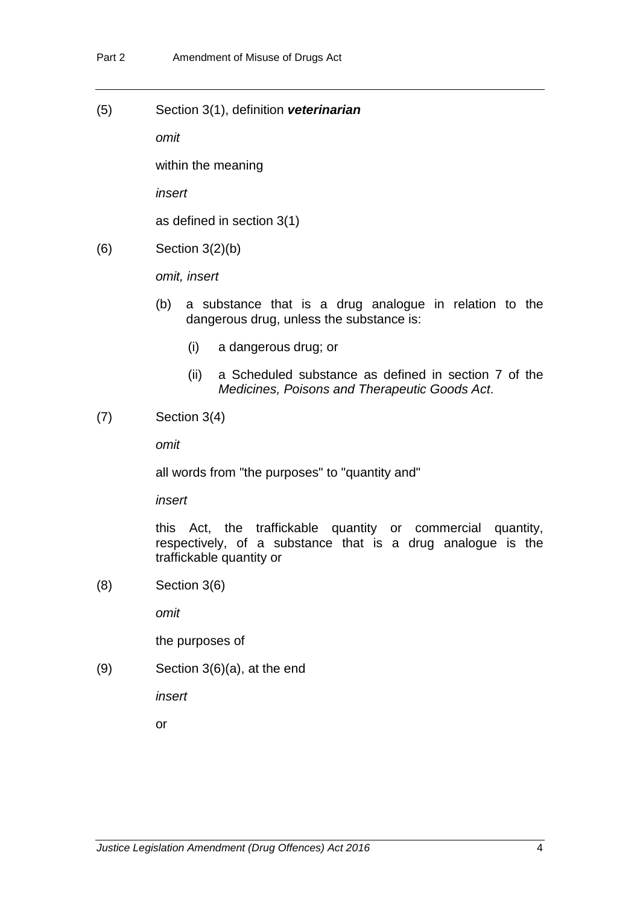(5) Section 3(1), definition ***veterinarian***

*omit*

within the meaning

*insert*

as defined in section 3(1)

(6) Section 3(2)(b)

*omit, insert*

(b) a substance that is a drug analogue in relation to the dangerous drug, unless the substance is:

(i) a dangerous drug; or

(ii) a Scheduled substance as defined in section 7 of the *Medicines, Poisons and Therapeutic Goods Act*.

(7) Section 3(4)

*omit*

all words from "the purposes" to "quantity and"

*insert*

this Act, the trafficable quantity or commercial quantity, respectively, of a substance that is a drug analogue is the trafficable quantity or

(8) Section 3(6)

*omit*

the purposes of

(9) Section 3(6)(a), at the end

*insert*

or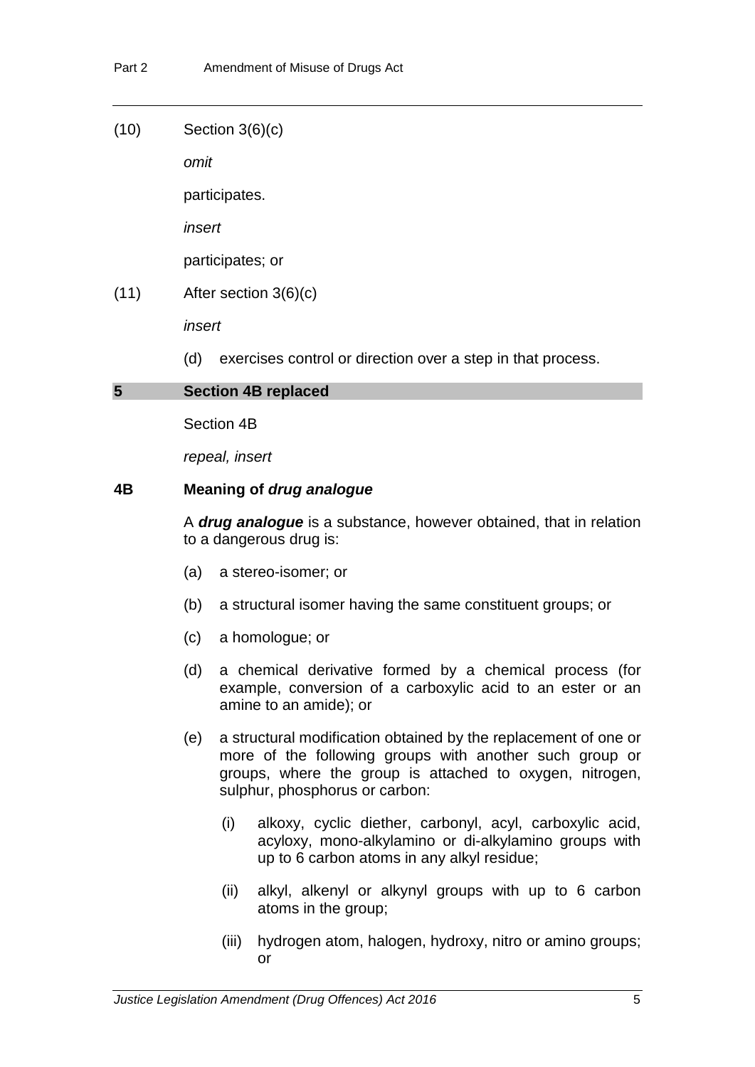(10) Section 3(6)(c)

*omit*

participates.

*insert*

participates; or

(11) After section 3(6)(c)

*insert*

(d) exercises control or direction over a step in that process.

## 5 Section 4B replaced

Section 4B

*repeal, insert*

### 4B Meaning of ***drug analogue***

A ***drug analogue*** is a substance, however obtained, that in relation to a dangerous drug is:

(a) a stereo-isomer; or

(b) a structural isomer having the same constituent groups; or

(c) a homologue; or

(d) a chemical derivative formed by a chemical process (for example, conversion of a carboxylic acid to an ester or an amine to an amide); or

(e) a structural modification obtained by the replacement of one or more of the following groups with another such group or groups, where the group is attached to oxygen, nitrogen, sulphur, phosphorus or carbon:

(i) alkoxy, cyclic diether, carbonyl, acyl, carboxylic acid, acyloxy, mono-alkylamino or di-alkylamino groups with up to 6 carbon atoms in any alkyl residue;

(ii) alkyl, alkenyl or alkynyl groups with up to 6 carbon atoms in the group;

(iii) hydrogen atom, halogen, hydroxy, nitro or amino groups; or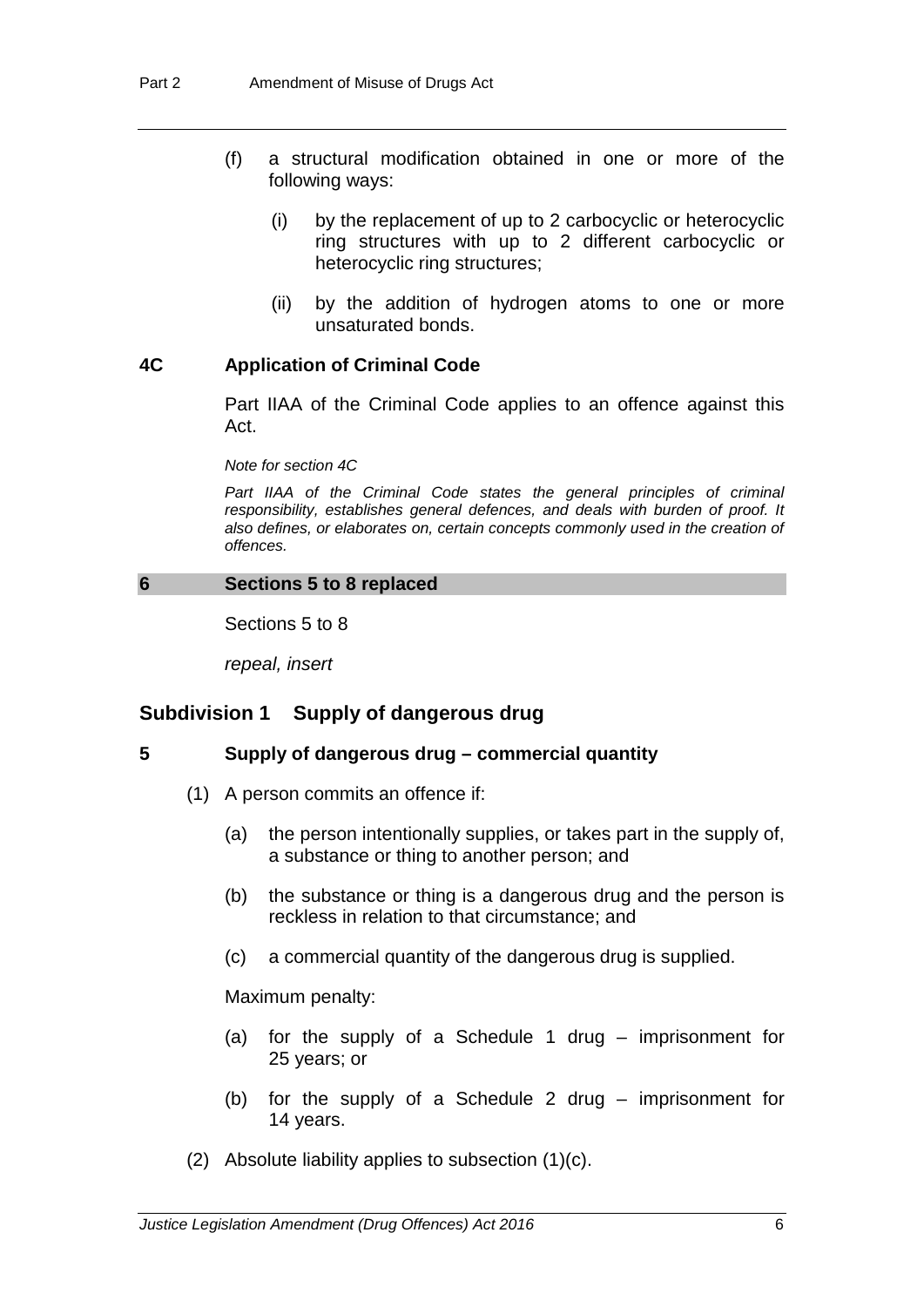(f) a structural modification obtained in one or more of the following ways:

   (i) by the replacement of up to 2 carbocyclic or heterocyclic ring structures with up to 2 different carbocyclic or heterocyclic ring structures;

   (ii) by the addition of hydrogen atoms to one or more unsaturated bonds.

### 4C Application of Criminal Code

Part IIAA of the Criminal Code applies to an offence against this Act.

*Note for section 4C*

*Part IIAA of the Criminal Code states the general principles of criminal responsibility, establishes general defences, and deals with burden of proof. It also defines, or elaborates on, certain concepts commonly used in the creation of offences.*

## 6 Sections 5 to 8 replaced

Sections 5 to 8

*repeal, insert*

### Subdivision 1 Supply of dangerous drug

### 5 Supply of dangerous drug – commercial quantity

(1) A person commits an offence if:

   (a) the person intentionally supplies, or takes part in the supply of, a substance or thing to another person; and

   (b) the substance or thing is a dangerous drug and the person is reckless in relation to that circumstance; and

   (c) a commercial quantity of the dangerous drug is supplied.

   Maximum penalty:

   (a) for the supply of a Schedule 1 drug – imprisonment for 25 years; or

   (b) for the supply of a Schedule 2 drug – imprisonment for 14 years.

(2) Absolute liability applies to subsection (1)(c).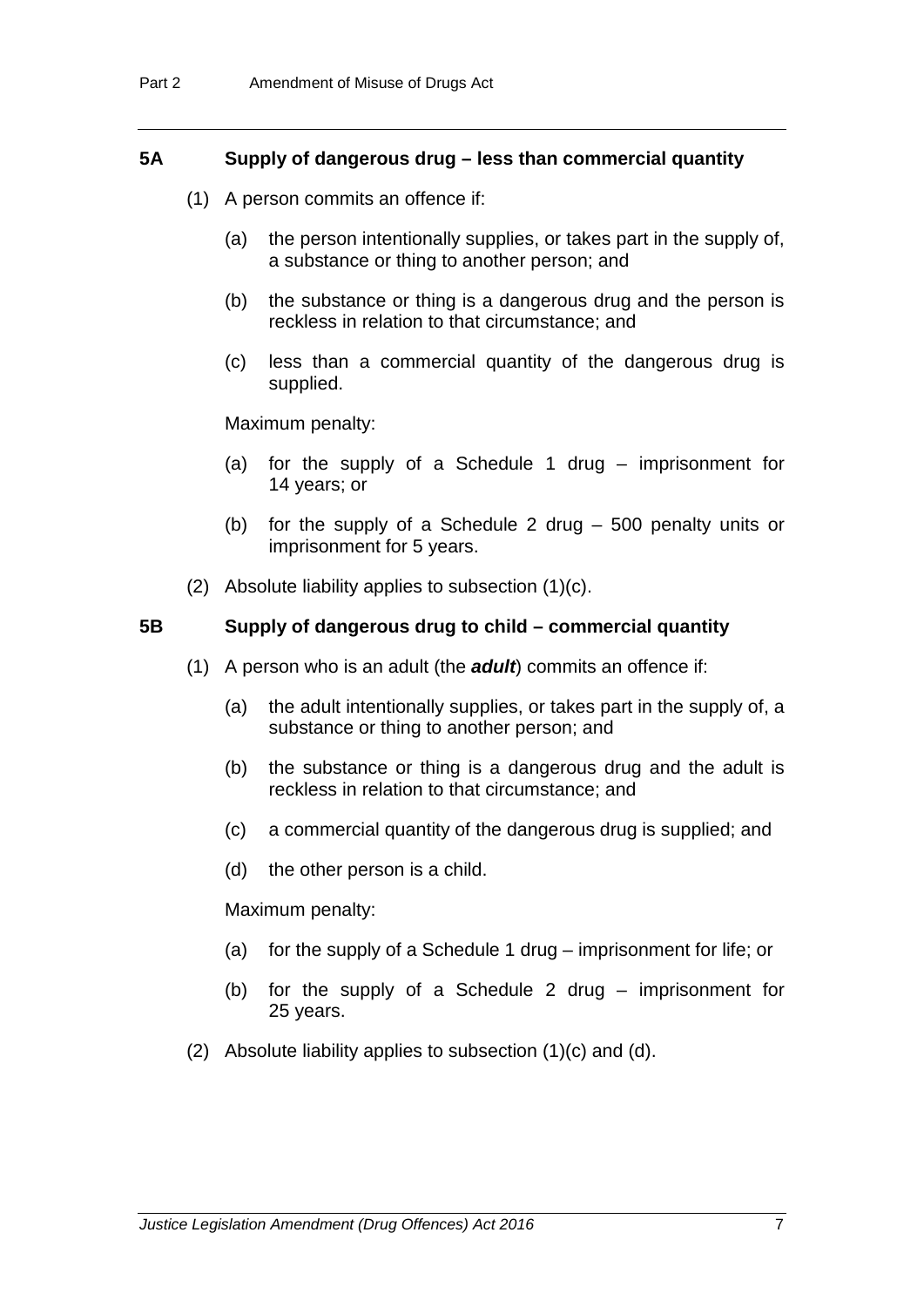### 5A Supply of dangerous drug – less than commercial quantity

(1) A person commits an offence if:

(a) the person intentionally supplies, or takes part in the supply of, a substance or thing to another person; and

(b) the substance or thing is a dangerous drug and the person is reckless in relation to that circumstance; and

(c) less than a commercial quantity of the dangerous drug is supplied.

Maximum penalty:

(a) for the supply of a Schedule 1 drug – imprisonment for 14 years; or

(b) for the supply of a Schedule 2 drug – 500 penalty units or imprisonment for 5 years.

(2) Absolute liability applies to subsection (1)(c).

### 5B Supply of dangerous drug to child – commercial quantity

(1) A person who is an adult (the ***adult***) commits an offence if:

(a) the adult intentionally supplies, or takes part in the supply of, a substance or thing to another person; and

(b) the substance or thing is a dangerous drug and the adult is reckless in relation to that circumstance; and

(c) a commercial quantity of the dangerous drug is supplied; and

(d) the other person is a child.

Maximum penalty:

(a) for the supply of a Schedule 1 drug – imprisonment for life; or

(b) for the supply of a Schedule 2 drug – imprisonment for 25 years.

(2) Absolute liability applies to subsection (1)(c) and (d).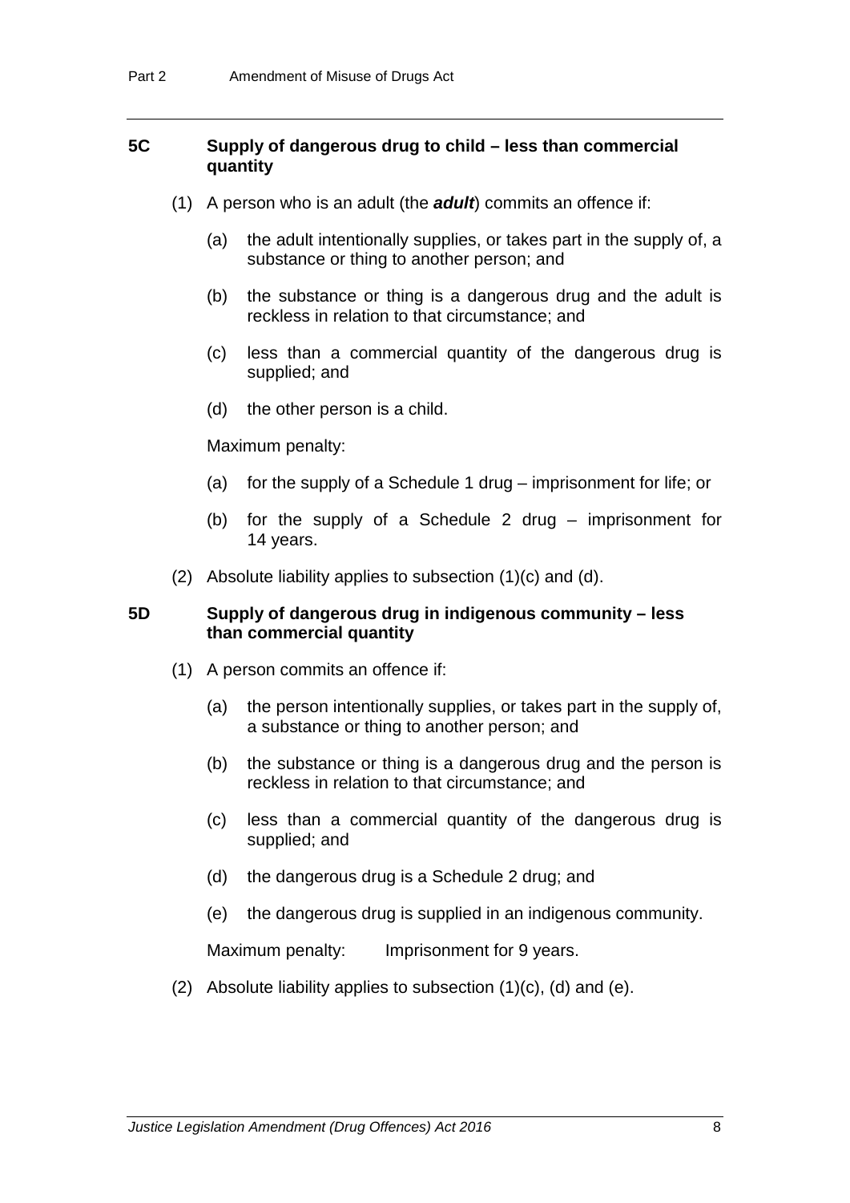### 5C Supply of dangerous drug to child – less than commercial quantity

(1) A person who is an adult (the ***adult***) commits an offence if:

(a) the adult intentionally supplies, or takes part in the supply of, a substance or thing to another person; and

(b) the substance or thing is a dangerous drug and the adult is reckless in relation to that circumstance; and

(c) less than a commercial quantity of the dangerous drug is supplied; and

(d) the other person is a child.

Maximum penalty:

(a) for the supply of a Schedule 1 drug – imprisonment for life; or

(b) for the supply of a Schedule 2 drug – imprisonment for 14 years.

(2) Absolute liability applies to subsection (1)(c) and (d).

### 5D Supply of dangerous drug in indigenous community – less than commercial quantity

(1) A person commits an offence if:

(a) the person intentionally supplies, or takes part in the supply of, a substance or thing to another person; and

(b) the substance or thing is a dangerous drug and the person is reckless in relation to that circumstance; and

(c) less than a commercial quantity of the dangerous drug is supplied; and

(d) the dangerous drug is a Schedule 2 drug; and

(e) the dangerous drug is supplied in an indigenous community.

Maximum penalty: Imprisonment for 9 years.

(2) Absolute liability applies to subsection (1)(c), (d) and (e).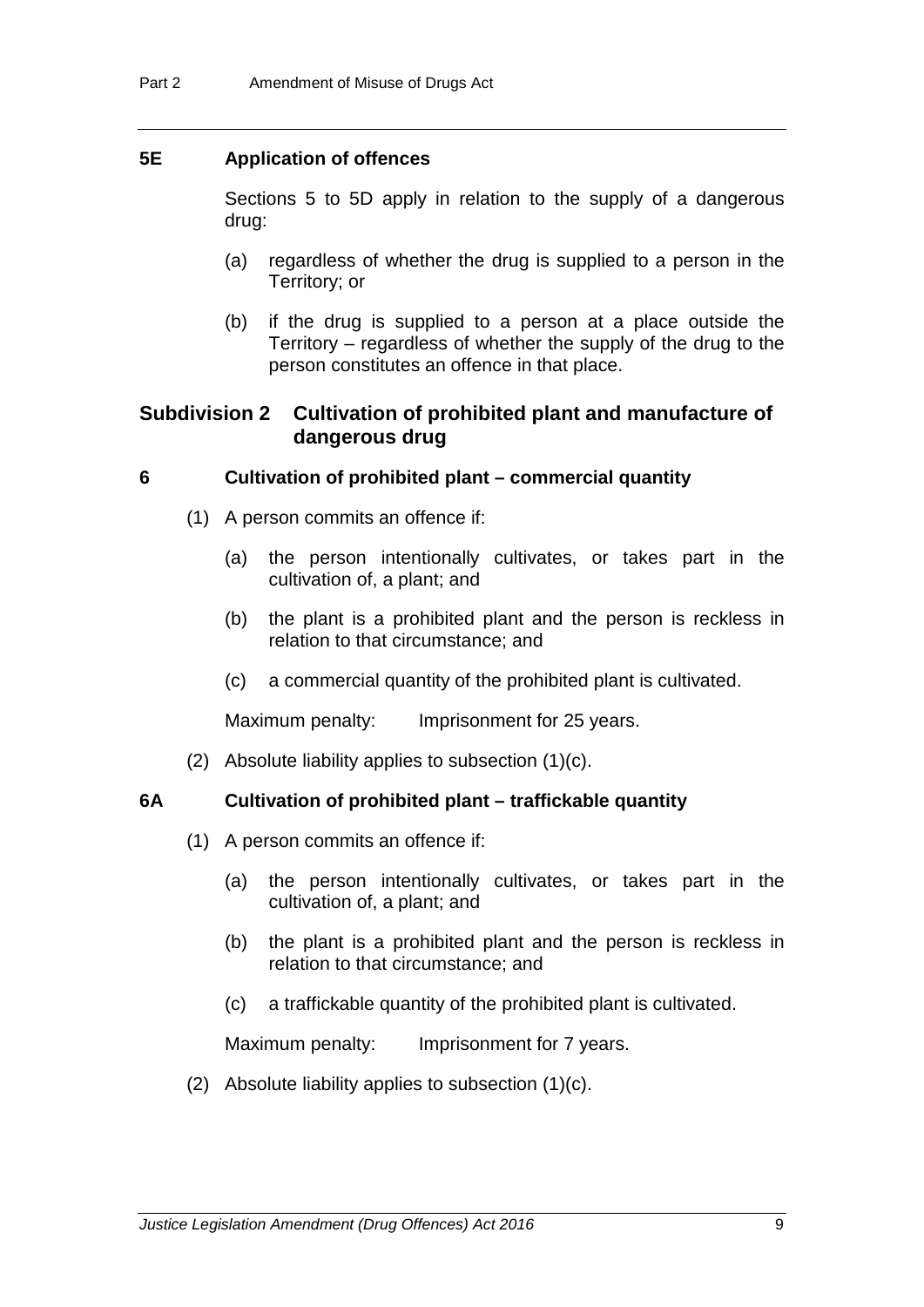### 5E Application of offences

Sections 5 to 5D apply in relation to the supply of a dangerous drug:

(a) regardless of whether the drug is supplied to a person in the Territory; or

(b) if the drug is supplied to a person at a place outside the Territory – regardless of whether the supply of the drug to the person constitutes an offence in that place.

## Subdivision 2 Cultivation of prohibited plant and manufacture of dangerous drug

### 6 Cultivation of prohibited plant – commercial quantity

(1) A person commits an offence if:

(a) the person intentionally cultivates, or takes part in the cultivation of, a plant; and

(b) the plant is a prohibited plant and the person is reckless in relation to that circumstance; and

(c) a commercial quantity of the prohibited plant is cultivated.

Maximum penalty: Imprisonment for 25 years.

(2) Absolute liability applies to subsection (1)(c).

### 6A Cultivation of prohibited plant – traffickable quantity

(1) A person commits an offence if:

(a) the person intentionally cultivates, or takes part in the cultivation of, a plant; and

(b) the plant is a prohibited plant and the person is reckless in relation to that circumstance; and

(c) a traffickable quantity of the prohibited plant is cultivated.

Maximum penalty: Imprisonment for 7 years.

(2) Absolute liability applies to subsection (1)(c).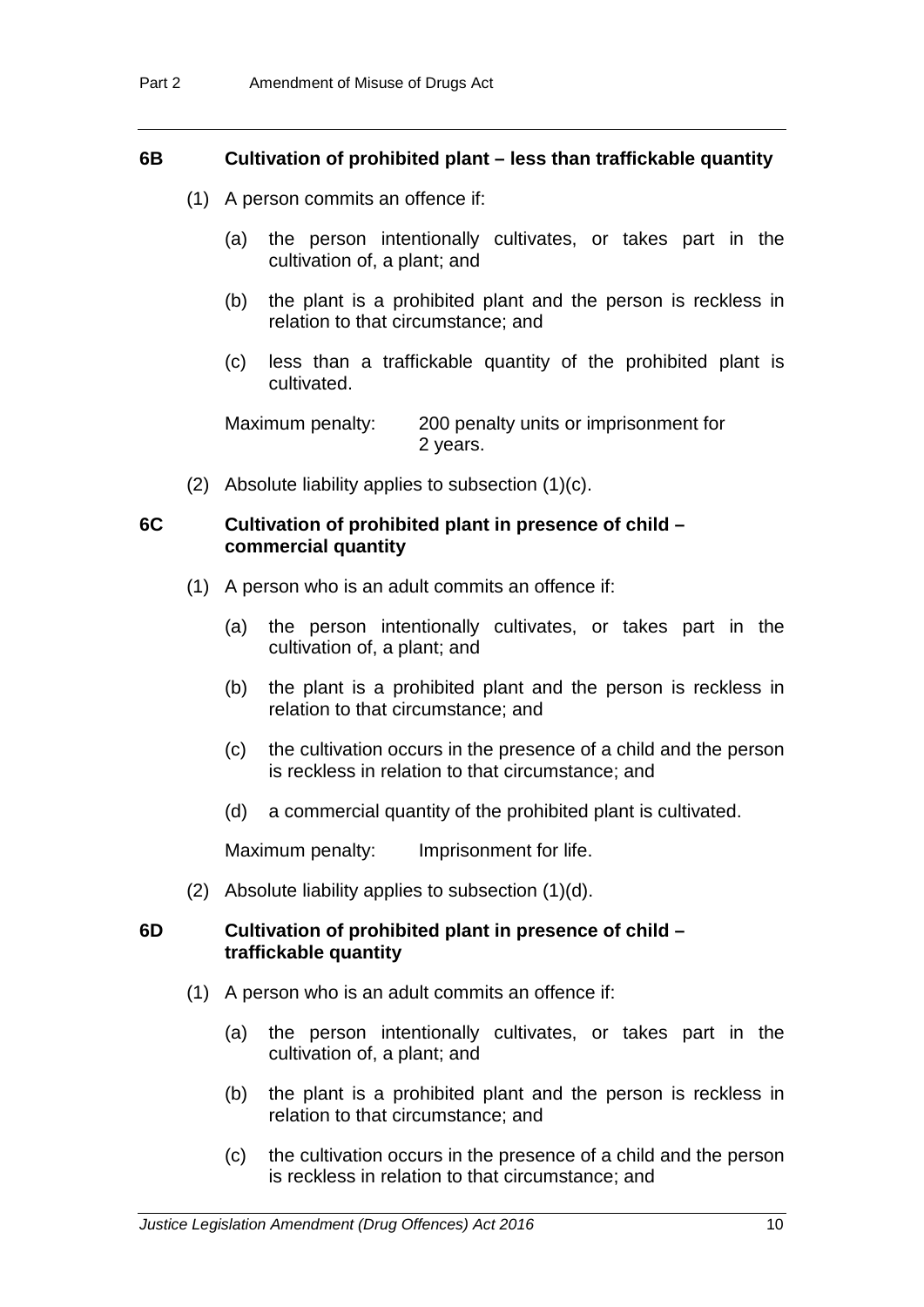### 6B Cultivation of prohibited plant – less than trafficable quantity

(1) A person commits an offence if:

(a) the person intentionally cultivates, or takes part in the cultivation of, a plant; and

(b) the plant is a prohibited plant and the person is reckless in relation to that circumstance; and

(c) less than a trafficable quantity of the prohibited plant is cultivated.

Maximum penalty: 200 penalty units or imprisonment for 2 years.

(2) Absolute liability applies to subsection (1)(c).

### 6C Cultivation of prohibited plant in presence of child – commercial quantity

(1) A person who is an adult commits an offence if:

(a) the person intentionally cultivates, or takes part in the cultivation of, a plant; and

(b) the plant is a prohibited plant and the person is reckless in relation to that circumstance; and

(c) the cultivation occurs in the presence of a child and the person is reckless in relation to that circumstance; and

(d) a commercial quantity of the prohibited plant is cultivated.

Maximum penalty: Imprisonment for life.

(2) Absolute liability applies to subsection (1)(d).

### 6D Cultivation of prohibited plant in presence of child – trafficable quantity

(1) A person who is an adult commits an offence if:

(a) the person intentionally cultivates, or takes part in the cultivation of, a plant; and

(b) the plant is a prohibited plant and the person is reckless in relation to that circumstance; and

(c) the cultivation occurs in the presence of a child and the person is reckless in relation to that circumstance; and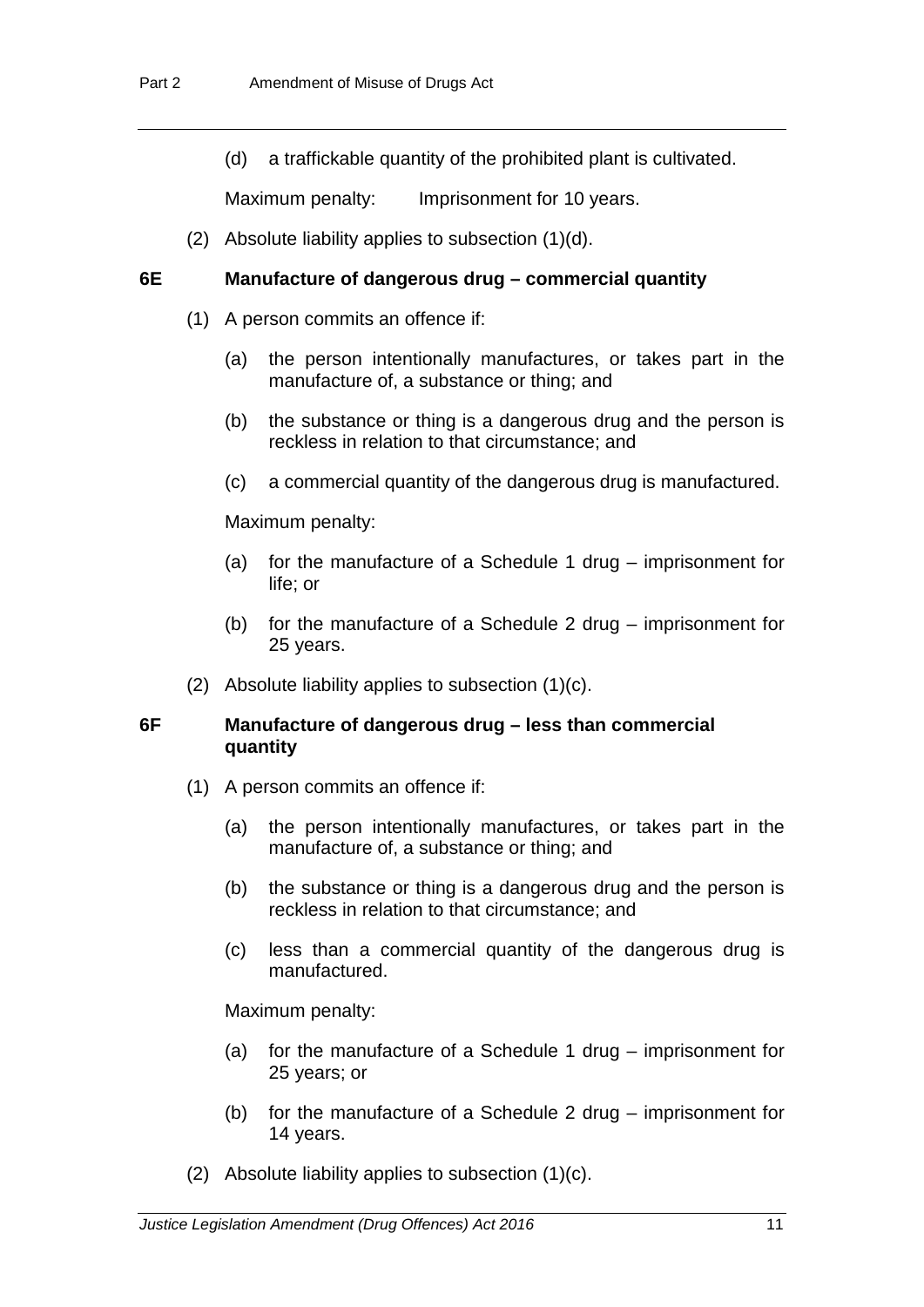(d) a traffickable quantity of the prohibited plant is cultivated.

Maximum penalty: Imprisonment for 10 years.

(2) Absolute liability applies to subsection (1)(d).

### 6E Manufacture of dangerous drug – commercial quantity

(1) A person commits an offence if:

(a) the person intentionally manufactures, or takes part in the manufacture of, a substance or thing; and

(b) the substance or thing is a dangerous drug and the person is reckless in relation to that circumstance; and

(c) a commercial quantity of the dangerous drug is manufactured.

Maximum penalty:

(a) for the manufacture of a Schedule 1 drug – imprisonment for life; or

(b) for the manufacture of a Schedule 2 drug – imprisonment for 25 years.

(2) Absolute liability applies to subsection (1)(c).

### 6F Manufacture of dangerous drug – less than commercial quantity

(1) A person commits an offence if:

(a) the person intentionally manufactures, or takes part in the manufacture of, a substance or thing; and

(b) the substance or thing is a dangerous drug and the person is reckless in relation to that circumstance; and

(c) less than a commercial quantity of the dangerous drug is manufactured.

Maximum penalty:

(a) for the manufacture of a Schedule 1 drug – imprisonment for 25 years; or

(b) for the manufacture of a Schedule 2 drug – imprisonment for 14 years.

(2) Absolute liability applies to subsection (1)(c).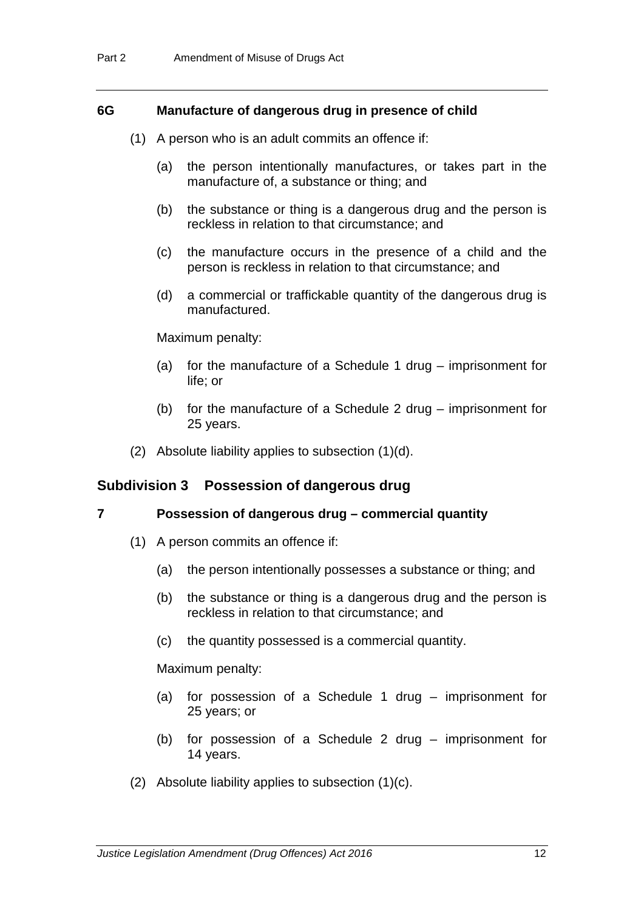### 6G Manufacture of dangerous drug in presence of child

(1) A person who is an adult commits an offence if:

(a) the person intentionally manufactures, or takes part in the manufacture of, a substance or thing; and

(b) the substance or thing is a dangerous drug and the person is reckless in relation to that circumstance; and

(c) the manufacture occurs in the presence of a child and the person is reckless in relation to that circumstance; and

(d) a commercial or traffickable quantity of the dangerous drug is manufactured.

Maximum penalty:

(a) for the manufacture of a Schedule 1 drug – imprisonment for life; or

(b) for the manufacture of a Schedule 2 drug – imprisonment for 25 years.

(2) Absolute liability applies to subsection (1)(d).

## Subdivision 3 Possession of dangerous drug

### 7 Possession of dangerous drug – commercial quantity

(1) A person commits an offence if:

(a) the person intentionally possesses a substance or thing; and

(b) the substance or thing is a dangerous drug and the person is reckless in relation to that circumstance; and

(c) the quantity possessed is a commercial quantity.

Maximum penalty:

(a) for possession of a Schedule 1 drug – imprisonment for 25 years; or

(b) for possession of a Schedule 2 drug – imprisonment for 14 years.

(2) Absolute liability applies to subsection (1)(c).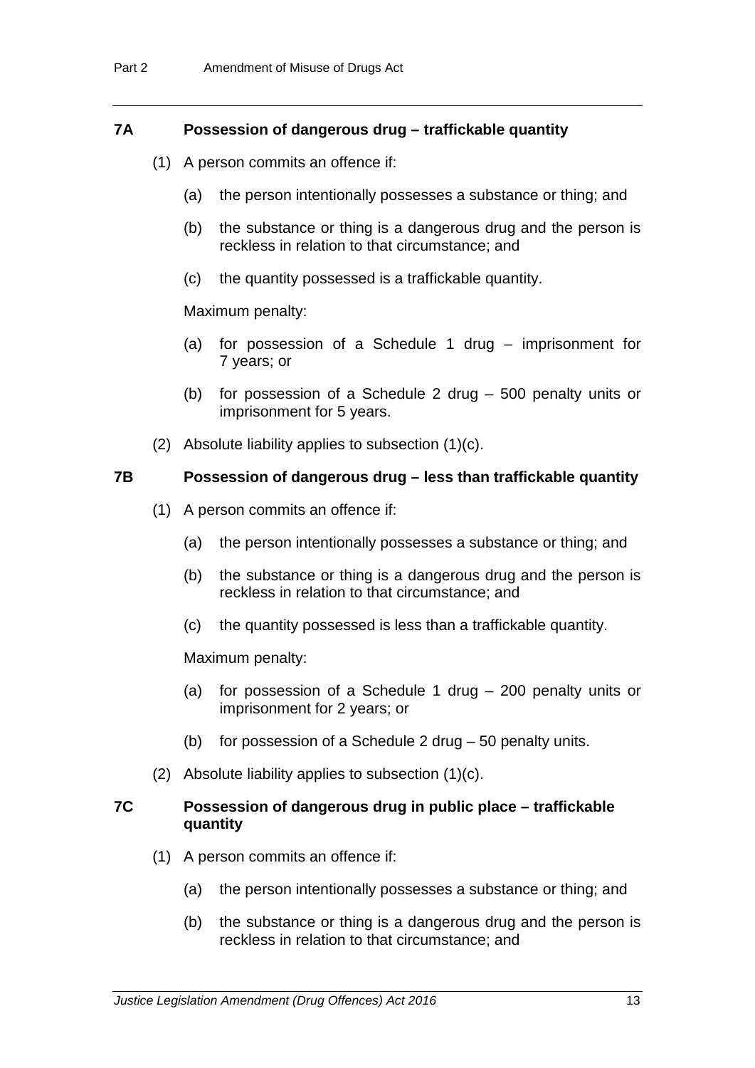### 7A Possession of dangerous drug – trafficable quantity

(1) A person commits an offence if:

(a) the person intentionally possesses a substance or thing; and

(b) the substance or thing is a dangerous drug and the person is reckless in relation to that circumstance; and

(c) the quantity possessed is a trafficable quantity.

Maximum penalty:

(a) for possession of a Schedule 1 drug – imprisonment for 7 years; or

(b) for possession of a Schedule 2 drug – 500 penalty units or imprisonment for 5 years.

(2) Absolute liability applies to subsection (1)(c).

### 7B Possession of dangerous drug – less than trafficable quantity

(1) A person commits an offence if:

(a) the person intentionally possesses a substance or thing; and

(b) the substance or thing is a dangerous drug and the person is reckless in relation to that circumstance; and

(c) the quantity possessed is less than a trafficable quantity.

Maximum penalty:

(a) for possession of a Schedule 1 drug – 200 penalty units or imprisonment for 2 years; or

(b) for possession of a Schedule 2 drug – 50 penalty units.

(2) Absolute liability applies to subsection (1)(c).

### 7C Possession of dangerous drug in public place – trafficable quantity

(1) A person commits an offence if:

(a) the person intentionally possesses a substance or thing; and

(b) the substance or thing is a dangerous drug and the person is reckless in relation to that circumstance; and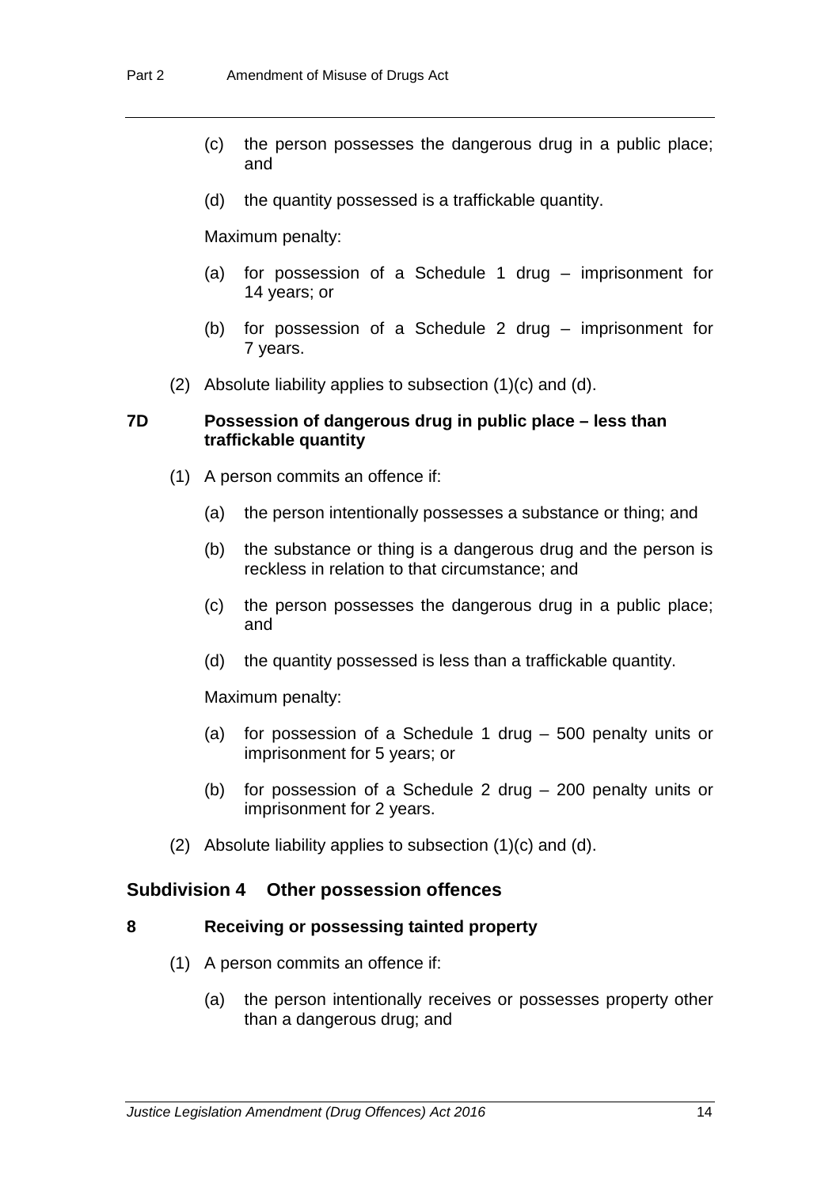(c) the person possesses the dangerous drug in a public place; and

(d) the quantity possessed is a traffickable quantity.

Maximum penalty:

(a) for possession of a Schedule 1 drug – imprisonment for 14 years; or

(b) for possession of a Schedule 2 drug – imprisonment for 7 years.

(2) Absolute liability applies to subsection (1)(c) and (d).

**7D Possession of dangerous drug in public place – less than traffickable quantity**

(1) A person commits an offence if:

(a) the person intentionally possesses a substance or thing; and

(b) the substance or thing is a dangerous drug and the person is reckless in relation to that circumstance; and

(c) the person possesses the dangerous drug in a public place; and

(d) the quantity possessed is less than a traffickable quantity.

Maximum penalty:

(a) for possession of a Schedule 1 drug – 500 penalty units or imprisonment for 5 years; or

(b) for possession of a Schedule 2 drug – 200 penalty units or imprisonment for 2 years.

(2) Absolute liability applies to subsection (1)(c) and (d).

## Subdivision 4 Other possession offences

**8 Receiving or possessing tainted property**

(1) A person commits an offence if:

(a) the person intentionally receives or possesses property other than a dangerous drug; and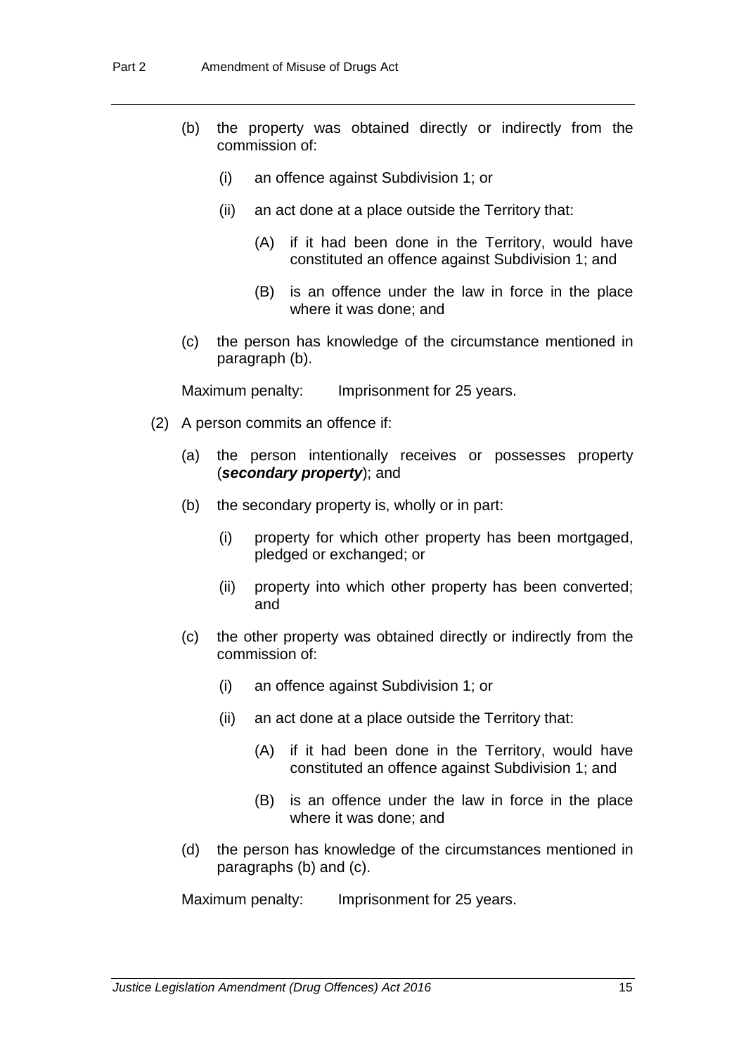(b) the property was obtained directly or indirectly from the commission of:

   (i) an offence against Subdivision 1; or

   (ii) an act done at a place outside the Territory that:

      (A) if it had been done in the Territory, would have constituted an offence against Subdivision 1; and

      (B) is an offence under the law in force in the place where it was done; and

(c) the person has knowledge of the circumstance mentioned in paragraph (b).

Maximum penalty: Imprisonment for 25 years.

(2) A person commits an offence if:

(a) the person intentionally receives or possesses property (***secondary property***); and

(b) the secondary property is, wholly or in part:

   (i) property for which other property has been mortgaged, pledged or exchanged; or

   (ii) property into which other property has been converted; and

(c) the other property was obtained directly or indirectly from the commission of:

   (i) an offence against Subdivision 1; or

   (ii) an act done at a place outside the Territory that:

      (A) if it had been done in the Territory, would have constituted an offence against Subdivision 1; and

      (B) is an offence under the law in force in the place where it was done; and

(d) the person has knowledge of the circumstances mentioned in paragraphs (b) and (c).

Maximum penalty: Imprisonment for 25 years.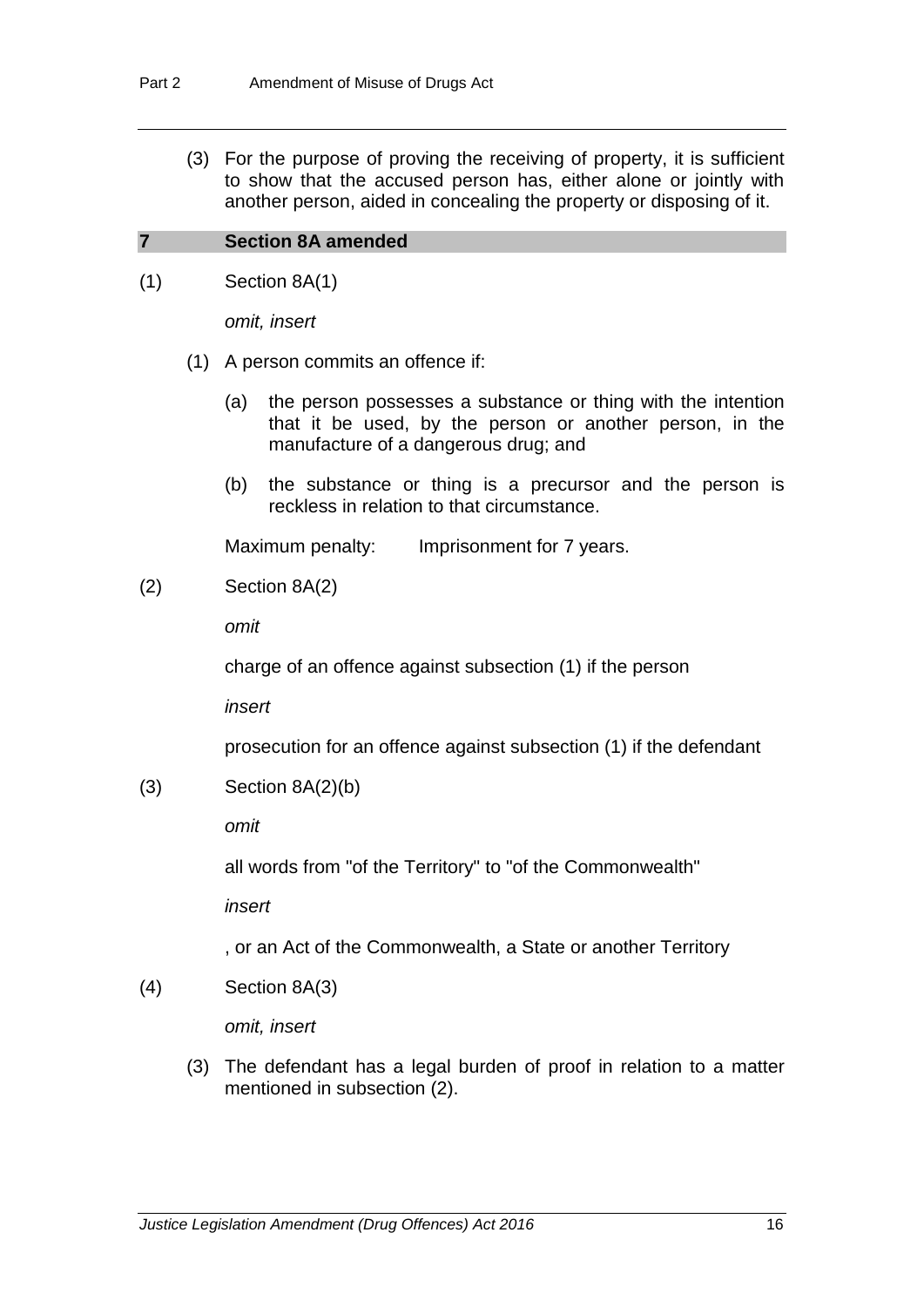(3) For the purpose of proving the receiving of property, it is sufficient to show that the accused person has, either alone or jointly with another person, aided in concealing the property or disposing of it.

## 7 Section 8A amended

(1) Section 8A(1)

*omit, insert*

(1) A person commits an offence if:

(a) the person possesses a substance or thing with the intention that it be used, by the person or another person, in the manufacture of a dangerous drug; and

(b) the substance or thing is a precursor and the person is reckless in relation to that circumstance.

Maximum penalty: Imprisonment for 7 years.

(2) Section 8A(2)

*omit*

charge of an offence against subsection (1) if the person

*insert*

prosecution for an offence against subsection (1) if the defendant

(3) Section 8A(2)(b)

*omit*

all words from "of the Territory" to "of the Commonwealth"

*insert*

, or an Act of the Commonwealth, a State or another Territory

(4) Section 8A(3)

*omit, insert*

(3) The defendant has a legal burden of proof in relation to a matter mentioned in subsection (2).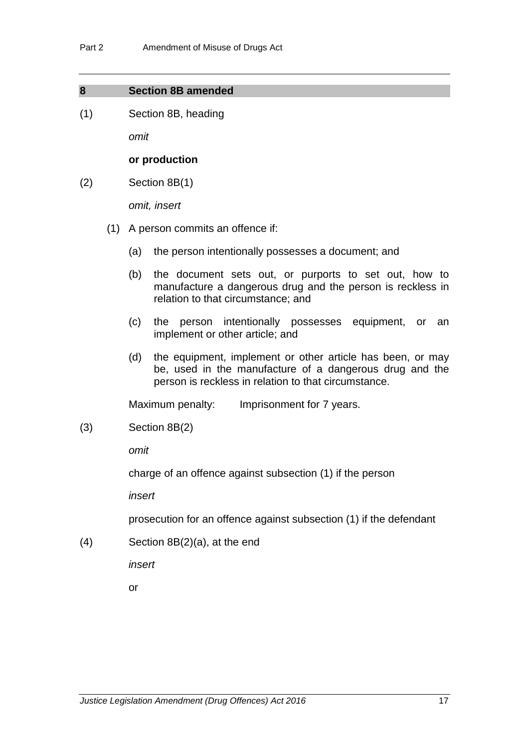## 8 Section 8B amended

(1) Section 8B, heading

*omit*

**or production**

(2) Section 8B(1)

*omit, insert*

(1) A person commits an offence if:

(a) the person intentionally possesses a document; and

(b) the document sets out, or purports to set out, how to manufacture a dangerous drug and the person is reckless in relation to that circumstance; and

(c) the person intentionally possesses equipment, or an implement or other article; and

(d) the equipment, implement or other article has been, or may be, used in the manufacture of a dangerous drug and the person is reckless in relation to that circumstance.

Maximum penalty: Imprisonment for 7 years.

(3) Section 8B(2)

*omit*

charge of an offence against subsection (1) if the person

*insert*

prosecution for an offence against subsection (1) if the defendant

(4) Section 8B(2)(a), at the end

*insert*

or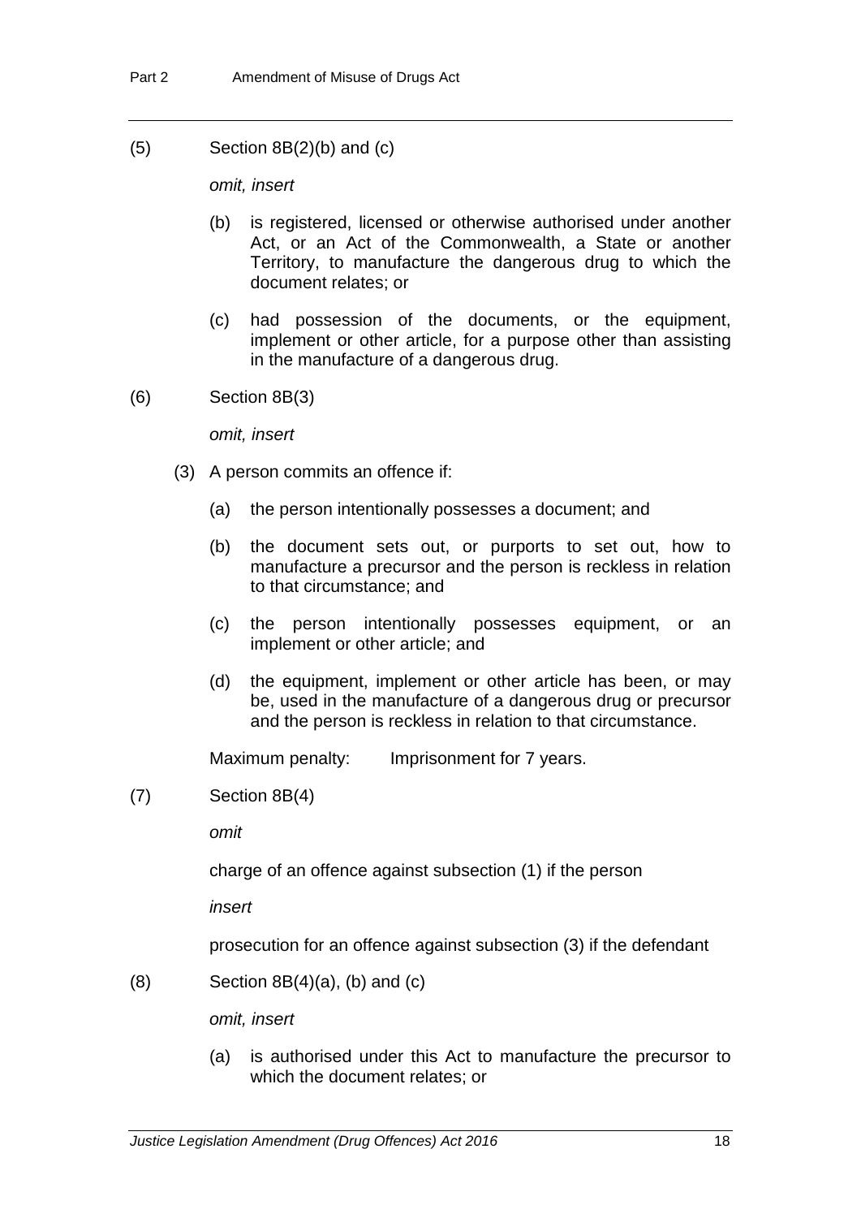(5) Section 8B(2)(b) and (c)

*omit, insert*

(b) is registered, licensed or otherwise authorised under another Act, or an Act of the Commonwealth, a State or another Territory, to manufacture the dangerous drug to which the document relates; or

(c) had possession of the documents, or the equipment, implement or other article, for a purpose other than assisting in the manufacture of a dangerous drug.

(6) Section 8B(3)

*omit, insert*

(3) A person commits an offence if:

(a) the person intentionally possesses a document; and

(b) the document sets out, or purports to set out, how to manufacture a precursor and the person is reckless in relation to that circumstance; and

(c) the person intentionally possesses equipment, or an implement or other article; and

(d) the equipment, implement or other article has been, or may be, used in the manufacture of a dangerous drug or precursor and the person is reckless in relation to that circumstance.

Maximum penalty: Imprisonment for 7 years.

(7) Section 8B(4)

*omit*

charge of an offence against subsection (1) if the person

*insert*

prosecution for an offence against subsection (3) if the defendant

(8) Section 8B(4)(a), (b) and (c)

*omit, insert*

(a) is authorised under this Act to manufacture the precursor to which the document relates; or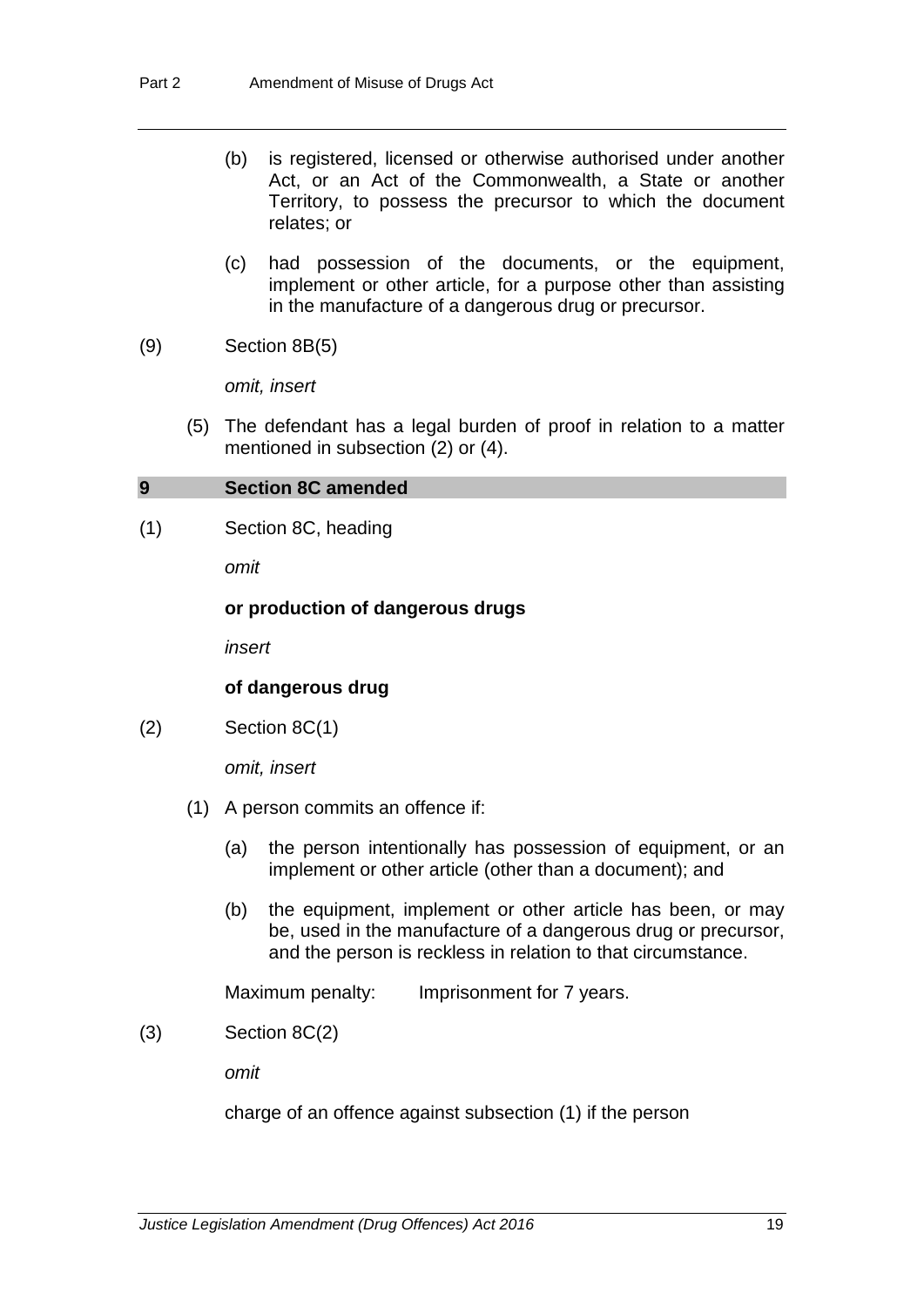(b) is registered, licensed or otherwise authorised under another Act, or an Act of the Commonwealth, a State or another Territory, to possess the precursor to which the document relates; or

(c) had possession of the documents, or the equipment, implement or other article, for a purpose other than assisting in the manufacture of a dangerous drug or precursor.

(9) Section 8B(5)

*omit, insert*

(5) The defendant has a legal burden of proof in relation to a matter mentioned in subsection (2) or (4).

### 9 Section 8C amended

(1) Section 8C, heading

*omit*

**or production of dangerous drugs**

*insert*

**of dangerous drug**

(2) Section 8C(1)

*omit, insert*

(1) A person commits an offence if:

(a) the person intentionally has possession of equipment, or an implement or other article (other than a document); and

(b) the equipment, implement or other article has been, or may be, used in the manufacture of a dangerous drug or precursor, and the person is reckless in relation to that circumstance.

Maximum penalty: Imprisonment for 7 years.

(3) Section 8C(2)

*omit*

charge of an offence against subsection (1) if the person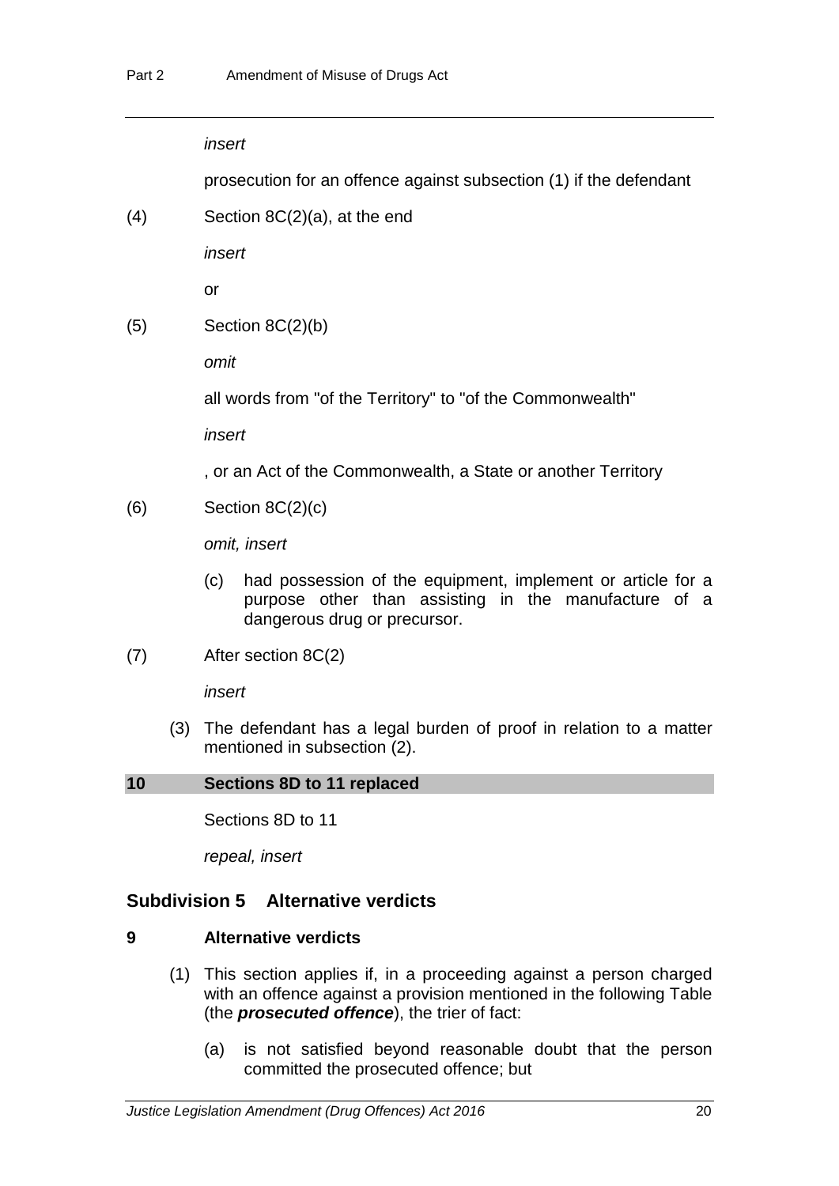*insert*

prosecution for an offence against subsection (1) if the defendant

(4) Section 8C(2)(a), at the end

*insert*

or

(5) Section 8C(2)(b)

*omit*

all words from "of the Territory" to "of the Commonwealth"

*insert*

, or an Act of the Commonwealth, a State or another Territory

(6) Section 8C(2)(c)

*omit, insert*

(c) had possession of the equipment, implement or article for a purpose other than assisting in the manufacture of a dangerous drug or precursor.

(7) After section 8C(2)

*insert*

(3) The defendant has a legal burden of proof in relation to a matter mentioned in subsection (2).

## 10 Sections 8D to 11 replaced

Sections 8D to 11

*repeal, insert*

### Subdivision 5 Alternative verdicts

#### 9 Alternative verdicts

(1) This section applies if, in a proceeding against a person charged with an offence against a provision mentioned in the following Table (the ***prosecuted offence***), the trier of fact:

(a) is not satisfied beyond reasonable doubt that the person committed the prosecuted offence; but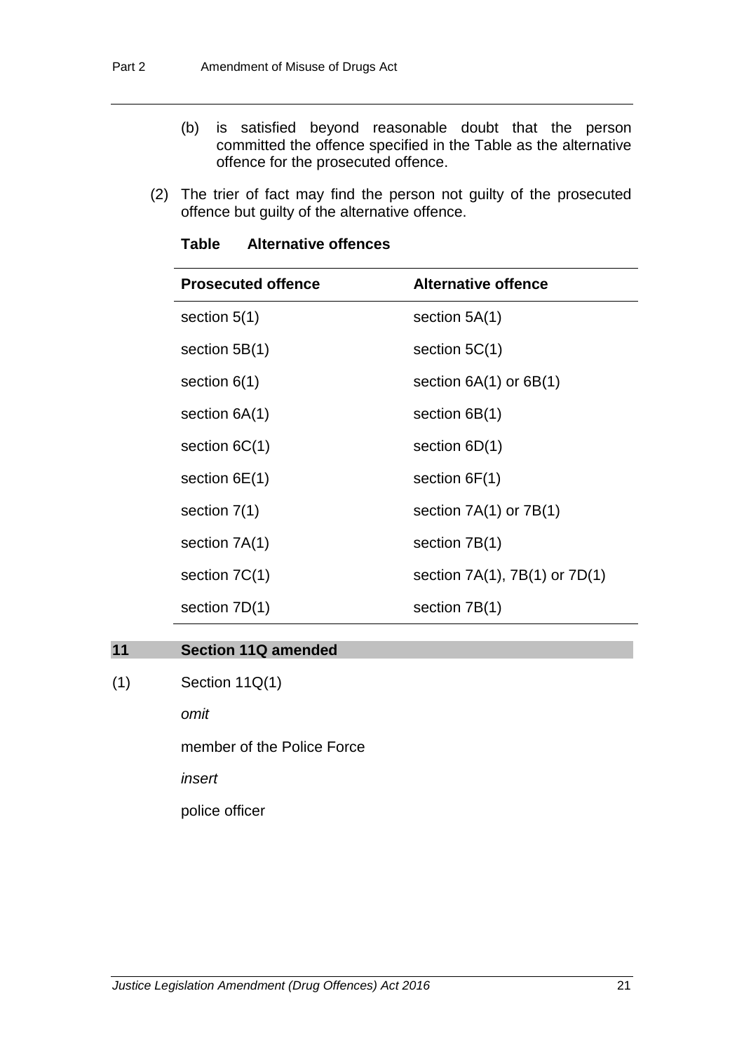(b) is satisfied beyond reasonable doubt that the person committed the offence specified in the Table as the alternative offence for the prosecuted offence.

(2) The trier of fact may find the person not guilty of the prosecuted offence but guilty of the alternative offence.

**Table Alternative offences**

| Prosecuted offence | Alternative offence |
| --- | --- |
| section 5(1) | section 5A(1) |
| section 5B(1) | section 5C(1) |
| section 6(1) | section 6A(1) or 6B(1) |
| section 6A(1) | section 6B(1) |
| section 6C(1) | section 6D(1) |
| section 6E(1) | section 6F(1) |
| section 7(1) | section 7A(1) or 7B(1) |
| section 7A(1) | section 7B(1) |
| section 7C(1) | section 7A(1), 7B(1) or 7D(1) |
| section 7D(1) | section 7B(1) |

## 11 Section 11Q amended

(1) Section 11Q(1)

*omit*

member of the Police Force

*insert*

police officer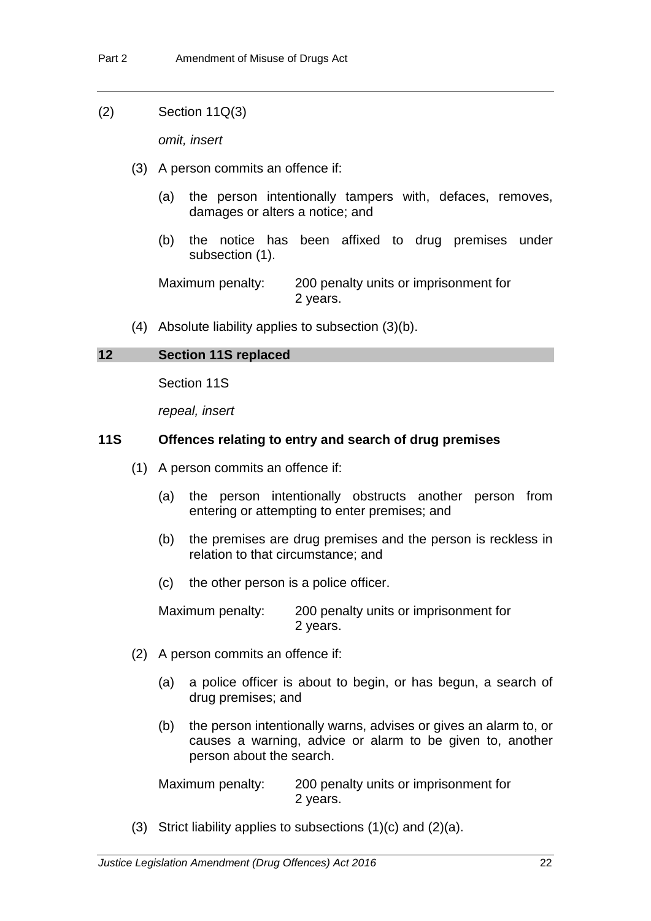(2) Section 11Q(3)

*omit, insert*

(3) A person commits an offence if:

(a) the person intentionally tampers with, defaces, removes, damages or alters a notice; and

(b) the notice has been affixed to drug premises under subsection (1).

Maximum penalty: 200 penalty units or imprisonment for 2 years.

(4) Absolute liability applies to subsection (3)(b).

## 12 Section 11S replaced

Section 11S

*repeal, insert*

### 11S Offences relating to entry and search of drug premises

(1) A person commits an offence if:

(a) the person intentionally obstructs another person from entering or attempting to enter premises; and

(b) the premises are drug premises and the person is reckless in relation to that circumstance; and

(c) the other person is a police officer.

Maximum penalty: 200 penalty units or imprisonment for 2 years.

(2) A person commits an offence if:

(a) a police officer is about to begin, or has begun, a search of drug premises; and

(b) the person intentionally warns, advises or gives an alarm to, or causes a warning, advice or alarm to be given to, another person about the search.

Maximum penalty: 200 penalty units or imprisonment for 2 years.

(3) Strict liability applies to subsections (1)(c) and (2)(a).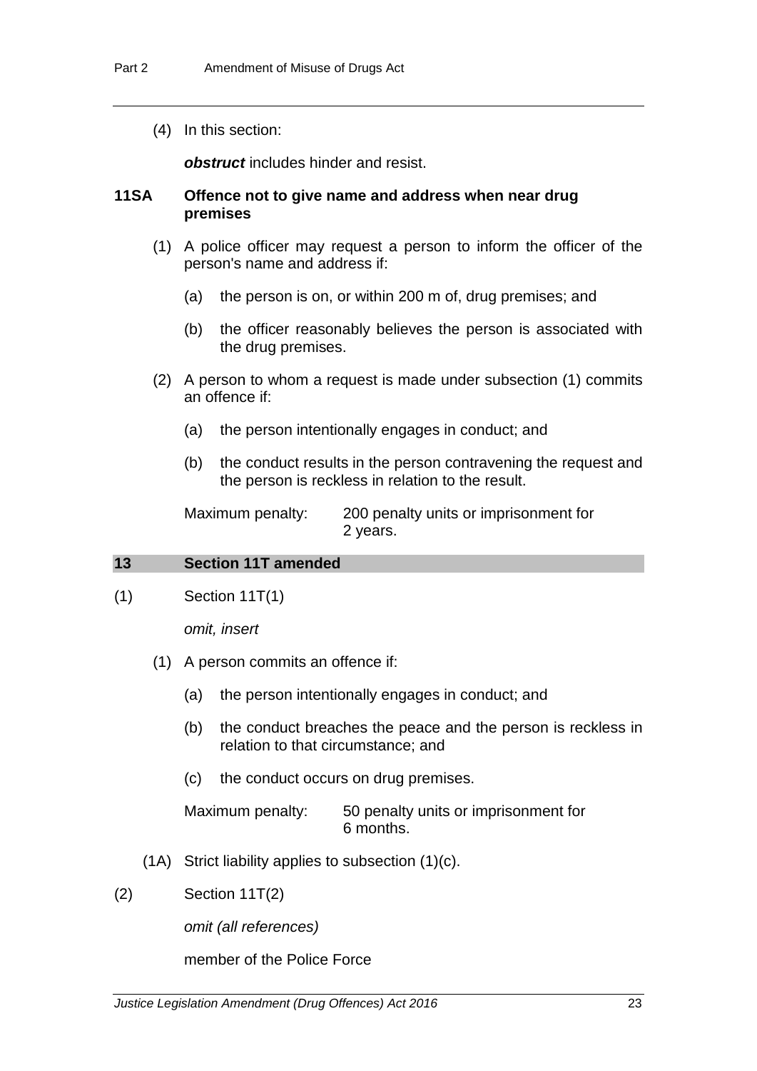(4) In this section:

***obstruct*** includes hinder and resist.

### 11SA Offence not to give name and address when near drug premises

(1) A police officer may request a person to inform the officer of the person's name and address if:

(a) the person is on, or within 200 m of, drug premises; and

(b) the officer reasonably believes the person is associated with the drug premises.

(2) A person to whom a request is made under subsection (1) commits an offence if:

(a) the person intentionally engages in conduct; and

(b) the conduct results in the person contravening the request and the person is reckless in relation to the result.

Maximum penalty: 200 penalty units or imprisonment for 2 years.

## 13 Section 11T amended

(1) Section 11T(1)

*omit, insert*

(1) A person commits an offence if:

(a) the person intentionally engages in conduct; and

(b) the conduct breaches the peace and the person is reckless in relation to that circumstance; and

(c) the conduct occurs on drug premises.

Maximum penalty: 50 penalty units or imprisonment for 6 months.

(1A) Strict liability applies to subsection (1)(c).

(2) Section 11T(2)

*omit (all references)*

member of the Police Force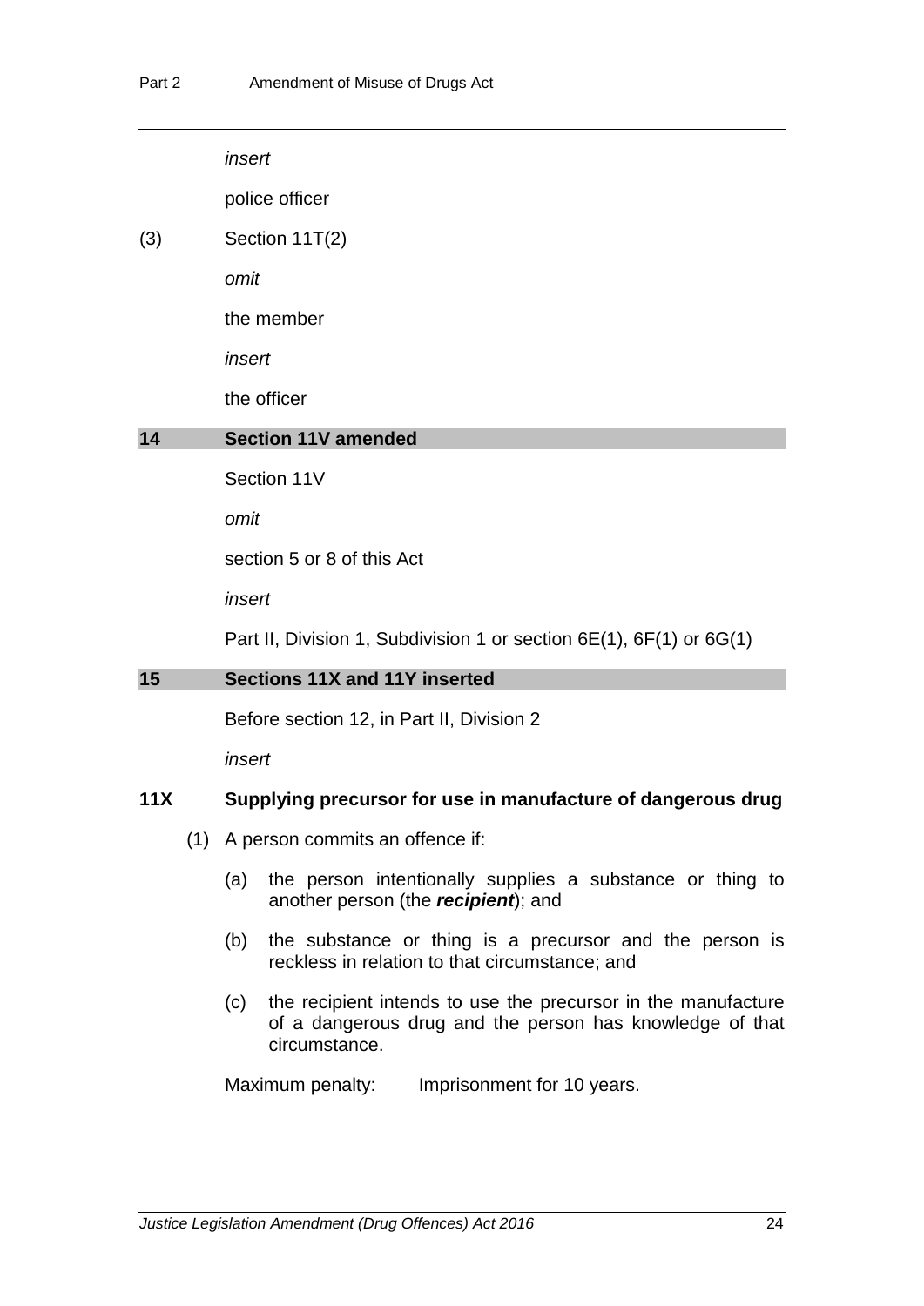*insert*

police officer

(3) Section 11T(2)

*omit*

the member

*insert*

the officer

## 14 Section 11V amended

Section 11V

*omit*

section 5 or 8 of this Act

*insert*

Part II, Division 1, Subdivision 1 or section 6E(1), 6F(1) or 6G(1)

## 15 Sections 11X and 11Y inserted

Before section 12, in Part II, Division 2

*insert*

### 11X Supplying precursor for use in manufacture of dangerous drug

(1) A person commits an offence if:

(a) the person intentionally supplies a substance or thing to another person (the ***recipient***); and

(b) the substance or thing is a precursor and the person is reckless in relation to that circumstance; and

(c) the recipient intends to use the precursor in the manufacture of a dangerous drug and the person has knowledge of that circumstance.

Maximum penalty: Imprisonment for 10 years.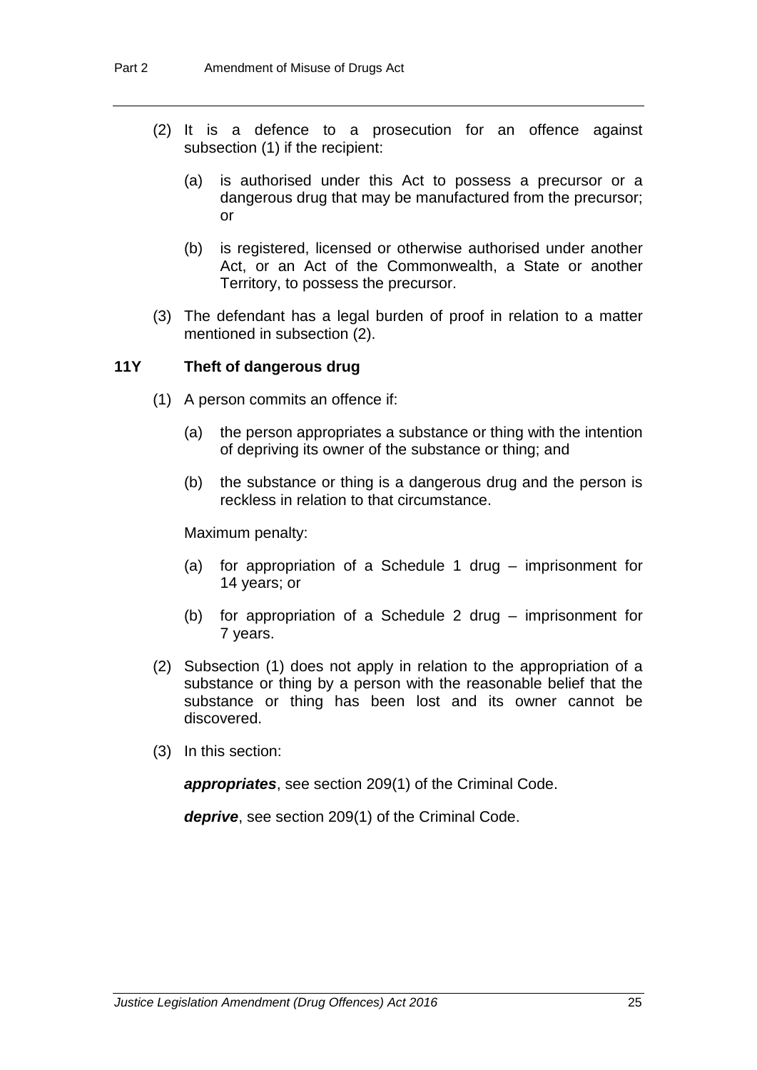(2) It is a defence to a prosecution for an offence against subsection (1) if the recipient:

(a) is authorised under this Act to possess a precursor or a dangerous drug that may be manufactured from the precursor; or

(b) is registered, licensed or otherwise authorised under another Act, or an Act of the Commonwealth, a State or another Territory, to possess the precursor.

(3) The defendant has a legal burden of proof in relation to a matter mentioned in subsection (2).

### 11Y Theft of dangerous drug

(1) A person commits an offence if:

(a) the person appropriates a substance or thing with the intention of depriving its owner of the substance or thing; and

(b) the substance or thing is a dangerous drug and the person is reckless in relation to that circumstance.

Maximum penalty:

(a) for appropriation of a Schedule 1 drug – imprisonment for 14 years; or

(b) for appropriation of a Schedule 2 drug – imprisonment for 7 years.

(2) Subsection (1) does not apply in relation to the appropriation of a substance or thing by a person with the reasonable belief that the substance or thing has been lost and its owner cannot be discovered.

(3) In this section:

***appropriates***, see section 209(1) of the Criminal Code.

***deprive***, see section 209(1) of the Criminal Code.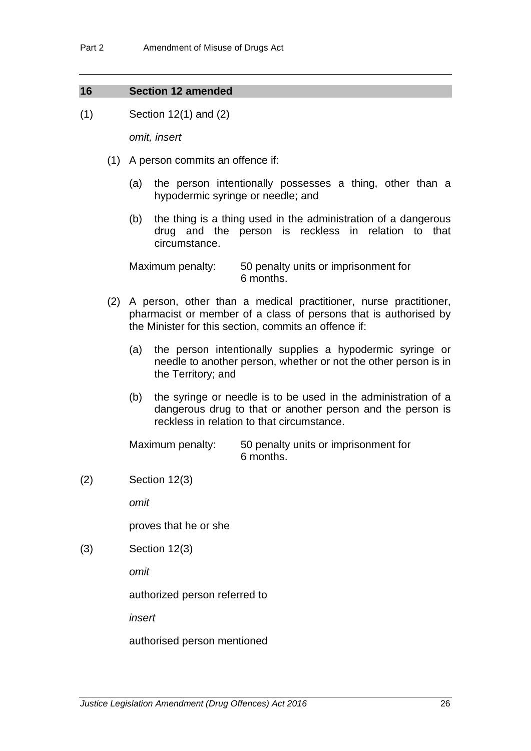## 16 Section 12 amended

(1) Section 12(1) and (2)

*omit, insert*

(1) A person commits an offence if:

(a) the person intentionally possesses a thing, other than a hypodermic syringe or needle; and

(b) the thing is a thing used in the administration of a dangerous drug and the person is reckless in relation to that circumstance.

Maximum penalty: 50 penalty units or imprisonment for 6 months.

(2) A person, other than a medical practitioner, nurse practitioner, pharmacist or member of a class of persons that is authorised by the Minister for this section, commits an offence if:

(a) the person intentionally supplies a hypodermic syringe or needle to another person, whether or not the other person is in the Territory; and

(b) the syringe or needle is to be used in the administration of a dangerous drug to that or another person and the person is reckless in relation to that circumstance.

Maximum penalty: 50 penalty units or imprisonment for 6 months.

(2) Section 12(3)

*omit*

proves that he or she

(3) Section 12(3)

*omit*

authorized person referred to

*insert*

authorised person mentioned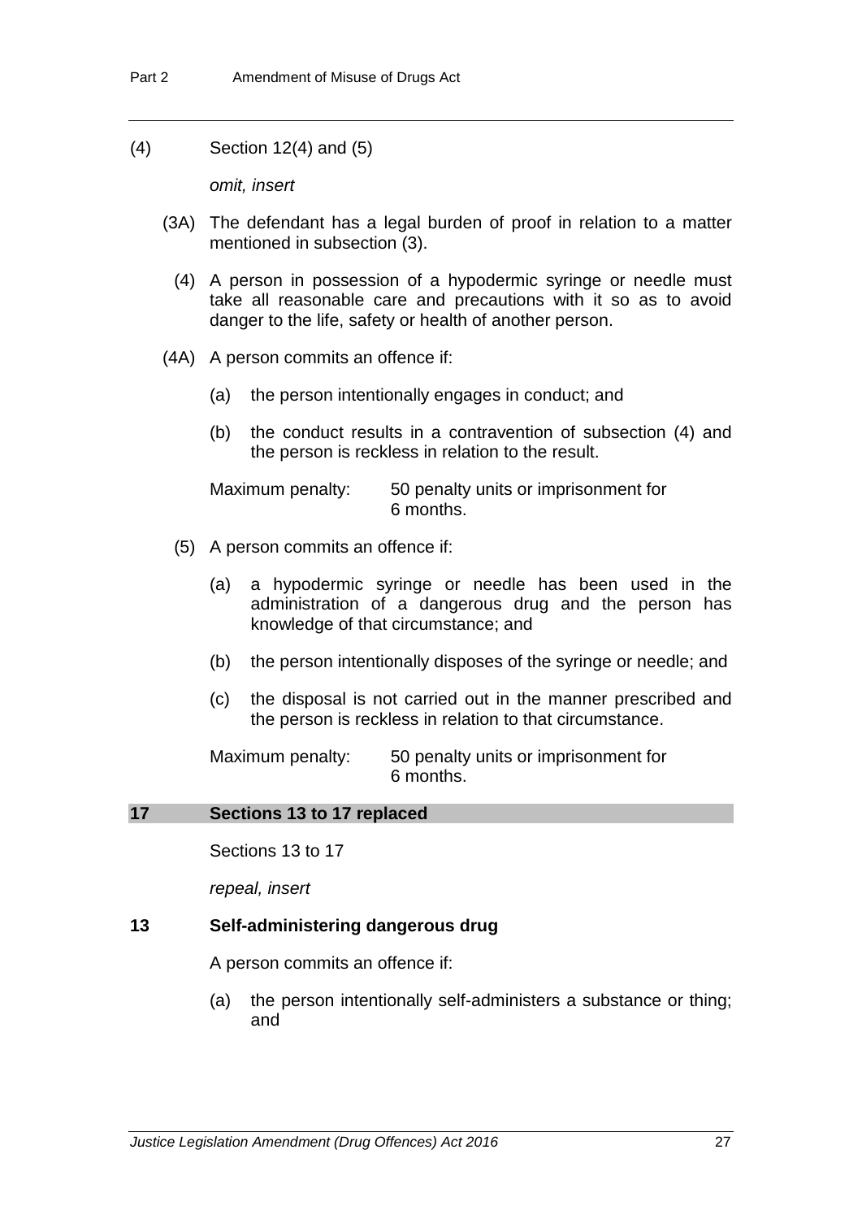(4) Section 12(4) and (5)

*omit, insert*

(3A) The defendant has a legal burden of proof in relation to a matter mentioned in subsection (3).

(4) A person in possession of a hypodermic syringe or needle must take all reasonable care and precautions with it so as to avoid danger to the life, safety or health of another person.

(4A) A person commits an offence if:

(a) the person intentionally engages in conduct; and

(b) the conduct results in a contravention of subsection (4) and the person is reckless in relation to the result.

Maximum penalty: 50 penalty units or imprisonment for 6 months.

(5) A person commits an offence if:

(a) a hypodermic syringe or needle has been used in the administration of a dangerous drug and the person has knowledge of that circumstance; and

(b) the person intentionally disposes of the syringe or needle; and

(c) the disposal is not carried out in the manner prescribed and the person is reckless in relation to that circumstance.

Maximum penalty: 50 penalty units or imprisonment for 6 months.

## 17 Sections 13 to 17 replaced

Sections 13 to 17

*repeal, insert*

### 13 Self-administering dangerous drug

A person commits an offence if:

(a) the person intentionally self-administers a substance or thing; and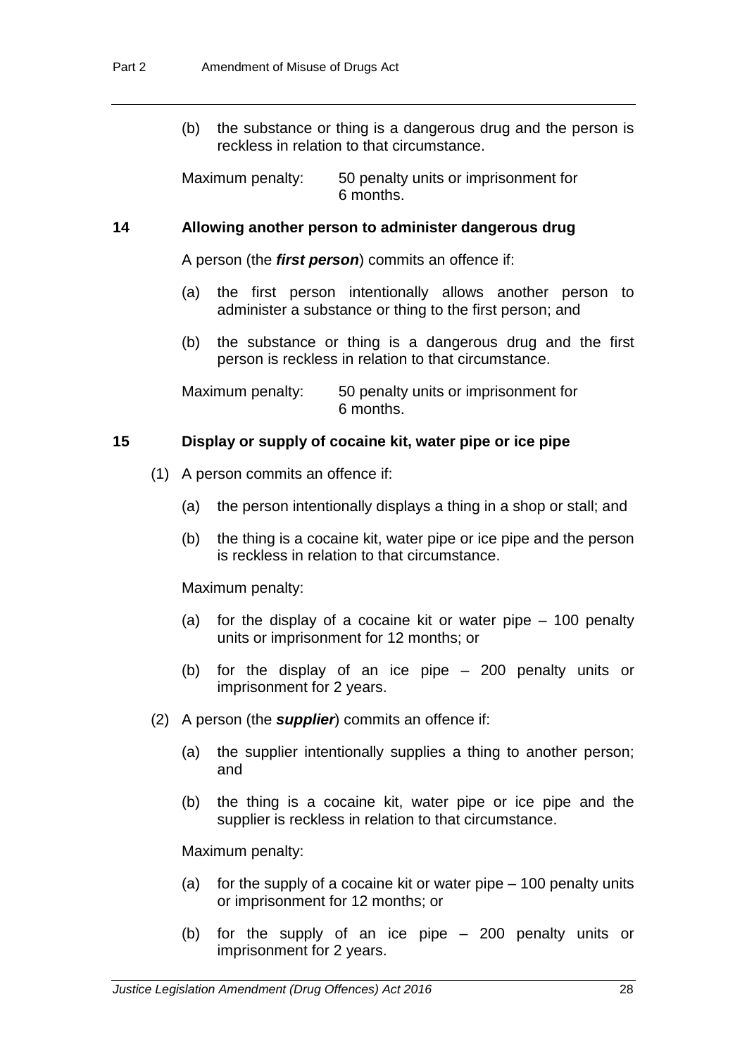(b) the substance or thing is a dangerous drug and the person is reckless in relation to that circumstance.

Maximum penalty: 50 penalty units or imprisonment for 6 months.

### 14 Allowing another person to administer dangerous drug

A person (the ***first person***) commits an offence if:

(a) the first person intentionally allows another person to administer a substance or thing to the first person; and

(b) the substance or thing is a dangerous drug and the first person is reckless in relation to that circumstance.

Maximum penalty: 50 penalty units or imprisonment for 6 months.

### 15 Display or supply of cocaine kit, water pipe or ice pipe

(1) A person commits an offence if:

(a) the person intentionally displays a thing in a shop or stall; and

(b) the thing is a cocaine kit, water pipe or ice pipe and the person is reckless in relation to that circumstance.

Maximum penalty:

(a) for the display of a cocaine kit or water pipe – 100 penalty units or imprisonment for 12 months; or

(b) for the display of an ice pipe – 200 penalty units or imprisonment for 2 years.

(2) A person (the ***supplier***) commits an offence if:

(a) the supplier intentionally supplies a thing to another person; and

(b) the thing is a cocaine kit, water pipe or ice pipe and the supplier is reckless in relation to that circumstance.

Maximum penalty:

(a) for the supply of a cocaine kit or water pipe – 100 penalty units or imprisonment for 12 months; or

(b) for the supply of an ice pipe – 200 penalty units or imprisonment for 2 years.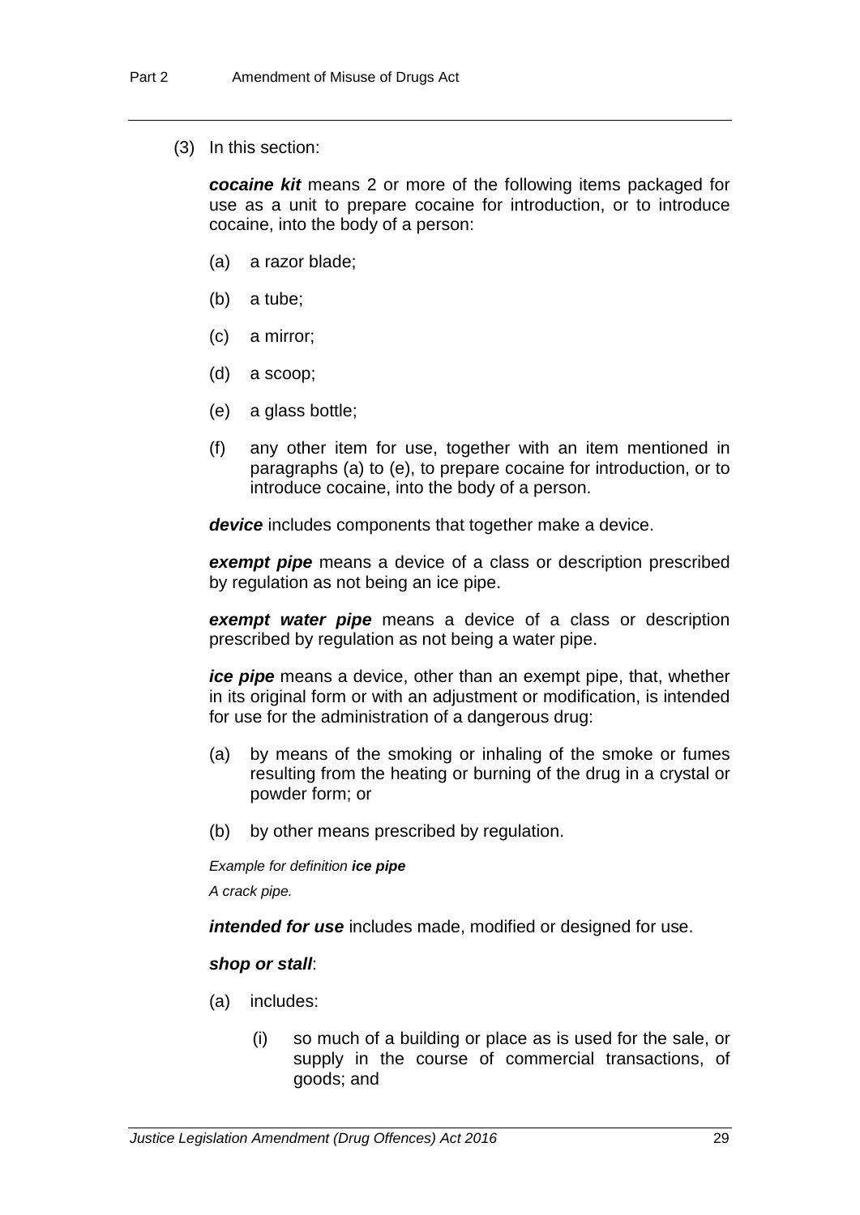(3) In this section:

***cocaine kit*** means 2 or more of the following items packaged for use as a unit to prepare cocaine for introduction, or to introduce cocaine, into the body of a person:

(a) a razor blade;

(b) a tube;

(c) a mirror;

(d) a scoop;

(e) a glass bottle;

(f) any other item for use, together with an item mentioned in paragraphs (a) to (e), to prepare cocaine for introduction, or to introduce cocaine, into the body of a person.

***device*** includes components that together make a device.

***exempt pipe*** means a device of a class or description prescribed by regulation as not being an ice pipe.

***exempt water pipe*** means a device of a class or description prescribed by regulation as not being a water pipe.

***ice pipe*** means a device, other than an exempt pipe, that, whether in its original form or with an adjustment or modification, is intended for use for the administration of a dangerous drug:

(a) by means of the smoking or inhaling of the smoke or fumes resulting from the heating or burning of the drug in a crystal or powder form; or

(b) by other means prescribed by regulation.

*Example for definition **ice pipe***

*A crack pipe.*

***intended for use*** includes made, modified or designed for use.

***shop or stall***:

(a) includes:

(i) so much of a building or place as is used for the sale, or supply in the course of commercial transactions, of goods; and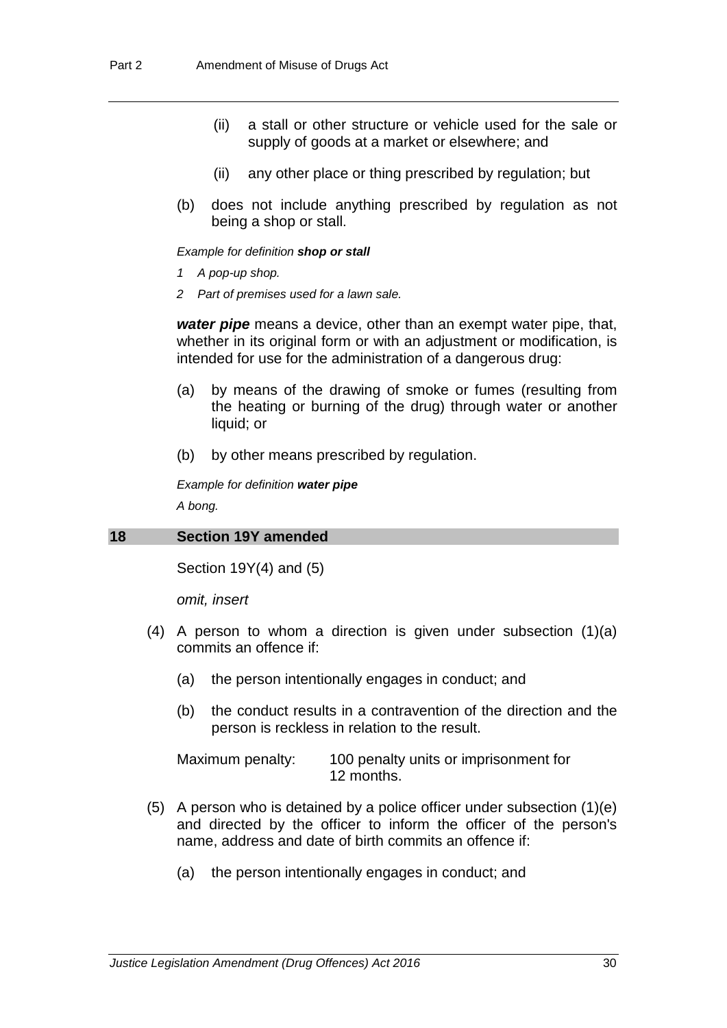(ii) a stall or other structure or vehicle used for the sale or supply of goods at a market or elsewhere; and

(ii) any other place or thing prescribed by regulation; but

(b) does not include anything prescribed by regulation as not being a shop or stall.

*Example for definition **shop or stall***

*1 A pop-up shop.*

*2 Part of premises used for a lawn sale.*

***water pipe*** means a device, other than an exempt water pipe, that, whether in its original form or with an adjustment or modification, is intended for use for the administration of a dangerous drug:

(a) by means of the drawing of smoke or fumes (resulting from the heating or burning of the drug) through water or another liquid; or

(b) by other means prescribed by regulation.

*Example for definition **water pipe***

*A bong.*

### 18 Section 19Y amended

Section 19Y(4) and (5)

*omit, insert*

(4) A person to whom a direction is given under subsection (1)(a) commits an offence if:

(a) the person intentionally engages in conduct; and

(b) the conduct results in a contravention of the direction and the person is reckless in relation to the result.

Maximum penalty: 100 penalty units or imprisonment for 12 months.

(5) A person who is detained by a police officer under subsection (1)(e) and directed by the officer to inform the officer of the person's name, address and date of birth commits an offence if:

(a) the person intentionally engages in conduct; and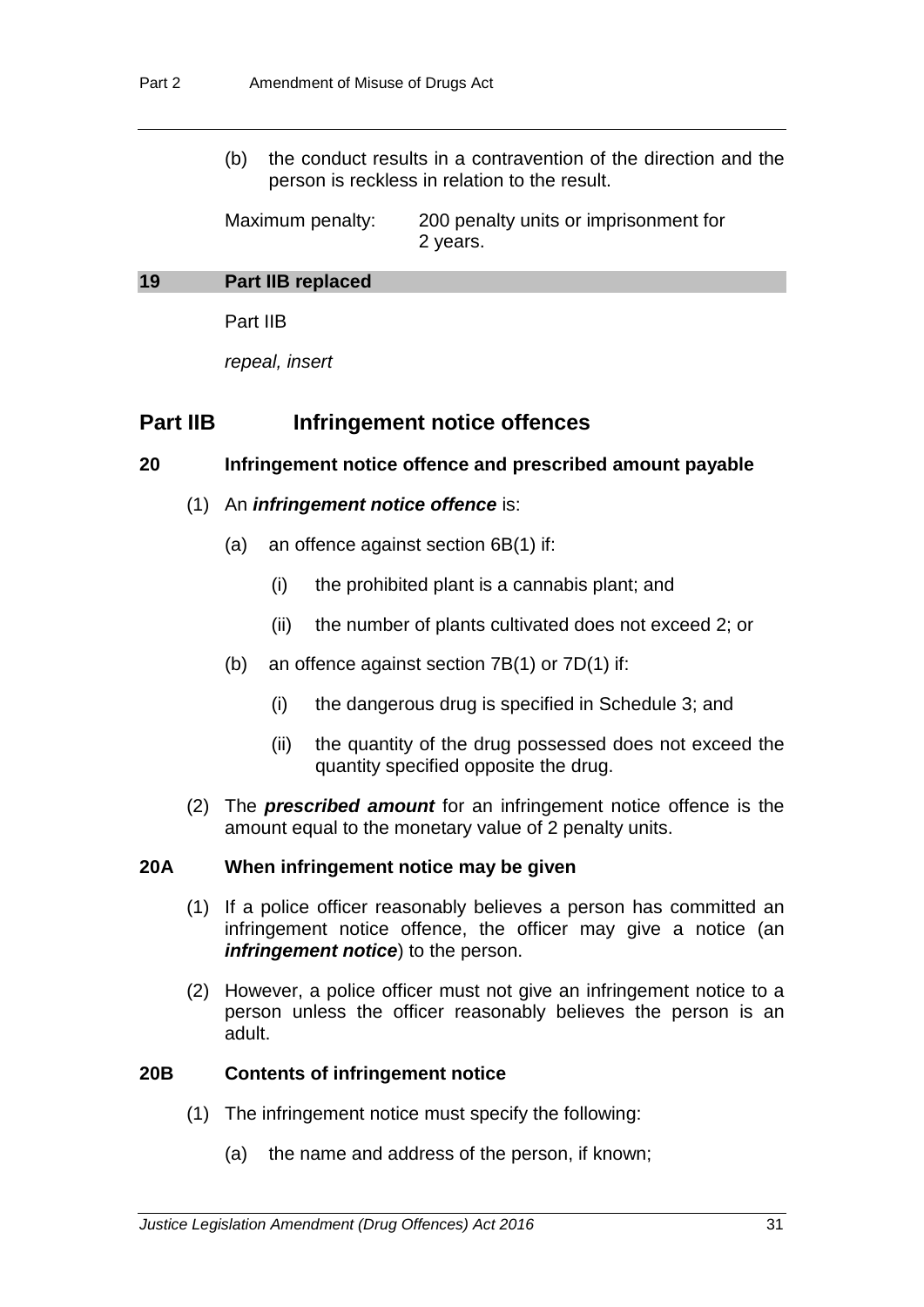(b) the conduct results in a contravention of the direction and the person is reckless in relation to the result.

Maximum penalty: 200 penalty units or imprisonment for 2 years.

**19 Part IIB replaced**

Part IIB

*repeal, insert*

## Part IIB Infringement notice offences

### 20 Infringement notice offence and prescribed amount payable

(1) An ***infringement notice offence*** is:

(a) an offence against section 6B(1) if:

(i) the prohibited plant is a cannabis plant; and

(ii) the number of plants cultivated does not exceed 2; or

(b) an offence against section 7B(1) or 7D(1) if:

(i) the dangerous drug is specified in Schedule 3; and

(ii) the quantity of the drug possessed does not exceed the quantity specified opposite the drug.

(2) The ***prescribed amount*** for an infringement notice offence is the amount equal to the monetary value of 2 penalty units.

### 20A When infringement notice may be given

(1) If a police officer reasonably believes a person has committed an infringement notice offence, the officer may give a notice (an ***infringement notice***) to the person.

(2) However, a police officer must not give an infringement notice to a person unless the officer reasonably believes the person is an adult.

### 20B Contents of infringement notice

(1) The infringement notice must specify the following:

(a) the name and address of the person, if known;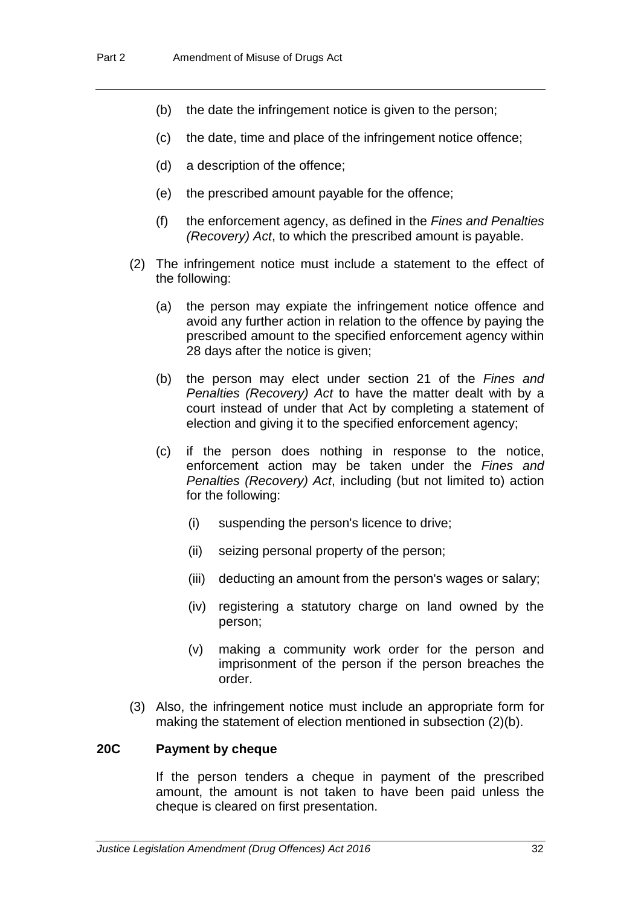(b) the date the infringement notice is given to the person;

(c) the date, time and place of the infringement notice offence;

(d) a description of the offence;

(e) the prescribed amount payable for the offence;

(f) the enforcement agency, as defined in the *Fines and Penalties (Recovery) Act*, to which the prescribed amount is payable.

(2) The infringement notice must include a statement to the effect of the following:

(a) the person may expiate the infringement notice offence and avoid any further action in relation to the offence by paying the prescribed amount to the specified enforcement agency within 28 days after the notice is given;

(b) the person may elect under section 21 of the *Fines and Penalties (Recovery) Act* to have the matter dealt with by a court instead of under that Act by completing a statement of election and giving it to the specified enforcement agency;

(c) if the person does nothing in response to the notice, enforcement action may be taken under the *Fines and Penalties (Recovery) Act*, including (but not limited to) action for the following:

(i) suspending the person's licence to drive;

(ii) seizing personal property of the person;

(iii) deducting an amount from the person's wages or salary;

(iv) registering a statutory charge on land owned by the person;

(v) making a community work order for the person and imprisonment of the person if the person breaches the order.

(3) Also, the infringement notice must include an appropriate form for making the statement of election mentioned in subsection (2)(b).

**20C Payment by cheque**

If the person tenders a cheque in payment of the prescribed amount, the amount is not taken to have been paid unless the cheque is cleared on first presentation.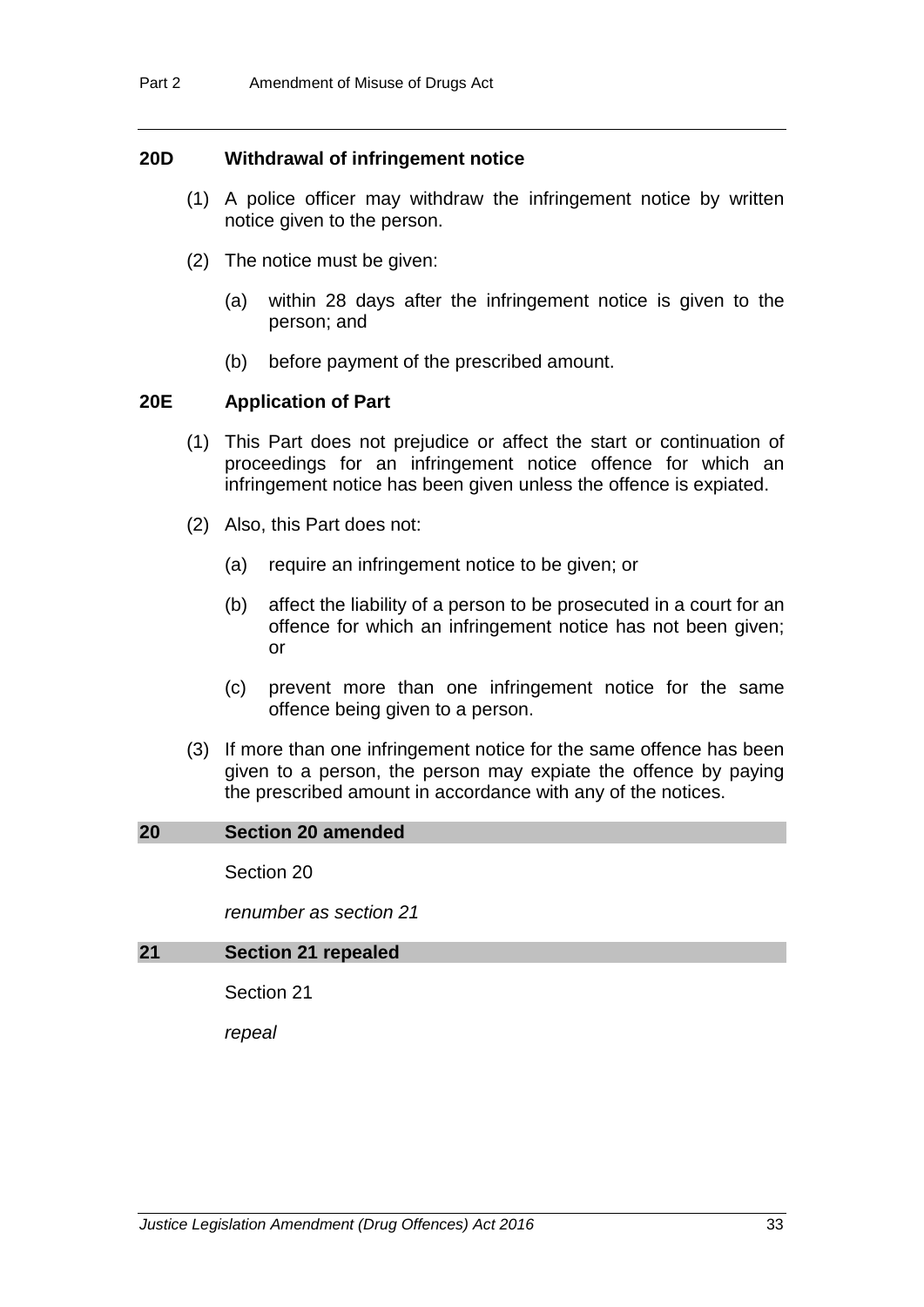### 20D Withdrawal of infringement notice

(1) A police officer may withdraw the infringement notice by written notice given to the person.

(2) The notice must be given:

(a) within 28 days after the infringement notice is given to the person; and

(b) before payment of the prescribed amount.

### 20E Application of Part

(1) This Part does not prejudice or affect the start or continuation of proceedings for an infringement notice offence for which an infringement notice has been given unless the offence is expiated.

(2) Also, this Part does not:

(a) require an infringement notice to be given; or

(b) affect the liability of a person to be prosecuted in a court for an offence for which an infringement notice has not been given; or

(c) prevent more than one infringement notice for the same offence being given to a person.

(3) If more than one infringement notice for the same offence has been given to a person, the person may expiate the offence by paying the prescribed amount in accordance with any of the notices.

## 20 Section 20 amended

Section 20

*renumber as section 21*

## 21 Section 21 repealed

Section 21

*repeal*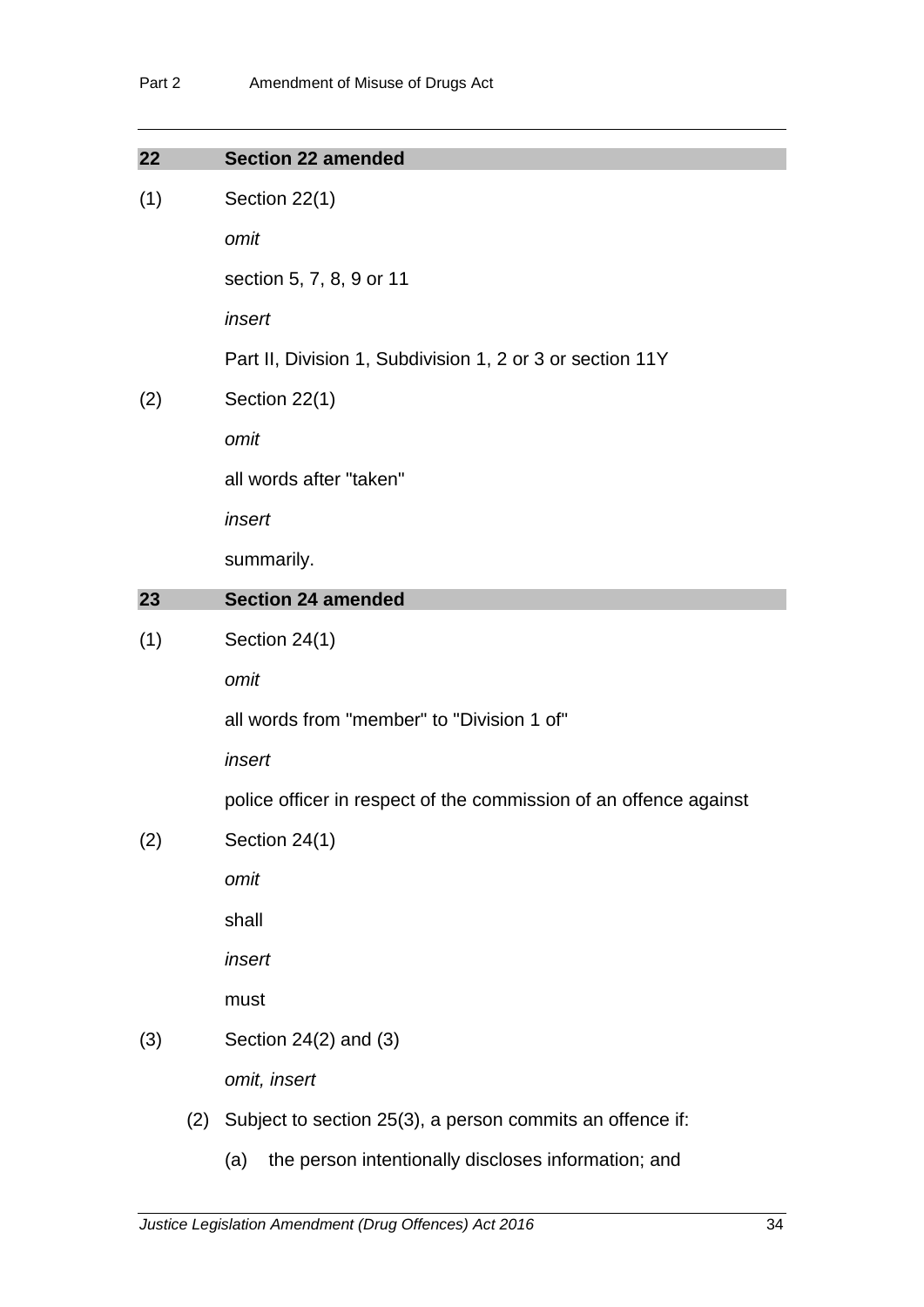## 22 Section 22 amended

(1) Section 22(1)

*omit*

section 5, 7, 8, 9 or 11

*insert*

Part II, Division 1, Subdivision 1, 2 or 3 or section 11Y

(2) Section 22(1)

*omit*

all words after "taken"

*insert*

summarily.

## 23 Section 24 amended

(1) Section 24(1)

*omit*

all words from "member" to "Division 1 of"

*insert*

police officer in respect of the commission of an offence against

(2) Section 24(1)

*omit*

shall

*insert*

must

(3) Section 24(2) and (3)

*omit, insert*

(2) Subject to section 25(3), a person commits an offence if:

(a) the person intentionally discloses information; and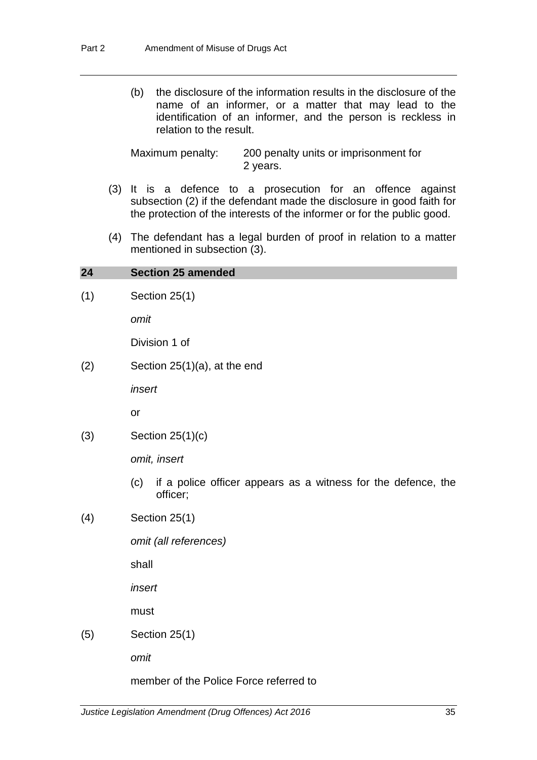(b) the disclosure of the information results in the disclosure of the name of an informer, or a matter that may lead to the identification of an informer, and the person is reckless in relation to the result.

Maximum penalty: 200 penalty units or imprisonment for 2 years.

(3) It is a defence to a prosecution for an offence against subsection (2) if the defendant made the disclosure in good faith for the protection of the interests of the informer or for the public good.

(4) The defendant has a legal burden of proof in relation to a matter mentioned in subsection (3).

## 24 Section 25 amended

(1) Section 25(1)

*omit*

Division 1 of

(2) Section 25(1)(a), at the end

*insert*

or

(3) Section 25(1)(c)

*omit, insert*

(c) if a police officer appears as a witness for the defence, the officer;

(4) Section 25(1)

*omit (all references)*

shall

*insert*

must

(5) Section 25(1)

*omit*

member of the Police Force referred to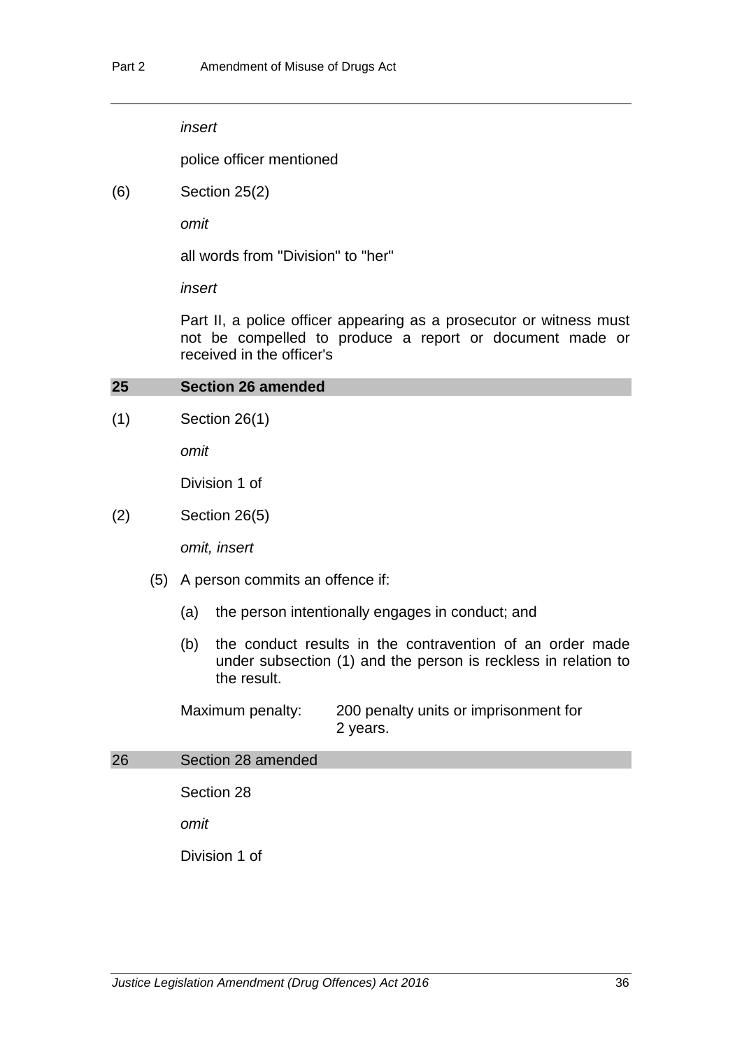*insert*

police officer mentioned

(6) Section 25(2)

*omit*

all words from "Division" to "her"

*insert*

Part II, a police officer appearing as a prosecutor or witness must not be compelled to produce a report or document made or received in the officer's

### 25 Section 26 amended

(1) Section 26(1)

*omit*

Division 1 of

(2) Section 26(5)

*omit, insert*

(5) A person commits an offence if:

(a) the person intentionally engages in conduct; and

(b) the conduct results in the contravention of an order made under subsection (1) and the person is reckless in relation to the result.

Maximum penalty: 200 penalty units or imprisonment for 2 years.

### 26 Section 28 amended

Section 28

*omit*

Division 1 of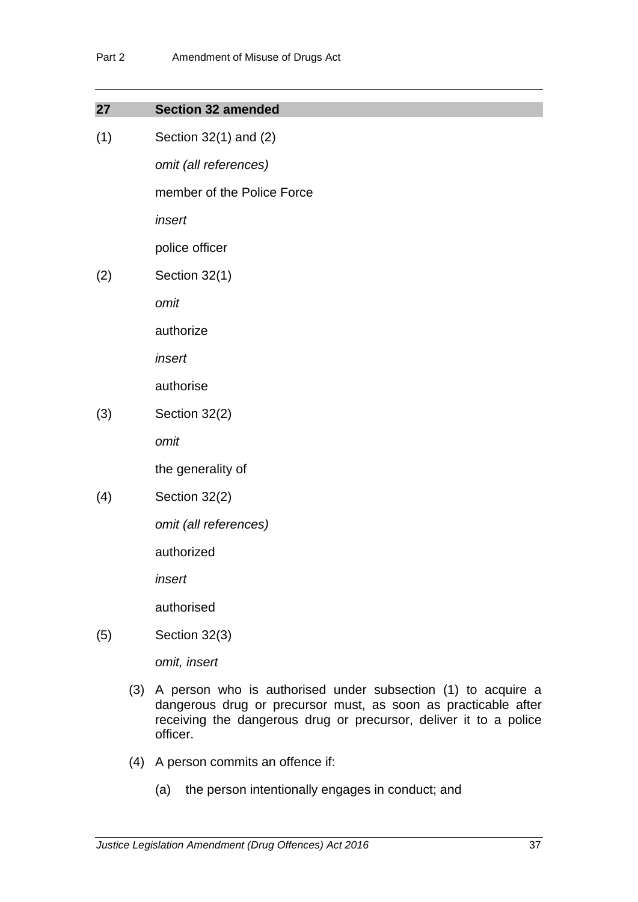## 27 Section 32 amended

(1) Section 32(1) and (2)

*omit (all references)*

member of the Police Force

*insert*

police officer

(2) Section 32(1)

*omit*

authorize

*insert*

authorise

(3) Section 32(2)

*omit*

the generality of

(4) Section 32(2)

*omit (all references)*

authorized

*insert*

authorised

(5) Section 32(3)

*omit, insert*

(3) A person who is authorised under subsection (1) to acquire a dangerous drug or precursor must, as soon as practicable after receiving the dangerous drug or precursor, deliver it to a police officer.

(4) A person commits an offence if:

(a) the person intentionally engages in conduct; and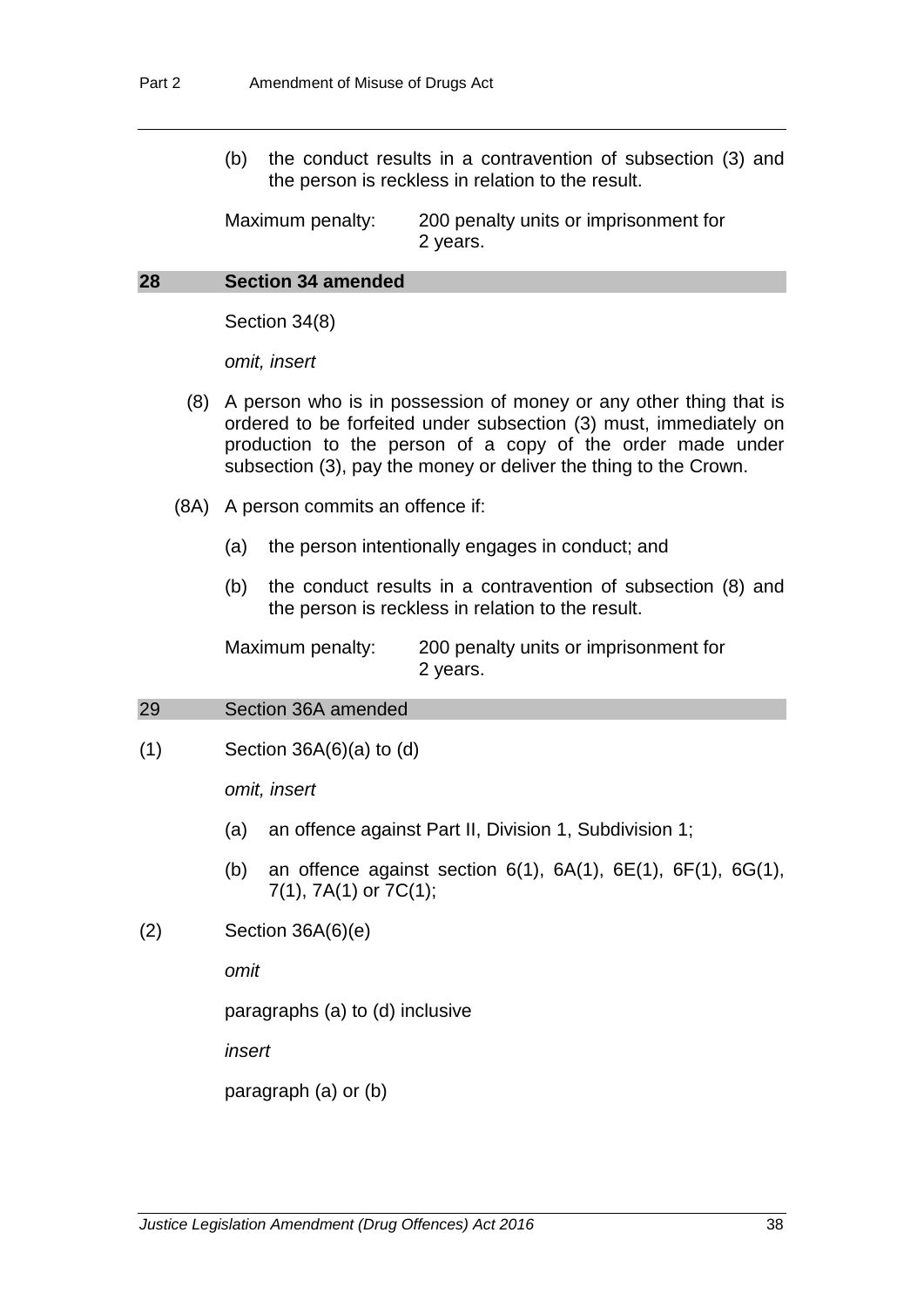(b) the conduct results in a contravention of subsection (3) and the person is reckless in relation to the result.

Maximum penalty: 200 penalty units or imprisonment for 2 years.

## 28 Section 34 amended

Section 34(8)

*omit, insert*

(8) A person who is in possession of money or any other thing that is ordered to be forfeited under subsection (3) must, immediately on production to the person of a copy of the order made under subsection (3), pay the money or deliver the thing to the Crown.

(8A) A person commits an offence if:

(a) the person intentionally engages in conduct; and

(b) the conduct results in a contravention of subsection (8) and the person is reckless in relation to the result.

Maximum penalty: 200 penalty units or imprisonment for 2 years.

## 29 Section 36A amended

(1) Section 36A(6)(a) to (d)

*omit, insert*

(a) an offence against Part II, Division 1, Subdivision 1;

(b) an offence against section 6(1), 6A(1), 6E(1), 6F(1), 6G(1), 7(1), 7A(1) or 7C(1);

(2) Section 36A(6)(e)

*omit*

paragraphs (a) to (d) inclusive

*insert*

paragraph (a) or (b)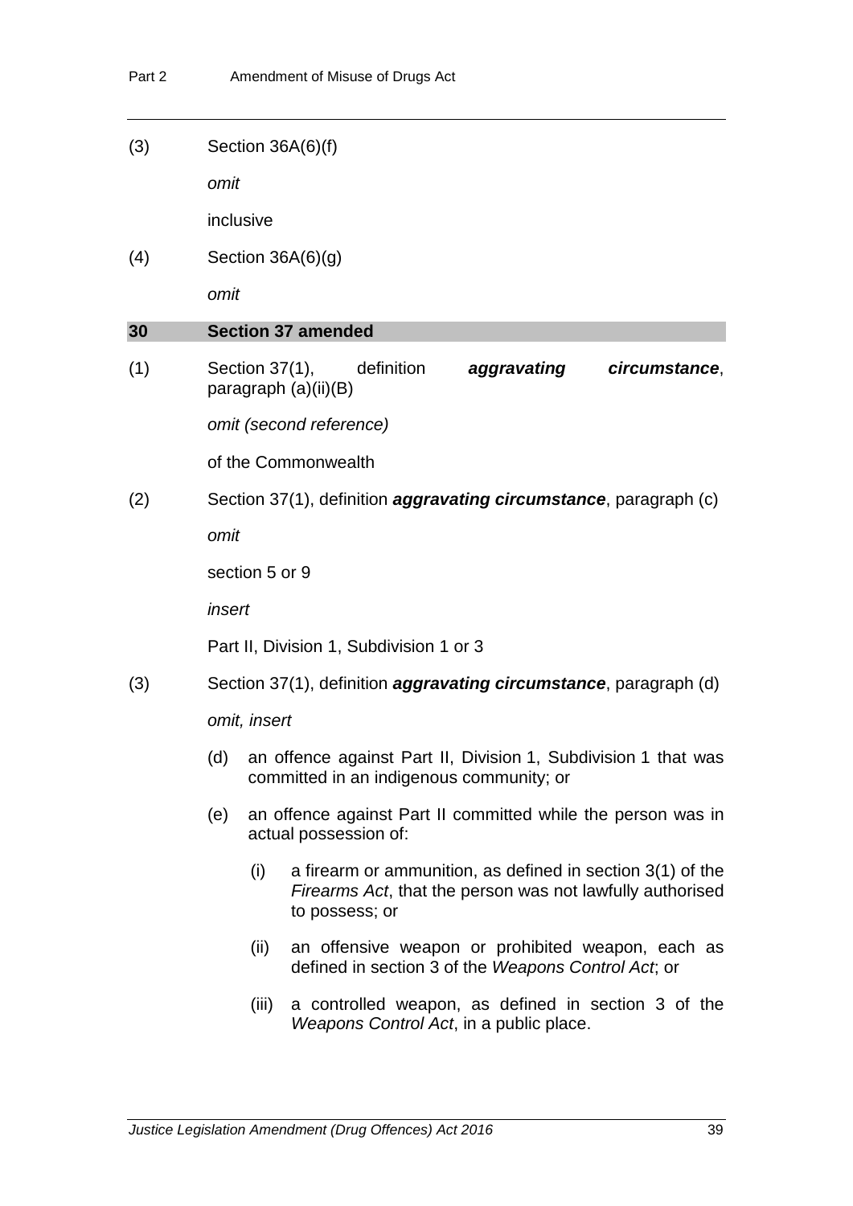(3) Section 36A(6)(f)

*omit*

inclusive

(4) Section 36A(6)(g)

*omit*

## 30 Section 37 amended

(1) Section 37(1), definition ***aggravating circumstance***, paragraph (a)(ii)(B)

*omit (second reference)*

of the Commonwealth

(2) Section 37(1), definition ***aggravating circumstance***, paragraph (c)

*omit*

section 5 or 9

*insert*

Part II, Division 1, Subdivision 1 or 3

(3) Section 37(1), definition ***aggravating circumstance***, paragraph (d)

*omit, insert*

(d) an offence against Part II, Division 1, Subdivision 1 that was committed in an indigenous community; or

(e) an offence against Part II committed while the person was in actual possession of:

(i) a firearm or ammunition, as defined in section 3(1) of the *Firearms Act*, that the person was not lawfully authorised to possess; or

(ii) an offensive weapon or prohibited weapon, each as defined in section 3 of the *Weapons Control Act*; or

(iii) a controlled weapon, as defined in section 3 of the *Weapons Control Act*, in a public place.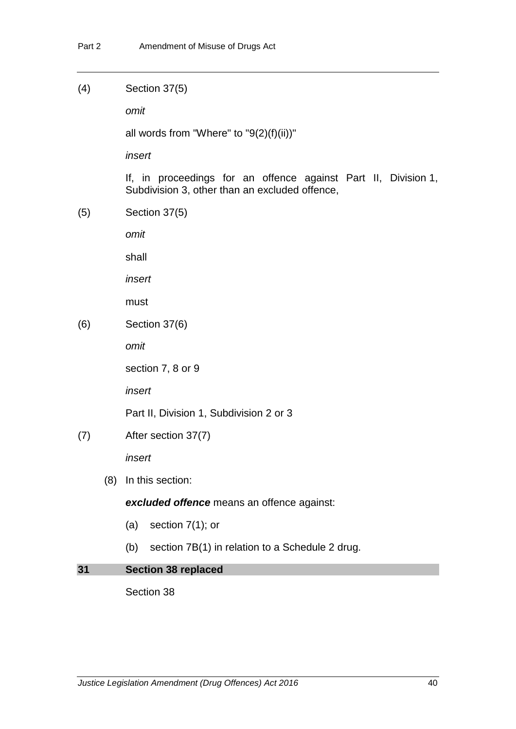(4) Section 37(5)

*omit*

all words from "Where" to "9(2)(f)(ii))"

*insert*

If, in proceedings for an offence against Part II, Division 1, Subdivision 3, other than an excluded offence,

(5) Section 37(5)

*omit*

shall

*insert*

must

(6) Section 37(6)

*omit*

section 7, 8 or 9

*insert*

Part II, Division 1, Subdivision 2 or 3

(7) After section 37(7)

*insert*

(8) In this section:

***excluded offence*** means an offence against:

(a) section 7(1); or

(b) section 7B(1) in relation to a Schedule 2 drug.

## 31 Section 38 replaced

Section 38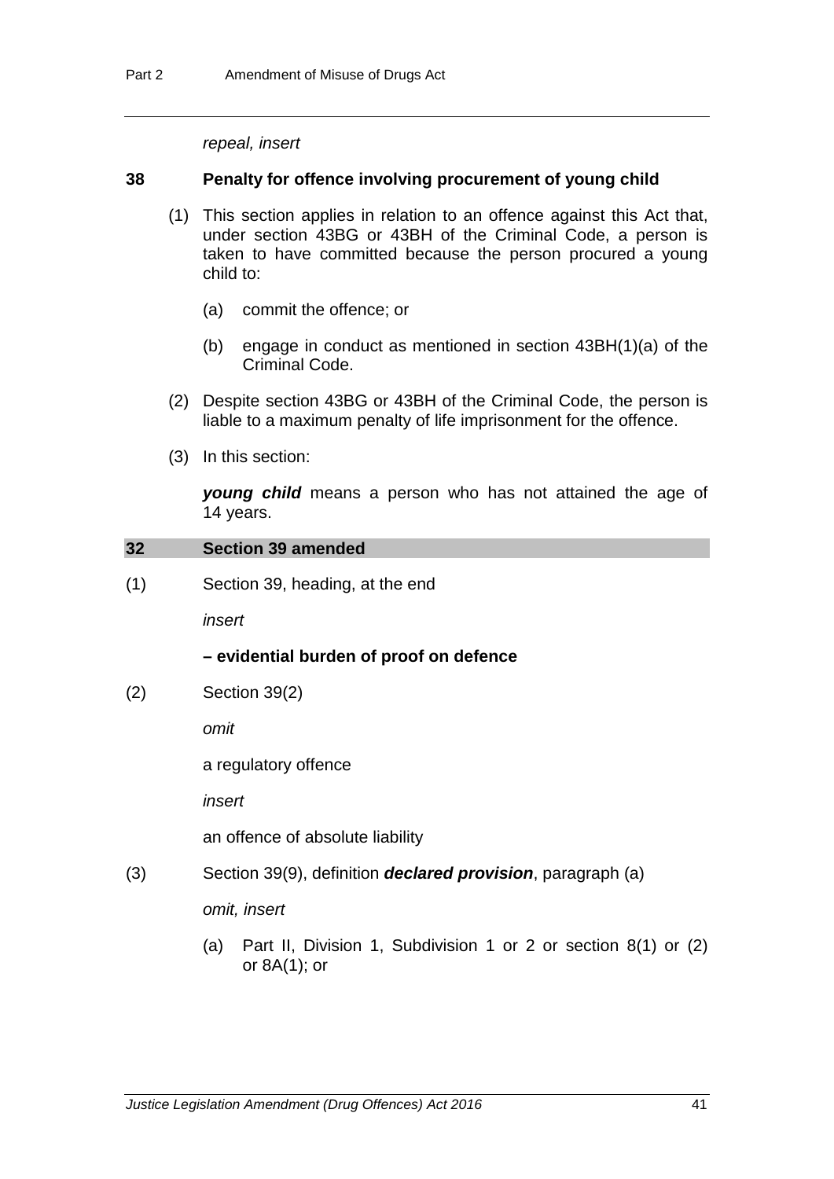*repeal, insert*

**38 Penalty for offence involving procurement of young child**

(1) This section applies in relation to an offence against this Act that, under section 43BG or 43BH of the Criminal Code, a person is taken to have committed because the person procured a young child to:

(a) commit the offence; or

(b) engage in conduct as mentioned in section 43BH(1)(a) of the Criminal Code.

(2) Despite section 43BG or 43BH of the Criminal Code, the person is liable to a maximum penalty of life imprisonment for the offence.

(3) In this section:

***young child*** means a person who has not attained the age of 14 years.

## 32 Section 39 amended

(1) Section 39, heading, at the end

*insert*

**– evidential burden of proof on defence**

(2) Section 39(2)

*omit*

a regulatory offence

*insert*

an offence of absolute liability

(3) Section 39(9), definition ***declared provision***, paragraph (a)

*omit, insert*

(a) Part II, Division 1, Subdivision 1 or 2 or section 8(1) or (2) or 8A(1); or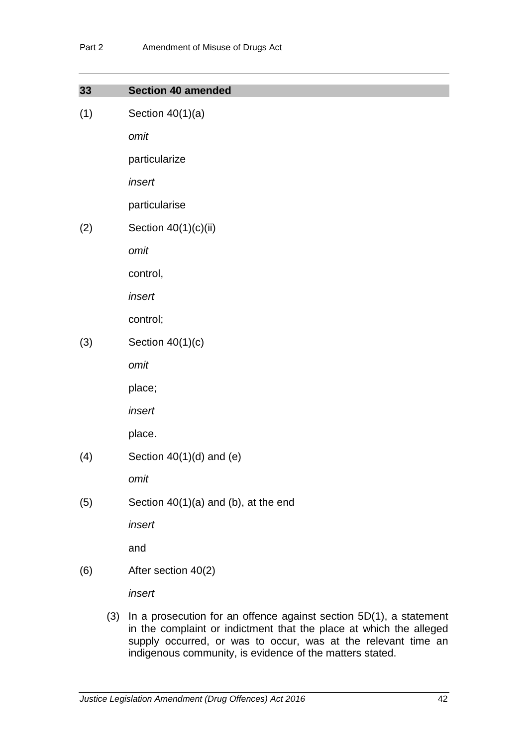## 33 Section 40 amended

(1) Section 40(1)(a)

*omit*

particularize

*insert*

particularise

(2) Section 40(1)(c)(ii)

*omit*

control,

*insert*

control;

(3) Section 40(1)(c)

*omit*

place;

*insert*

place.

(4) Section 40(1)(d) and (e)

*omit*

(5) Section 40(1)(a) and (b), at the end

*insert*

and

(6) After section 40(2)

*insert*

(3) In a prosecution for an offence against section 5D(1), a statement in the complaint or indictment that the place at which the alleged supply occurred, or was to occur, was at the relevant time an indigenous community, is evidence of the matters stated.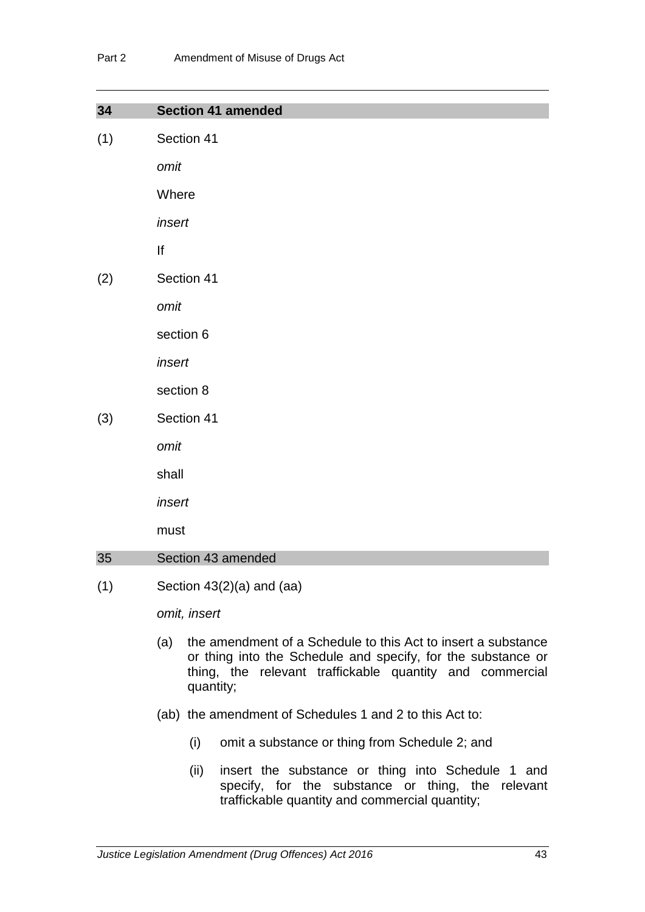## 34 Section 41 amended

(1) Section 41

*omit*

Where

*insert*

If

(2) Section 41

*omit*

section 6

*insert*

section 8

(3) Section 41

*omit*

shall

*insert*

must

## 35 Section 43 amended

(1) Section 43(2)(a) and (aa)

*omit, insert*

(a) the amendment of a Schedule to this Act to insert a substance or thing into the Schedule and specify, for the substance or thing, the relevant trafficable quantity and commercial quantity;

(ab) the amendment of Schedules 1 and 2 to this Act to:

(i) omit a substance or thing from Schedule 2; and

(ii) insert the substance or thing into Schedule 1 and specify, for the substance or thing, the relevant trafficable quantity and commercial quantity;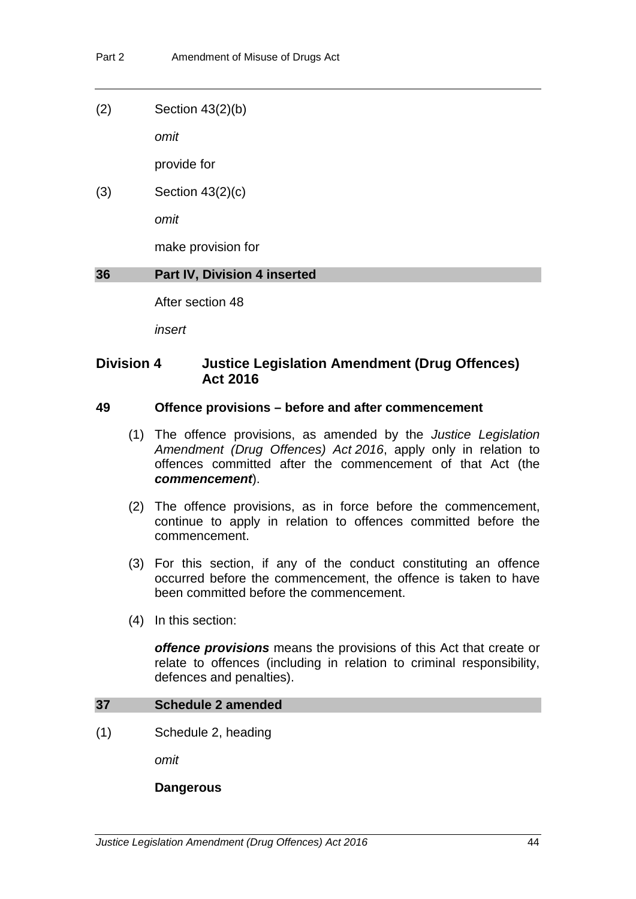(2) Section 43(2)(b)

*omit*

provide for

(3) Section 43(2)(c)

*omit*

make provision for

### 36 Part IV, Division 4 inserted

After section 48

*insert*

## Division 4 Justice Legislation Amendment (Drug Offences) Act 2016

### 49 Offence provisions – before and after commencement

(1) The offence provisions, as amended by the *Justice Legislation Amendment (Drug Offences) Act 2016*, apply only in relation to offences committed after the commencement of that Act (the ***commencement***).

(2) The offence provisions, as in force before the commencement, continue to apply in relation to offences committed before the commencement.

(3) For this section, if any of the conduct constituting an offence occurred before the commencement, the offence is taken to have been committed before the commencement.

(4) In this section:

***offence provisions*** means the provisions of this Act that create or relate to offences (including in relation to criminal responsibility, defences and penalties).

### 37 Schedule 2 amended

(1) Schedule 2, heading

*omit*

**Dangerous**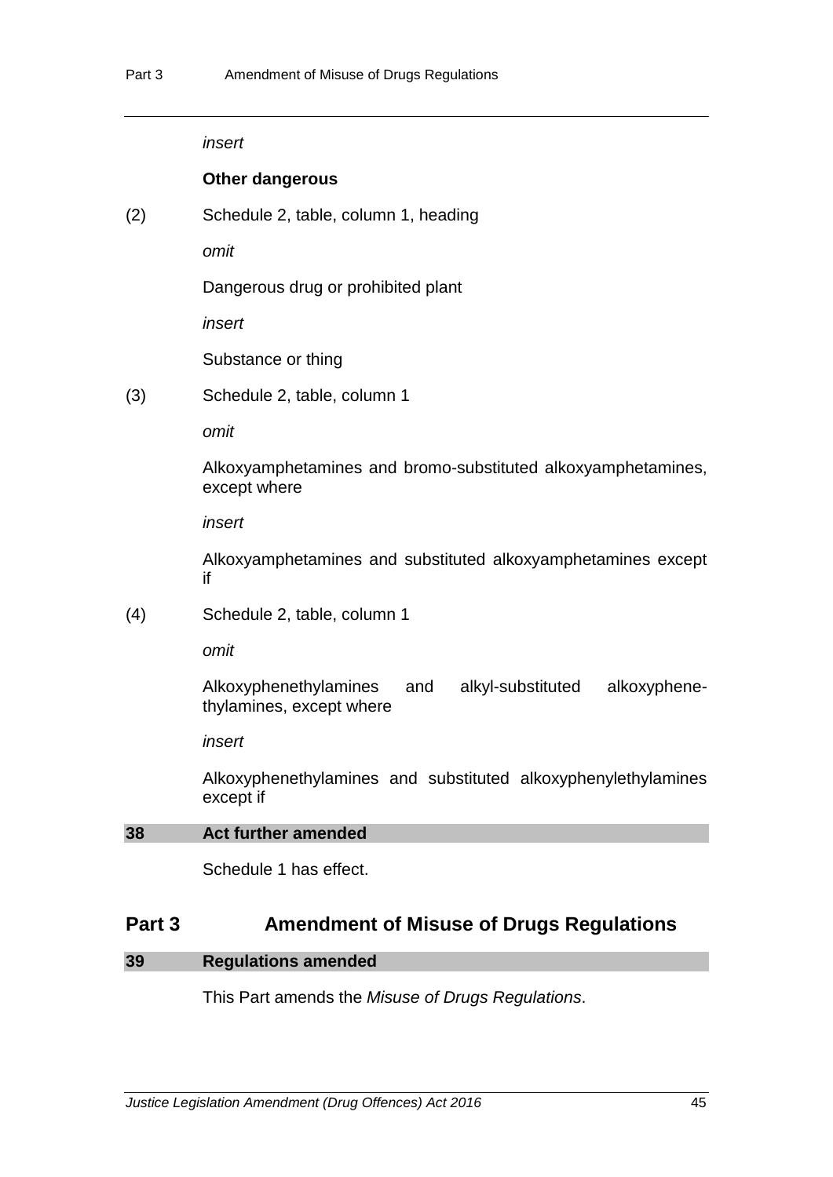*insert*

**Other dangerous**

(2) Schedule 2, table, column 1, heading

*omit*

Dangerous drug or prohibited plant

*insert*

Substance or thing

(3) Schedule 2, table, column 1

*omit*

Alkoxyamphetamines and bromo-substituted alkoxyamphetamines, except where

*insert*

Alkoxyamphetamines and substituted alkoxyamphetamines except if

(4) Schedule 2, table, column 1

*omit*

Alkoxyphenethylamines and alkyl-substituted alkoxyphene-thylamines, except where

*insert*

Alkoxyphenethylamines and substituted alkoxyphenylethylamines except if

### 38 Act further amended

Schedule 1 has effect.

## Part 3 Amendment of Misuse of Drugs Regulations

### 39 Regulations amended

This Part amends the *Misuse of Drugs Regulations*.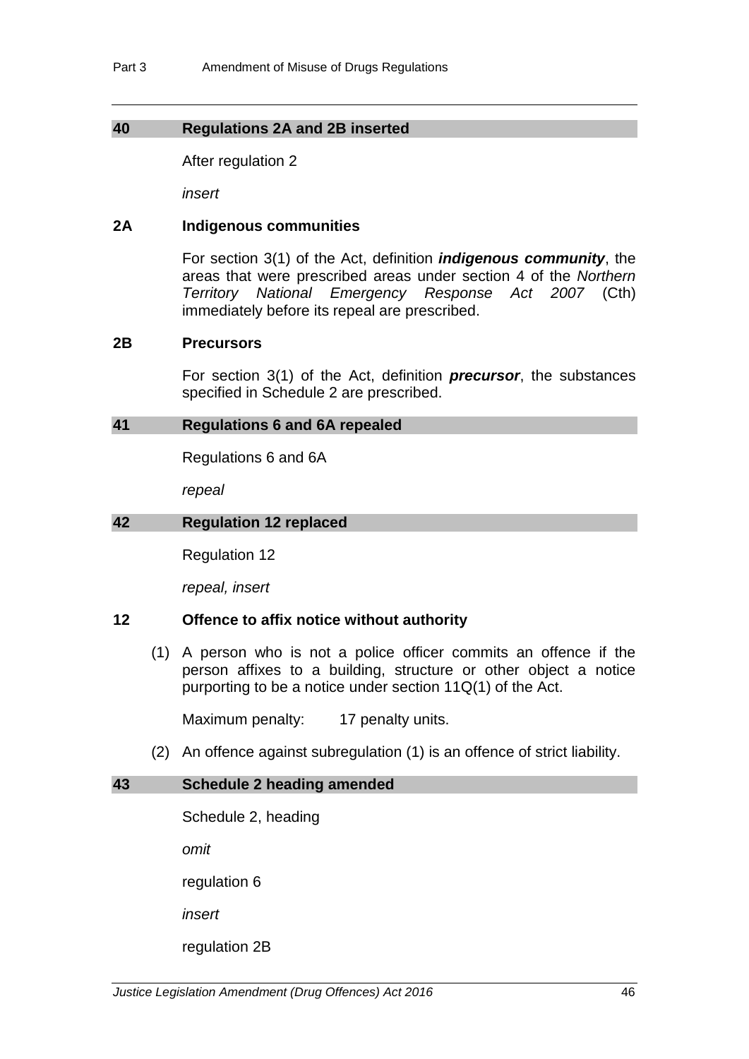### 40 Regulations 2A and 2B inserted

After regulation 2

*insert*

### 2A Indigenous communities

For section 3(1) of the Act, definition ***indigenous community***, the areas that were prescribed areas under section 4 of the *Northern Territory National Emergency Response Act 2007* (Cth) immediately before its repeal are prescribed.

### 2B Precursors

For section 3(1) of the Act, definition ***precursor***, the substances specified in Schedule 2 are prescribed.

### 41 Regulations 6 and 6A repealed

Regulations 6 and 6A

*repeal*

### 42 Regulation 12 replaced

Regulation 12

*repeal, insert*

### 12 Offence to affix notice without authority

(1) A person who is not a police officer commits an offence if the person affixes to a building, structure or other object a notice purporting to be a notice under section 11Q(1) of the Act.

Maximum penalty: 17 penalty units.

(2) An offence against subregulation (1) is an offence of strict liability.

### 43 Schedule 2 heading amended

Schedule 2, heading

*omit*

regulation 6

*insert*

regulation 2B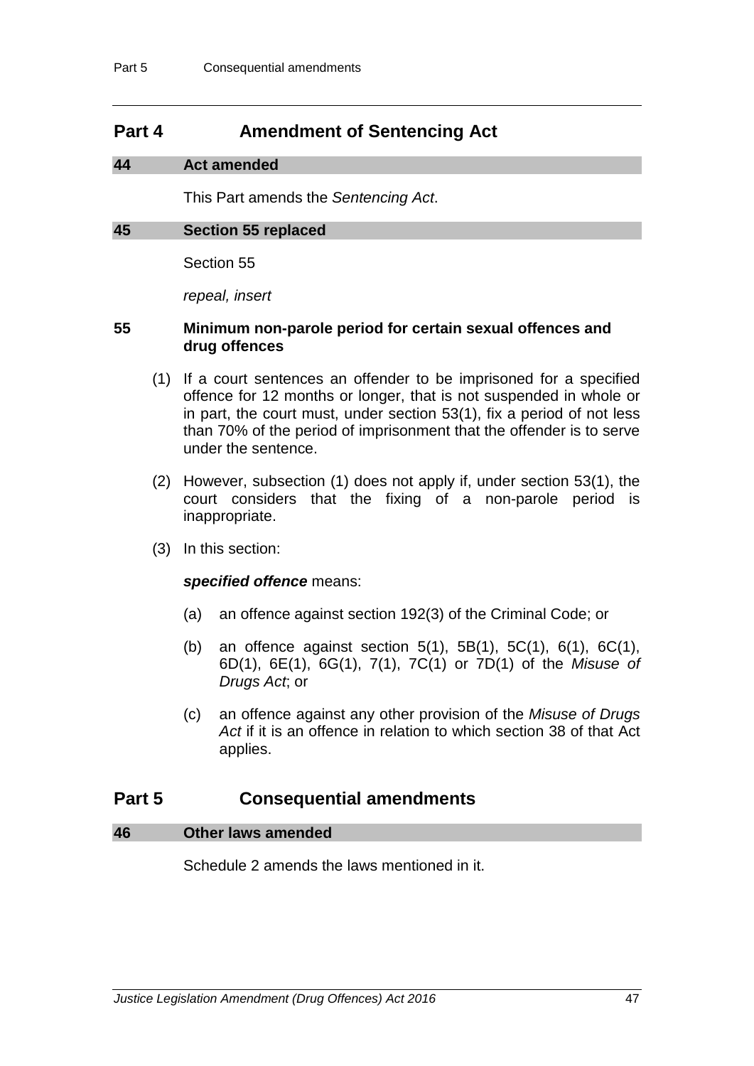## Part 4 Amendment of Sentencing Act

### 44 Act amended

This Part amends the *Sentencing Act*.

### 45 Section 55 replaced

Section 55

*repeal, insert*

**55 Minimum non-parole period for certain sexual offences and drug offences**

(1) If a court sentences an offender to be imprisoned for a specified offence for 12 months or longer, that is not suspended in whole or in part, the court must, under section 53(1), fix a period of not less than 70% of the period of imprisonment that the offender is to serve under the sentence.

(2) However, subsection (1) does not apply if, under section 53(1), the court considers that the fixing of a non-parole period is inappropriate.

(3) In this section:

***specified offence*** means:

(a) an offence against section 192(3) of the Criminal Code; or

(b) an offence against section 5(1), 5B(1), 5C(1), 6(1), 6C(1), 6D(1), 6E(1), 6G(1), 7(1), 7C(1) or 7D(1) of the *Misuse of Drugs Act*; or

(c) an offence against any other provision of the *Misuse of Drugs Act* if it is an offence in relation to which section 38 of that Act applies.

## Part 5 Consequential amendments

### 46 Other laws amended

Schedule 2 amends the laws mentioned in it.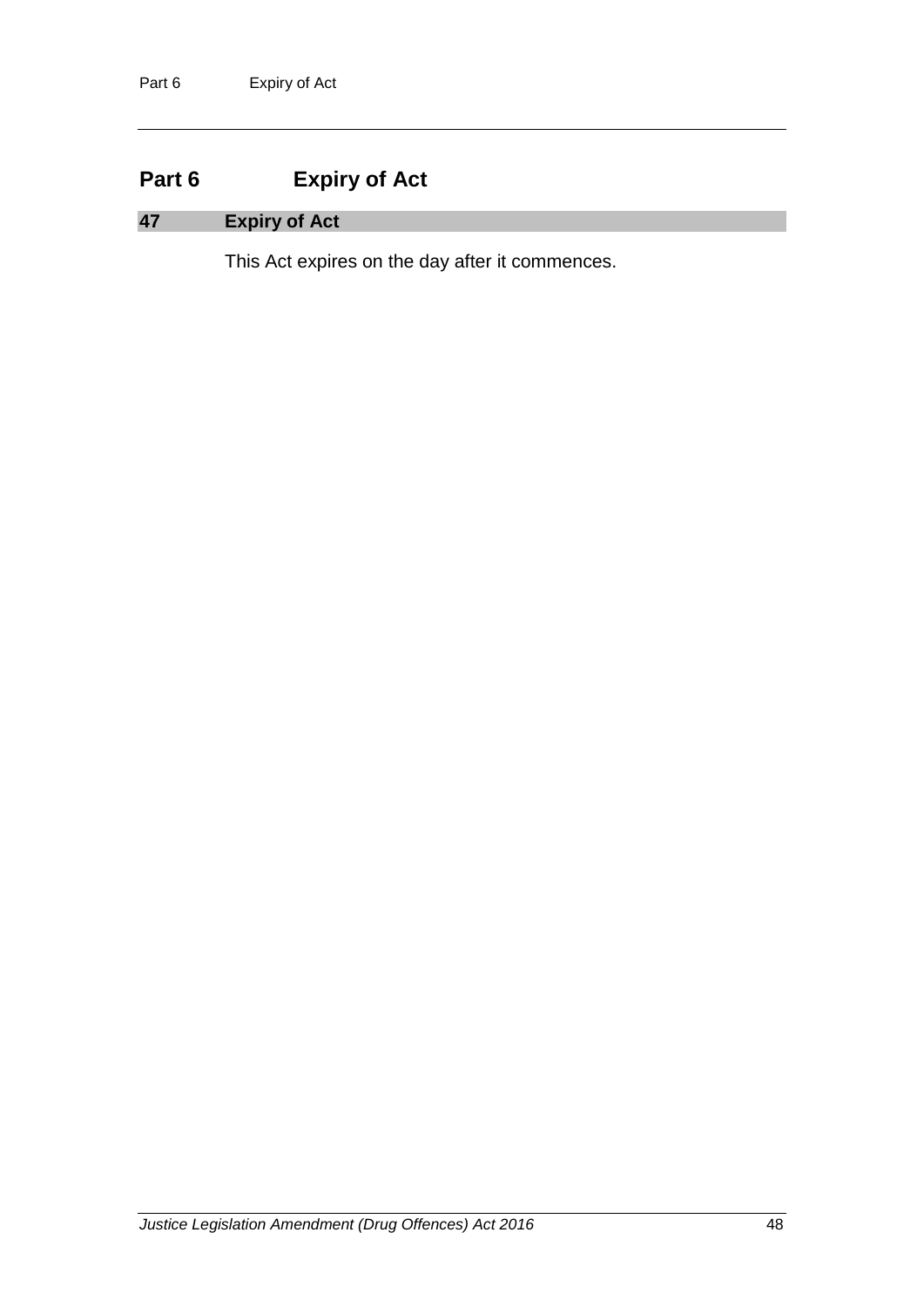## Part 6 Expiry of Act

### 47 Expiry of Act

This Act expires on the day after it commences.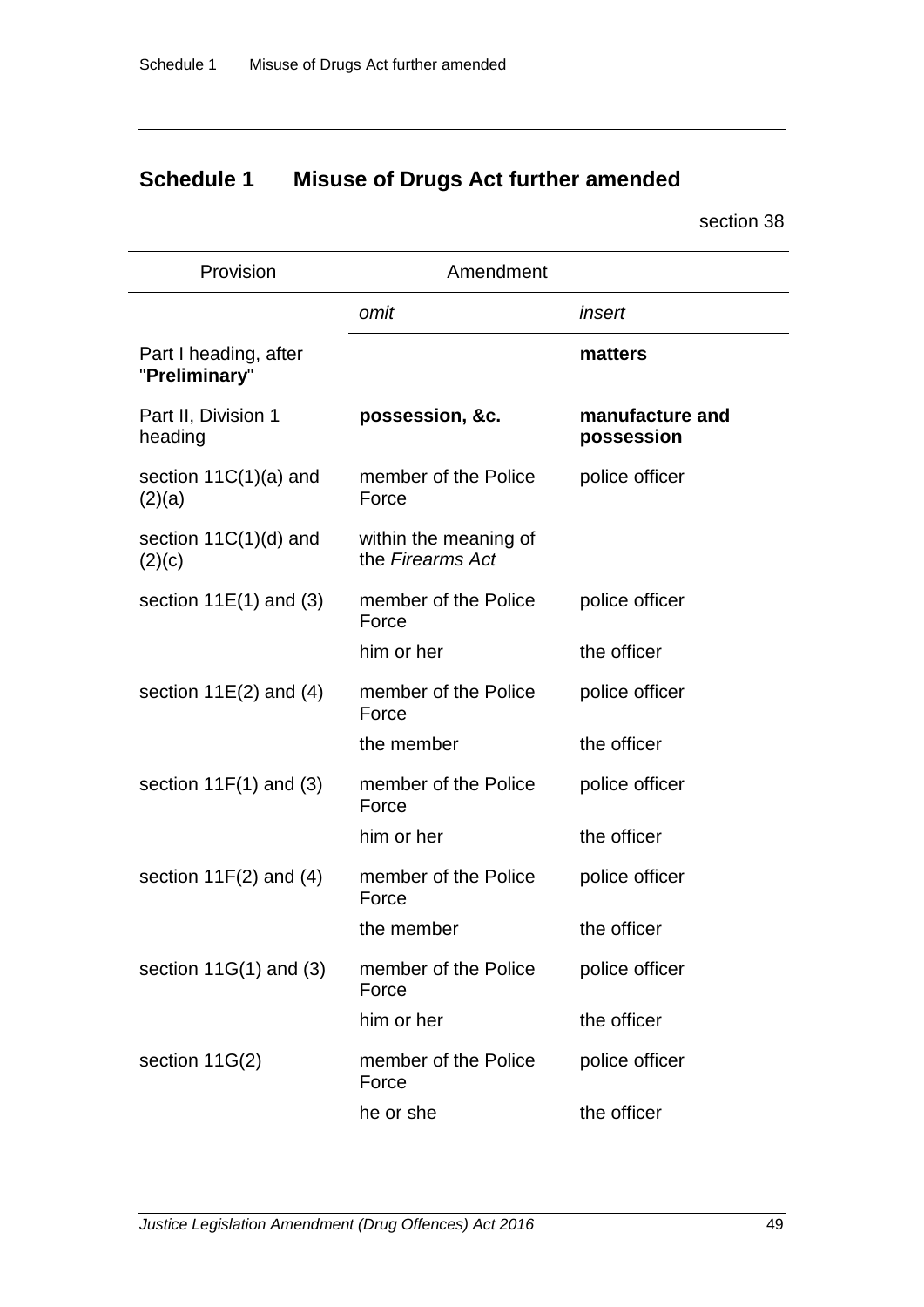## Schedule 1 Misuse of Drugs Act further amended

section 38

| Provision | Amendment | |
|---|---|---|
| | *omit* | *insert* |
| Part I heading, after "**Preliminary**" | | **matters** |
| Part II, Division 1 heading | **possession, &c.** | **manufacture and possession** |
| section 11C(1)(a) and (2)(a) | member of the Police Force | police officer |
| section 11C(1)(d) and (2)(c) | within the meaning of the *Firearms Act* | |
| section 11E(1) and (3) | member of the Police Force | police officer |
| | him or her | the officer |
| section 11E(2) and (4) | member of the Police Force | police officer |
| | the member | the officer |
| section 11F(1) and (3) | member of the Police Force | police officer |
| | him or her | the officer |
| section 11F(2) and (4) | member of the Police Force | police officer |
| | the member | the officer |
| section 11G(1) and (3) | member of the Police Force | police officer |
| | him or her | the officer |
| section 11G(2) | member of the Police Force | police officer |
| | he or she | the officer |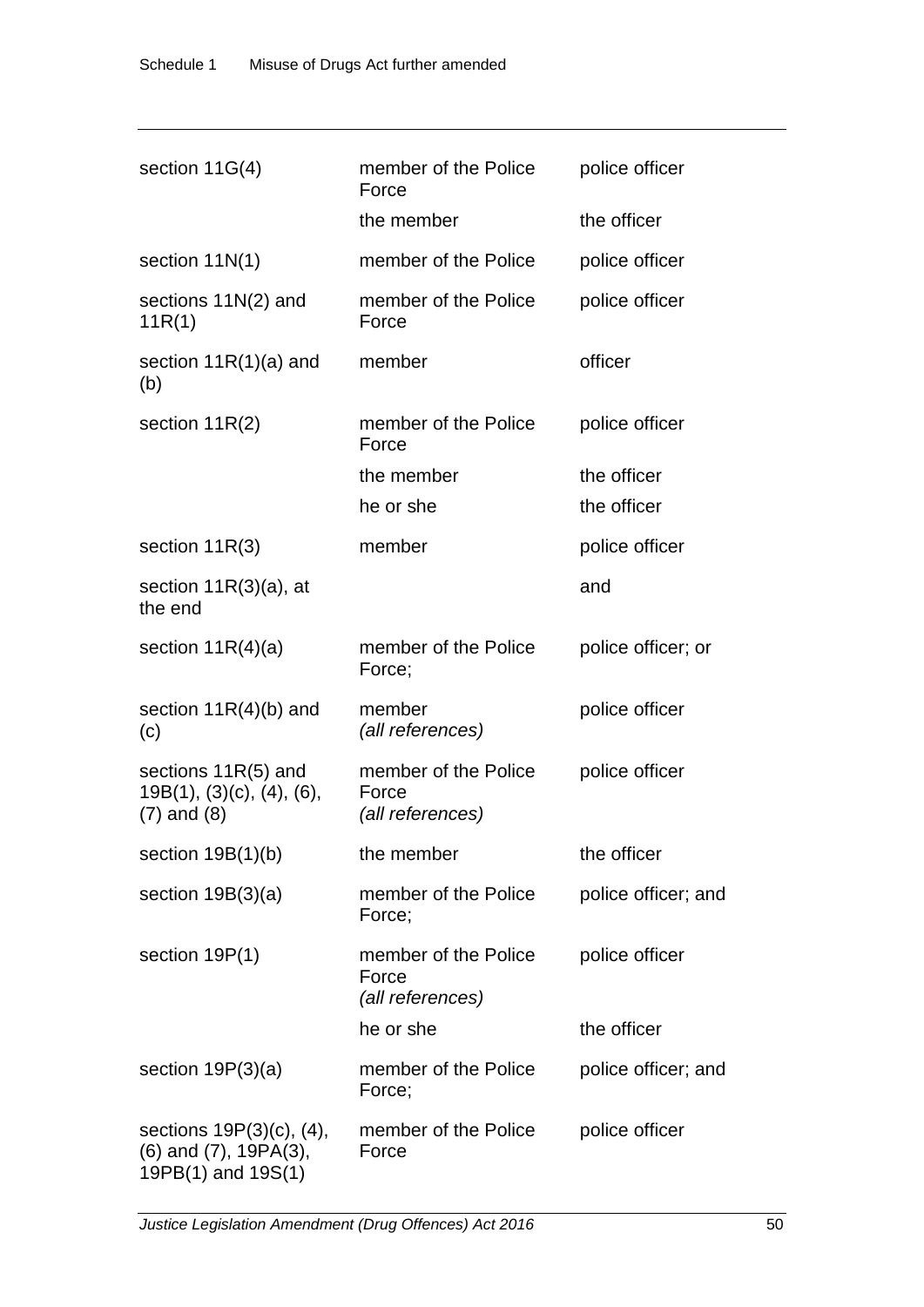| | | |
|---|---|---|
| section 11G(4) | member of the Police Force | police officer |
| | the member | the officer |
| section 11N(1) | member of the Police | police officer |
| sections 11N(2) and 11R(1) | member of the Police Force | police officer |
| section 11R(1)(a) and (b) | member | officer |
| section 11R(2) | member of the Police Force | police officer |
| | the member | the officer |
| | he or she | the officer |
| section 11R(3) | member | police officer |
| section 11R(3)(a), at the end | | and |
| section 11R(4)(a) | member of the Police Force; | police officer; or |
| section 11R(4)(b) and (c) | member *(all references)* | police officer |
| sections 11R(5) and 19B(1), (3)(c), (4), (6), (7) and (8) | member of the Police Force *(all references)* | police officer |
| section 19B(1)(b) | the member | the officer |
| section 19B(3)(a) | member of the Police Force; | police officer; and |
| section 19P(1) | member of the Police Force *(all references)* | police officer |
| | he or she | the officer |
| section 19P(3)(a) | member of the Police Force; | police officer; and |
| sections 19P(3)(c), (4), (6) and (7), 19PA(3), 19PB(1) and 19S(1) | member of the Police Force | police officer |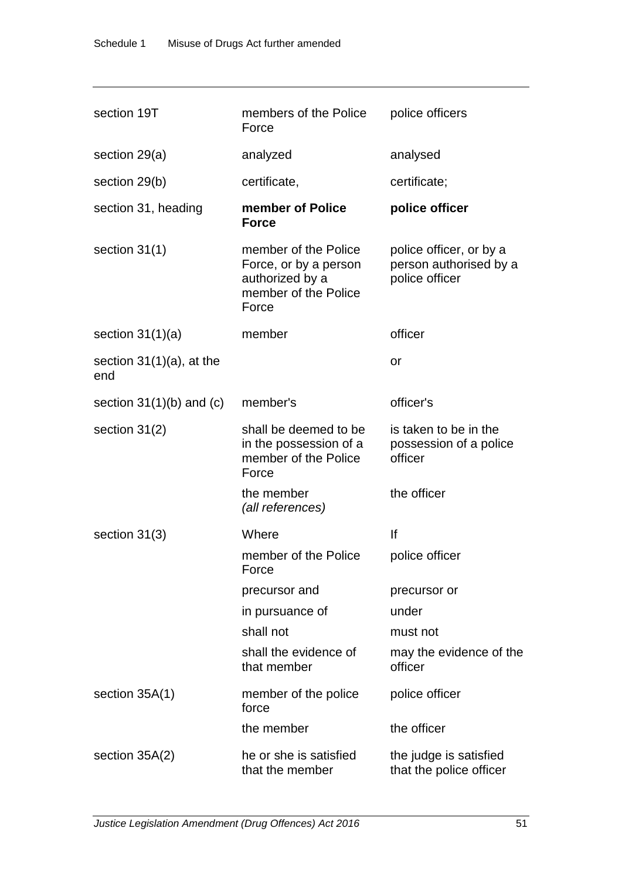| | | |
|---|---|---|
| section 19T | members of the Police Force | police officers |
| section 29(a) | analyzed | analysed |
| section 29(b) | certificate, | certificate; |
| section 31, heading | **member of Police Force** | **police officer** |
| section 31(1) | member of the Police Force, or by a person authorized by a member of the Police Force | police officer, or by a person authorised by a police officer |
| section 31(1)(a) | member | officer |
| section 31(1)(a), at the end | | or |
| section 31(1)(b) and (c) | member's | officer's |
| section 31(2) | shall be deemed to be in the possession of a member of the Police Force | is taken to be in the possession of a police officer |
| | the member *(all references)* | the officer |
| section 31(3) | Where | If |
| | member of the Police Force | police officer |
| | precursor and | precursor or |
| | in pursuance of | under |
| | shall not | must not |
| | shall the evidence of that member | may the evidence of the officer |
| section 35A(1) | member of the police force | police officer |
| | the member | the officer |
| section 35A(2) | he or she is satisfied that the member | the judge is satisfied that the police officer |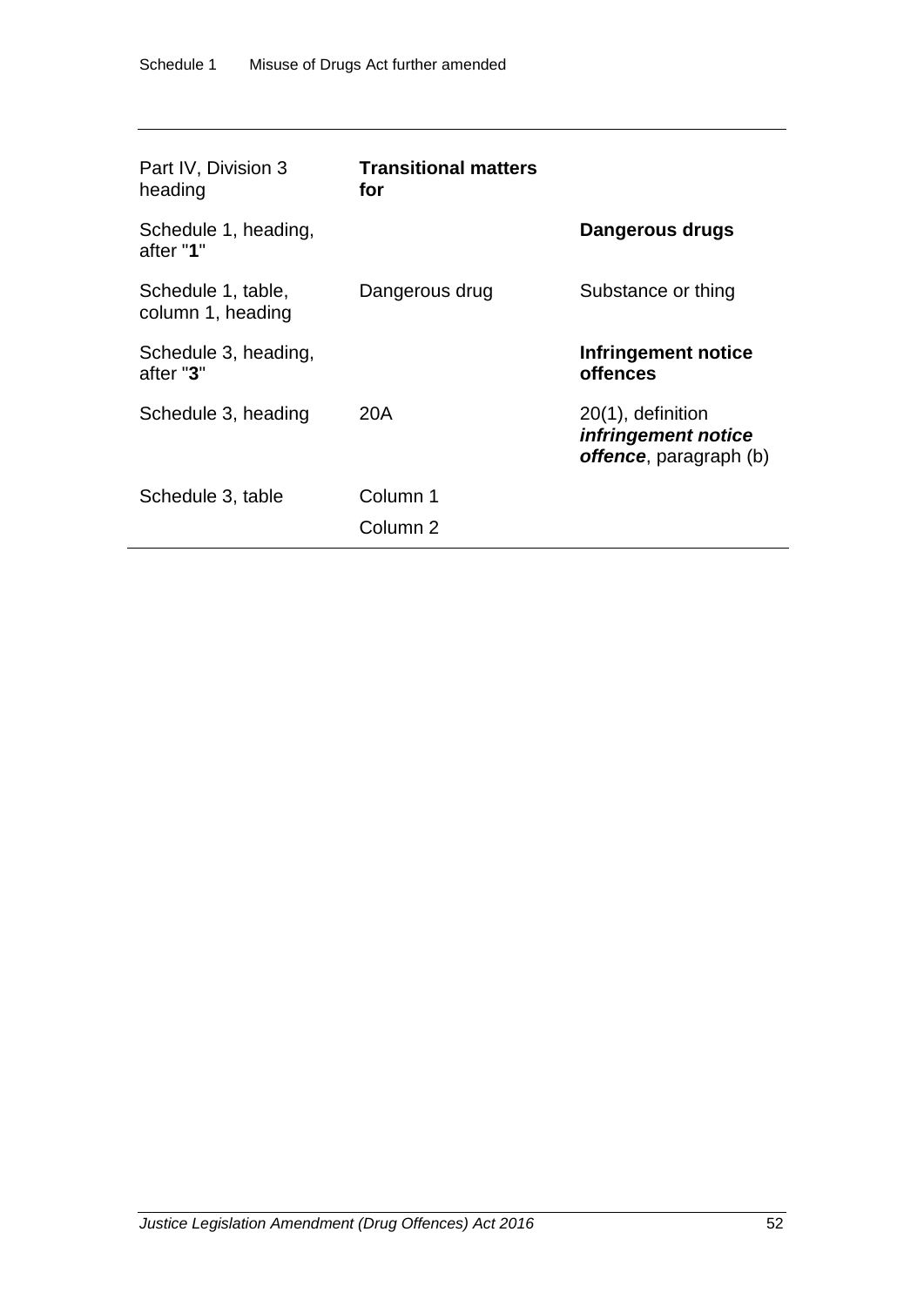| | | |
|---|---|---|
| Part IV, Division 3 heading | **Transitional matters for** | |
| Schedule 1, heading, after "**1**" | | **Dangerous drugs** |
| Schedule 1, table, column 1, heading | Dangerous drug | Substance or thing |
| Schedule 3, heading, after "**3**" | | **Infringement notice offences** |
| Schedule 3, heading | 20A | 20(1), definition ***infringement notice offence***, paragraph (b) |
| Schedule 3, table | Column 1 | |
| | Column 2 | |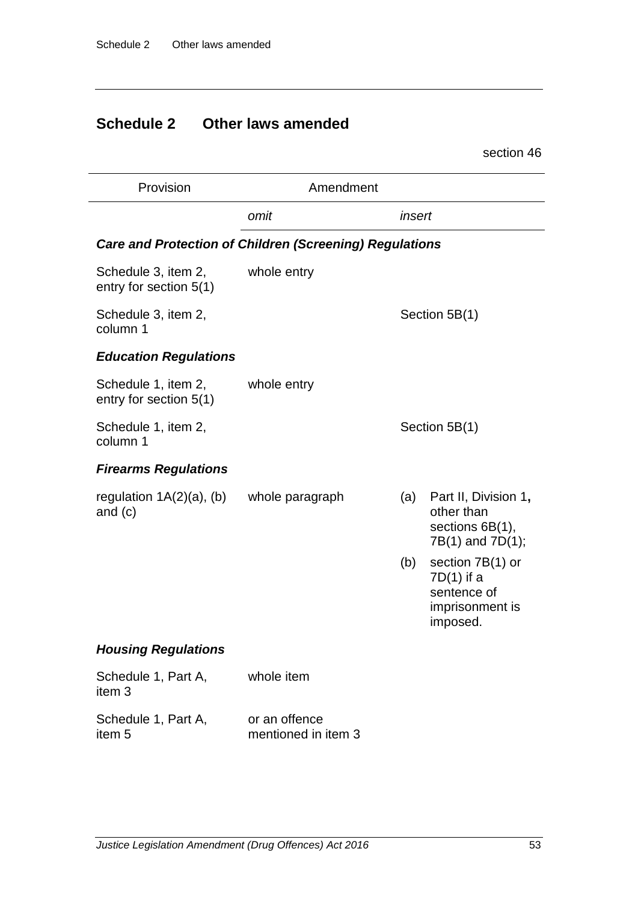## Schedule 2 Other laws amended

section 46

| Provision | Amendment | |
|---|---|---|
| | *omit* | *insert* |
| ***Care and Protection of Children (Screening) Regulations*** | | |
| Schedule 3, item 2, entry for section 5(1) | whole entry | |
| Schedule 3, item 2, column 1 | | Section 5B(1) |
| ***Education Regulations*** | | |
| Schedule 1, item 2, entry for section 5(1) | whole entry | |
| Schedule 1, item 2, column 1 | | Section 5B(1) |
| ***Firearms Regulations*** | | |
| regulation 1A(2)(a), (b) and (c) | whole paragraph | (a) Part II, Division 1**,** other than sections 6B(1), 7B(1) and 7D(1); (b) section 7B(1) or 7D(1) if a sentence of imprisonment is imposed. |
| ***Housing Regulations*** | | |
| Schedule 1, Part A, item 3 | whole item | |
| Schedule 1, Part A, item 5 | or an offence mentioned in item 3 | |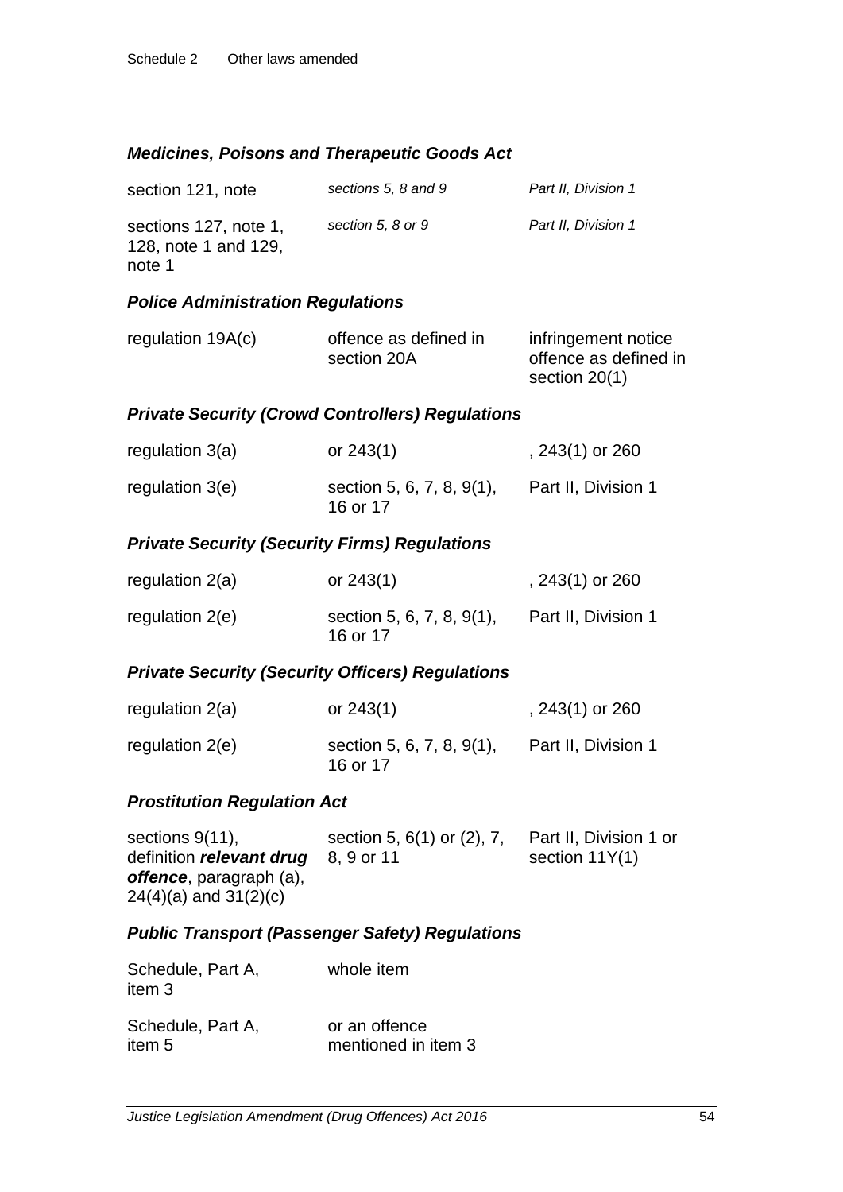### *Medicines, Poisons and Therapeutic Goods Act*

| | | |
|---|---|---|
| section 121, note | *sections 5, 8 and 9* | *Part II, Division 1* |
| sections 127, note 1, 128, note 1 and 129, note 1 | *section 5, 8 or 9* | *Part II, Division 1* |

### *Police Administration Regulations*

| | | |
|---|---|---|
| regulation 19A(c) | offence as defined in section 20A | infringement notice offence as defined in section 20(1) |

### *Private Security (Crowd Controllers) Regulations*

| | | |
|---|---|---|
| regulation 3(a) | or 243(1) | , 243(1) or 260 |
| regulation 3(e) | section 5, 6, 7, 8, 9(1), 16 or 17 | Part II, Division 1 |

### *Private Security (Security Firms) Regulations*

| | | |
|---|---|---|
| regulation 2(a) | or 243(1) | , 243(1) or 260 |
| regulation 2(e) | section 5, 6, 7, 8, 9(1), 16 or 17 | Part II, Division 1 |

### *Private Security (Security Officers) Regulations*

| | | |
|---|---|---|
| regulation 2(a) | or 243(1) | , 243(1) or 260 |
| regulation 2(e) | section 5, 6, 7, 8, 9(1), 16 or 17 | Part II, Division 1 |

### *Prostitution Regulation Act*

| | | |
|---|---|---|
| sections 9(11), definition ***relevant drug offence***, paragraph (a), 24(4)(a) and 31(2)(c) | section 5, 6(1) or (2), 7, 8, 9 or 11 | Part II, Division 1 or section 11Y(1) |

### *Public Transport (Passenger Safety) Regulations*

| | | |
|---|---|---|
| Schedule, Part A, item 3 | whole item | |
| Schedule, Part A, item 5 | or an offence mentioned in item 3 | |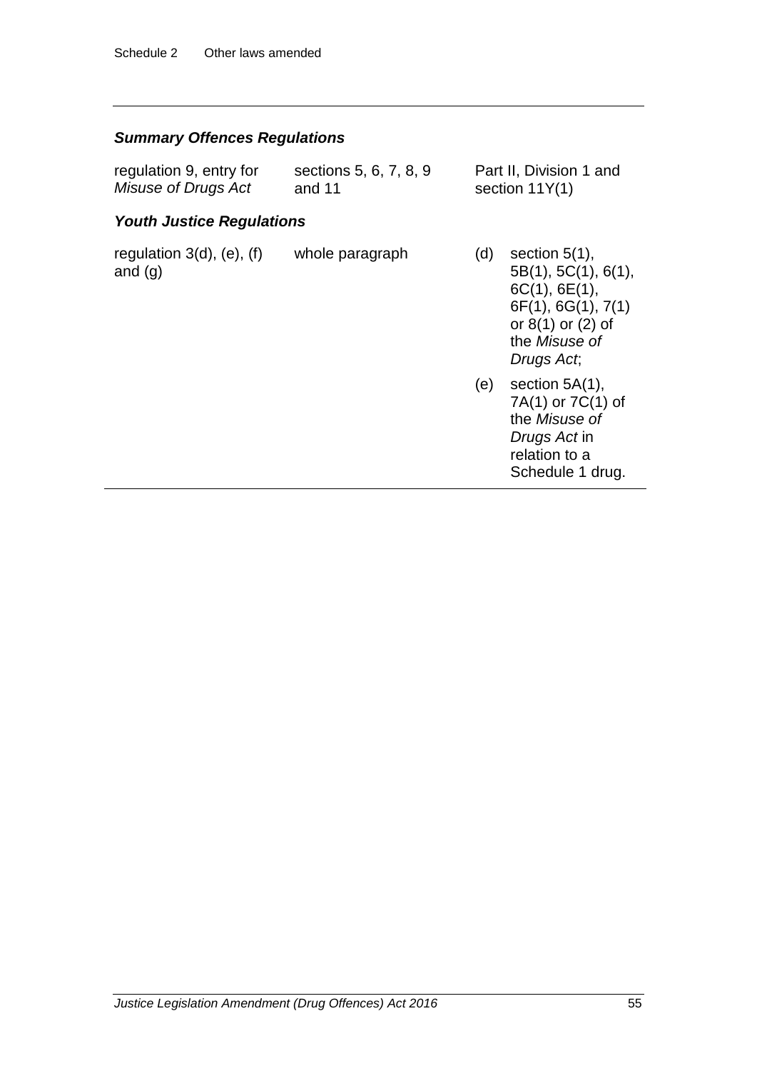### *Summary Offences Regulations*

| | | |
|---|---|---|
| regulation 9, entry for *Misuse of Drugs Act* | sections 5, 6, 7, 8, 9 and 11 | Part II, Division 1 and section 11Y(1) |

### *Youth Justice Regulations*

| | | |
|---|---|---|
| regulation 3(d), (e), (f) and (g) | whole paragraph | (d) section 5(1), 5B(1), 5C(1), 6(1), 6C(1), 6E(1), 6F(1), 6G(1), 7(1) or 8(1) or (2) of the *Misuse of Drugs Act*; |
| | | (e) section 5A(1), 7A(1) or 7C(1) of the *Misuse of Drugs Act* in relation to a Schedule 1 drug. |